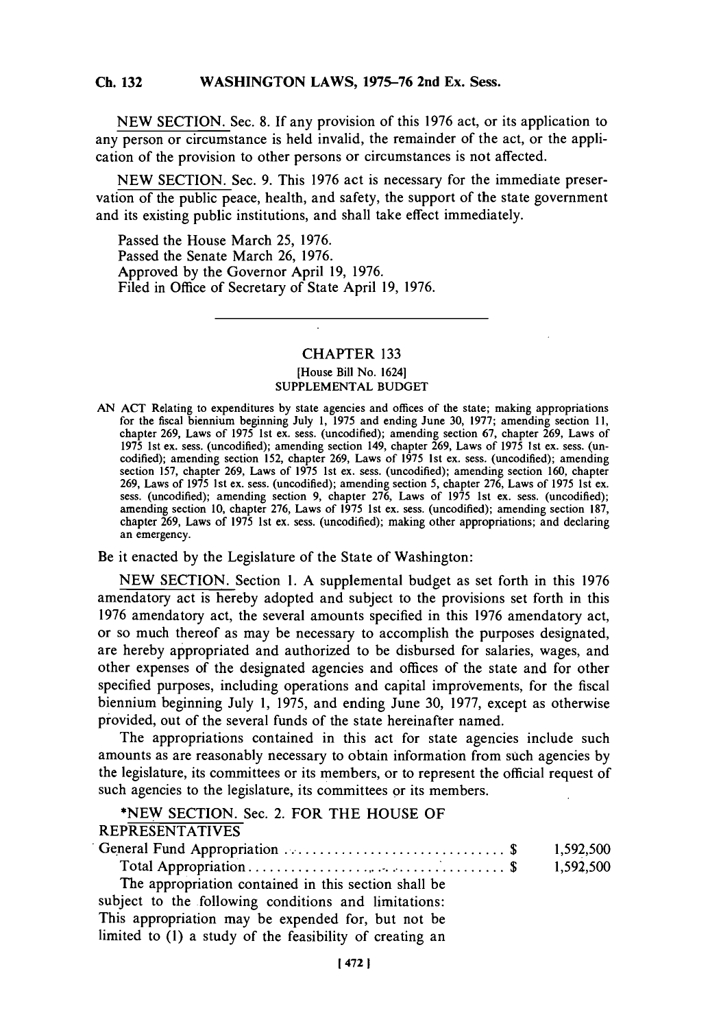NEW SECTION. Sec. 8. If any provision of this 1976 act, or its application to any person or circumstance is held invalid, the remainder of the act, or the application of the provision to other persons or circumstances is not affected.

NEW SECTION. Sec. 9. This 1976 act is necessary for the immediate preservation of the public peace, health, and safety, the support of the state government and its existing public institutions, and shall take effect immediately.

Passed the House March 25, 1976.
Passed the Senate March 26, 1976.
Approved by the Governor April 19, 1976.
Filed in Office of Secretary of State April 19, 1976.

---

## CHAPTER 133

[House Bill No. 1624]

SUPPLEMENTAL BUDGET

AN ACT Relating to expenditures by state agencies and offices of the state; making appropriations for the fiscal biennium beginning July 1, 1975 and ending June 30, 1977; amending section 11, chapter 269, Laws of 1975 1st ex. sess. (uncodified); amending section 67, chapter 269, Laws of 1975 1st ex. sess. (uncodified); amending section 149, chapter 269, Laws of 1975 1st ex. sess. (uncodified); amending section 152, chapter 269, Laws of 1975 1st ex. sess. (uncodified); amending section 157, chapter 269, Laws of 1975 1st ex. sess. (uncodified); amending section 160, chapter 269, Laws of 1975 1st ex. sess. (uncodified); amending section 5, chapter 276, Laws of 1975 1st ex. sess. (uncodified); amending section 9, chapter 276, Laws of 1975 1st ex. sess. (uncodified); amending section 10, chapter 276, Laws of 1975 1st ex. sess. (uncodified); amending section 187, chapter 269, Laws of 1975 1st ex. sess. (uncodified); making other appropriations; and declaring an emergency.

Be it enacted by the Legislature of the State of Washington:

NEW SECTION. Section 1. A supplemental budget as set forth in this 1976 amendatory act is hereby adopted and subject to the provisions set forth in this 1976 amendatory act, the several amounts specified in this 1976 amendatory act, or so much thereof as may be necessary to accomplish the purposes designated, are hereby appropriated and authorized to be disbursed for salaries, wages, and other expenses of the designated agencies and offices of the state and for other specified purposes, including operations and capital improvements, for the fiscal biennium beginning July 1, 1975, and ending June 30, 1977, except as otherwise provided, out of the several funds of the state hereinafter named.

The appropriations contained in this act for state agencies include such amounts as are reasonably necessary to obtain information from such agencies by the legislature, its committees or its members, or to represent the official request of such agencies to the legislature, its committees or its members.

*NEW SECTION. Sec. 2. FOR THE HOUSE OF REPRESENTATIVES

| | | |
|---|---|---|
| General Fund Appropriation | $ | 1,592,500 |
| Total Appropriation | $ | 1,592,500 |

The appropriation contained in this section shall be subject to the following conditions and limitations: This appropriation may be expended for, but not be limited to (1) a study of the feasibility of creating an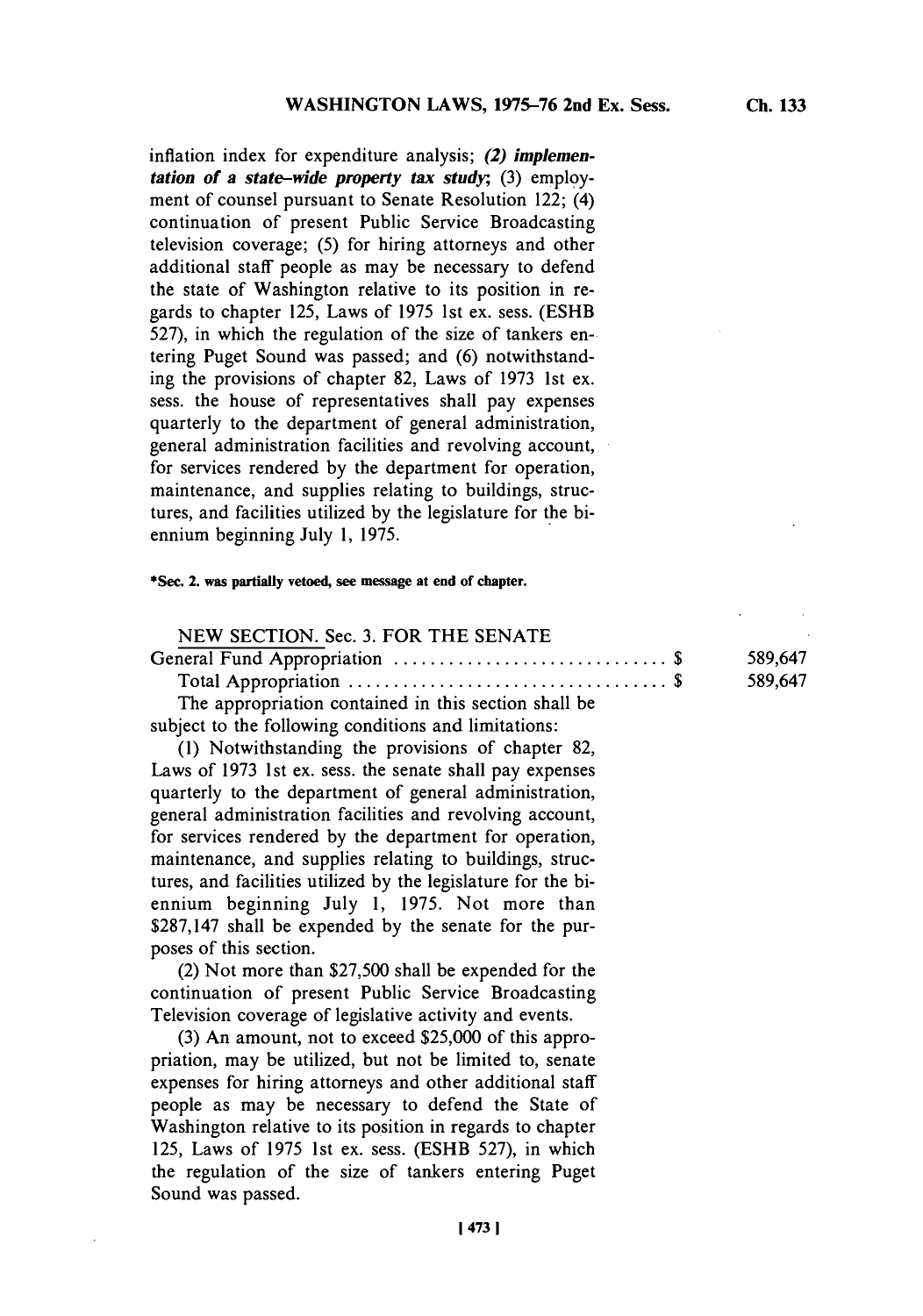inflation index for expenditure analysis; ***(2) implementation of a state-wide property tax study***; (3) employment of counsel pursuant to Senate Resolution 122; (4) continuation of present Public Service Broadcasting television coverage; (5) for hiring attorneys and other additional staff people as may be necessary to defend the state of Washington relative to its position in regards to chapter 125, Laws of 1975 1st ex. sess. (ESHB 527), in which the regulation of the size of tankers entering Puget Sound was passed; and (6) notwithstanding the provisions of chapter 82, Laws of 1973 1st ex. sess. the house of representatives shall pay expenses quarterly to the department of general administration, general administration facilities and revolving account, for services rendered by the department for operation, maintenance, and supplies relating to buildings, structures, and facilities utilized by the legislature for the biennium beginning July 1, 1975.

**\*Sec. 2. was partially vetoed, see message at end of chapter.**

NEW SECTION. Sec. 3. FOR THE SENATE

| | | |
|---|---|---|
| General Fund Appropriation | $ | 589,647 |
| Total Appropriation | $ | 589,647 |

The appropriation contained in this section shall be subject to the following conditions and limitations:

(1) Notwithstanding the provisions of chapter 82, Laws of 1973 1st ex. sess. the senate shall pay expenses quarterly to the department of general administration, general administration facilities and revolving account, for services rendered by the department for operation, maintenance, and supplies relating to buildings, structures, and facilities utilized by the legislature for the biennium beginning July 1, 1975. Not more than $287,147 shall be expended by the senate for the purposes of this section.

(2) Not more than $27,500 shall be expended for the continuation of present Public Service Broadcasting Television coverage of legislative activity and events.

(3) An amount, not to exceed $25,000 of this appropriation, may be utilized, but not be limited to, senate expenses for hiring attorneys and other additional staff people as may be necessary to defend the State of Washington relative to its position in regards to chapter 125, Laws of 1975 1st ex. sess. (ESHB 527), in which the regulation of the size of tankers entering Puget Sound was passed.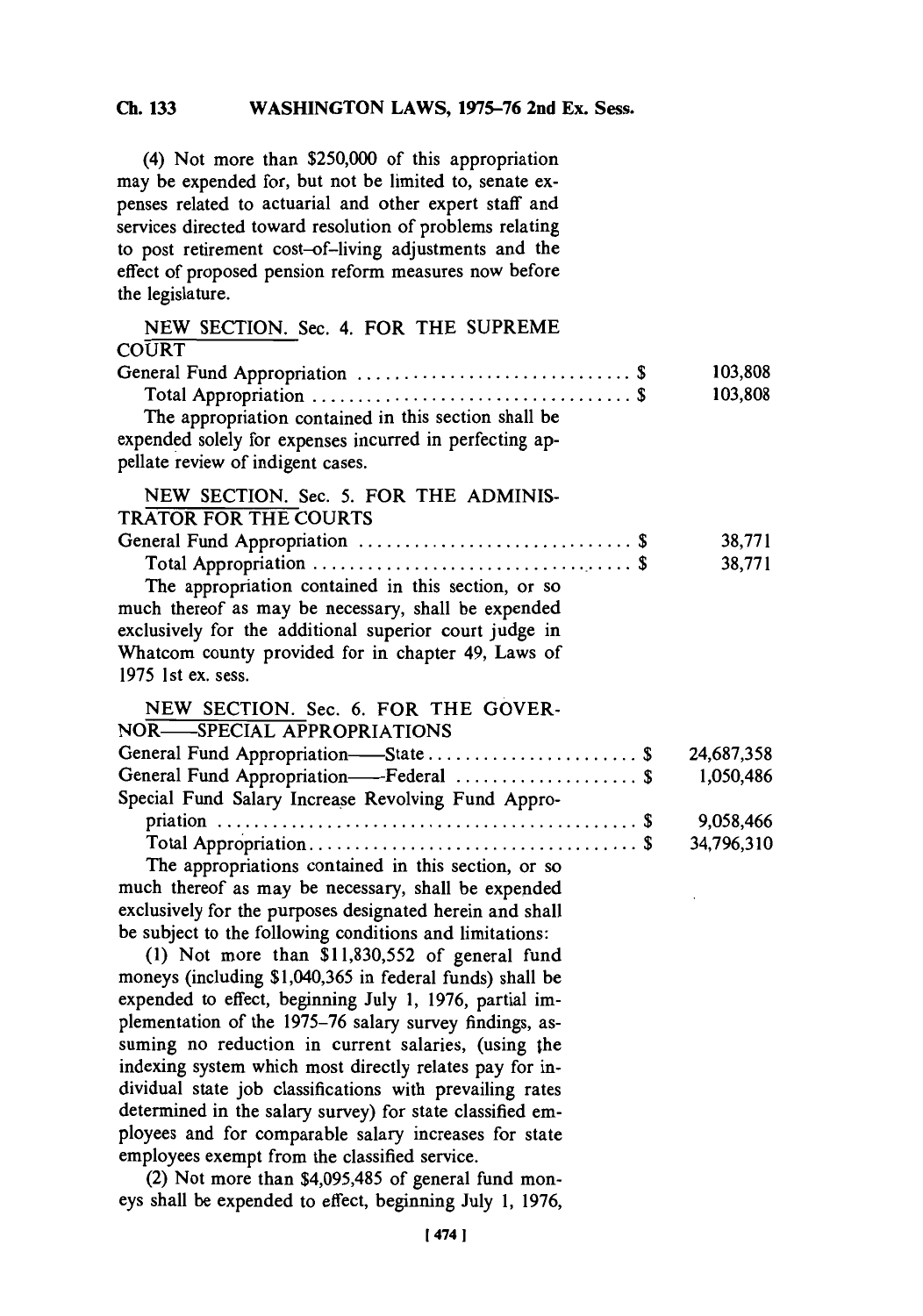(4) Not more than $250,000 of this appropriation may be expended for, but not be limited to, senate expenses related to actuarial and other expert staff and services directed toward resolution of problems relating to post retirement cost-of-living adjustments and the effect of proposed pension reform measures now before the legislature.

NEW SECTION. Sec. 4. FOR THE SUPREME COURT

| | |
|---|---|
| General Fund Appropriation .............................. $ | 103,808 |
| Total Appropriation .................................. $ | 103,808 |

The appropriation contained in this section shall be expended solely for expenses incurred in perfecting appellate review of indigent cases.

NEW SECTION. Sec. 5. FOR THE ADMINISTRATOR FOR THE COURTS

| | |
|---|---|
| General Fund Appropriation .............................. $ | 38,771 |
| Total Appropriation .................................. $ | 38,771 |

The appropriation contained in this section, or so much thereof as may be necessary, shall be expended exclusively for the additional superior court judge in Whatcom county provided for in chapter 49, Laws of 1975 1st ex. sess.

NEW SECTION. Sec. 6. FOR THE GOVERNOR—SPECIAL APPROPRIATIONS

| | |
|---|---|
| General Fund Appropriation—State ....................... $ | 24,687,358 |
| General Fund Appropriation—Federal .................... $ | 1,050,486 |
| Special Fund Salary Increase Revolving Fund Appropriation ............................................. $ | 9,058,466 |
| Total Appropriation.................................... $ | 34,796,310 |

The appropriations contained in this section, or so much thereof as may be necessary, shall be expended exclusively for the purposes designated herein and shall be subject to the following conditions and limitations:

(1) Not more than $11,830,552 of general fund moneys (including $1,040,365 in federal funds) shall be expended to effect, beginning July 1, 1976, partial implementation of the 1975-76 salary survey findings, assuming no reduction in current salaries, (using the indexing system which most directly relates pay for individual state job classifications with prevailing rates determined in the salary survey) for state classified employees and for comparable salary increases for state employees exempt from the classified service.

(2) Not more than $4,095,485 of general fund moneys shall be expended to effect, beginning July 1, 1976,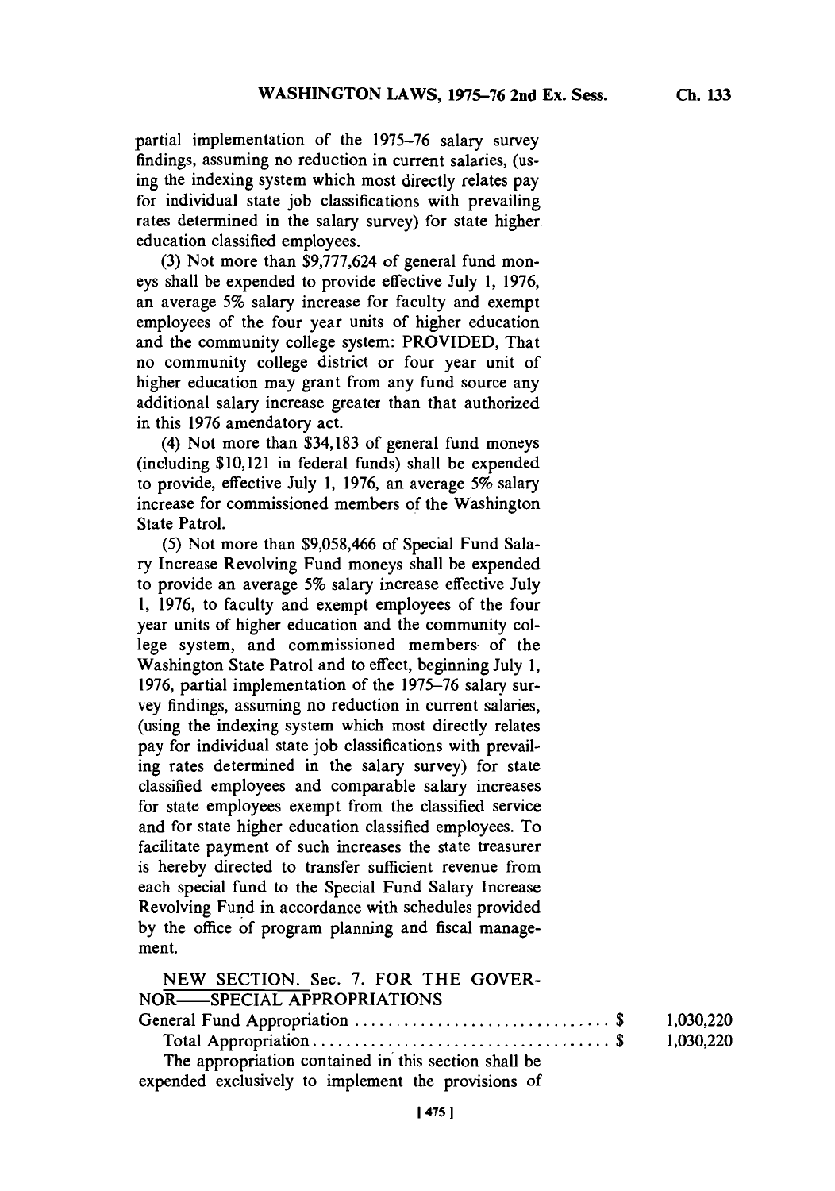partial implementation of the 1975–76 salary survey findings, assuming no reduction in current salaries, (using the indexing system which most directly relates pay for individual state job classifications with prevailing rates determined in the salary survey) for state higher education classified employees.

(3) Not more than $9,777,624 of general fund moneys shall be expended to provide effective July 1, 1976, an average 5% salary increase for faculty and exempt employees of the four year units of higher education and the community college system: PROVIDED, That no community college district or four year unit of higher education may grant from any fund source any additional salary increase greater than that authorized in this 1976 amendatory act.

(4) Not more than $34,183 of general fund moneys (including $10,121 in federal funds) shall be expended to provide, effective July 1, 1976, an average 5% salary increase for commissioned members of the Washington State Patrol.

(5) Not more than $9,058,466 of Special Fund Salary Increase Revolving Fund moneys shall be expended to provide an average 5% salary increase effective July 1, 1976, to faculty and exempt employees of the four year units of higher education and the community college system, and commissioned members of the Washington State Patrol and to effect, beginning July 1, 1976, partial implementation of the 1975–76 salary survey findings, assuming no reduction in current salaries, (using the indexing system which most directly relates pay for individual state job classifications with prevailing rates determined in the salary survey) for state classified employees and comparable salary increases for state employees exempt from the classified service and for state higher education classified employees. To facilitate payment of such increases the state treasurer is hereby directed to transfer sufficient revenue from each special fund to the Special Fund Salary Increase Revolving Fund in accordance with schedules provided by the office of program planning and fiscal management.

NEW SECTION. Sec. 7. FOR THE GOVERNOR——SPECIAL APPROPRIATIONS

| | | |
|---|---|---|
| General Fund Appropriation | $ | 1,030,220 |
| Total Appropriation | $ | 1,030,220 |

The appropriation contained in this section shall be expended exclusively to implement the provisions of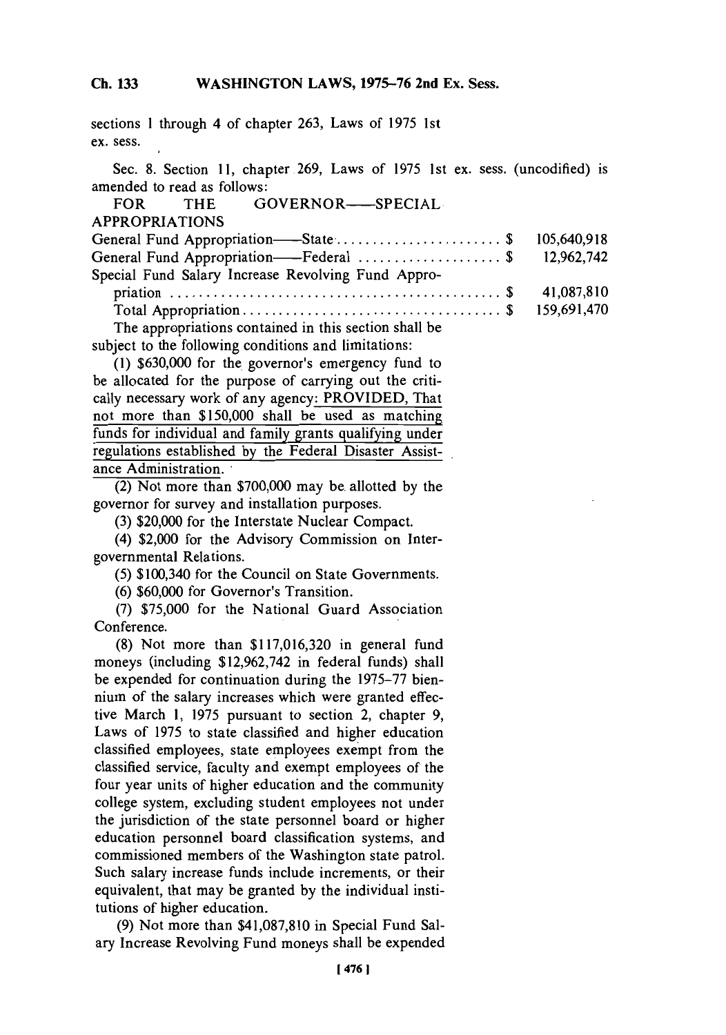sections 1 through 4 of chapter 263, Laws of 1975 1st ex. sess.

Sec. 8. Section 11, chapter 269, Laws of 1975 1st ex. sess. (uncodified) is amended to read as follows:

FOR THE GOVERNOR——SPECIAL APPROPRIATIONS

| | |
|---|---|
| General Fund Appropriation——State | $ 105,640,918 |
| General Fund Appropriation——Federal | $ 12,962,742 |
| Special Fund Salary Increase Revolving Fund Appropriation | $ 41,087,810 |
| Total Appropriation | $ 159,691,470 |

The appropriations contained in this section shall be subject to the following conditions and limitations:

(1) $630,000 for the governor's emergency fund to be allocated for the purpose of carrying out the critically necessary work of any agency: PROVIDED, That not more than $150,000 shall be used as matching funds for individual and family grants qualifying under regulations established by the Federal Disaster Assistance Administration.

(2) Not more than $700,000 may be allotted by the governor for survey and installation purposes.

(3) $20,000 for the Interstate Nuclear Compact.

(4) $2,000 for the Advisory Commission on Intergovernmental Relations.

(5) $100,340 for the Council on State Governments.

(6) $60,000 for Governor's Transition.

(7) $75,000 for the National Guard Association Conference.

(8) Not more than $117,016,320 in general fund moneys (including $12,962,742 in federal funds) shall be expended for continuation during the 1975–77 biennium of the salary increases which were granted effective March 1, 1975 pursuant to section 2, chapter 9, Laws of 1975 to state classified and higher education classified employees, state employees exempt from the classified service, faculty and exempt employees of the four year units of higher education and the community college system, excluding student employees not under the jurisdiction of the state personnel board or higher education personnel board classification systems, and commissioned members of the Washington state patrol. Such salary increase funds include increments, or their equivalent, that may be granted by the individual institutions of higher education.

(9) Not more than $41,087,810 in Special Fund Salary Increase Revolving Fund moneys shall be expended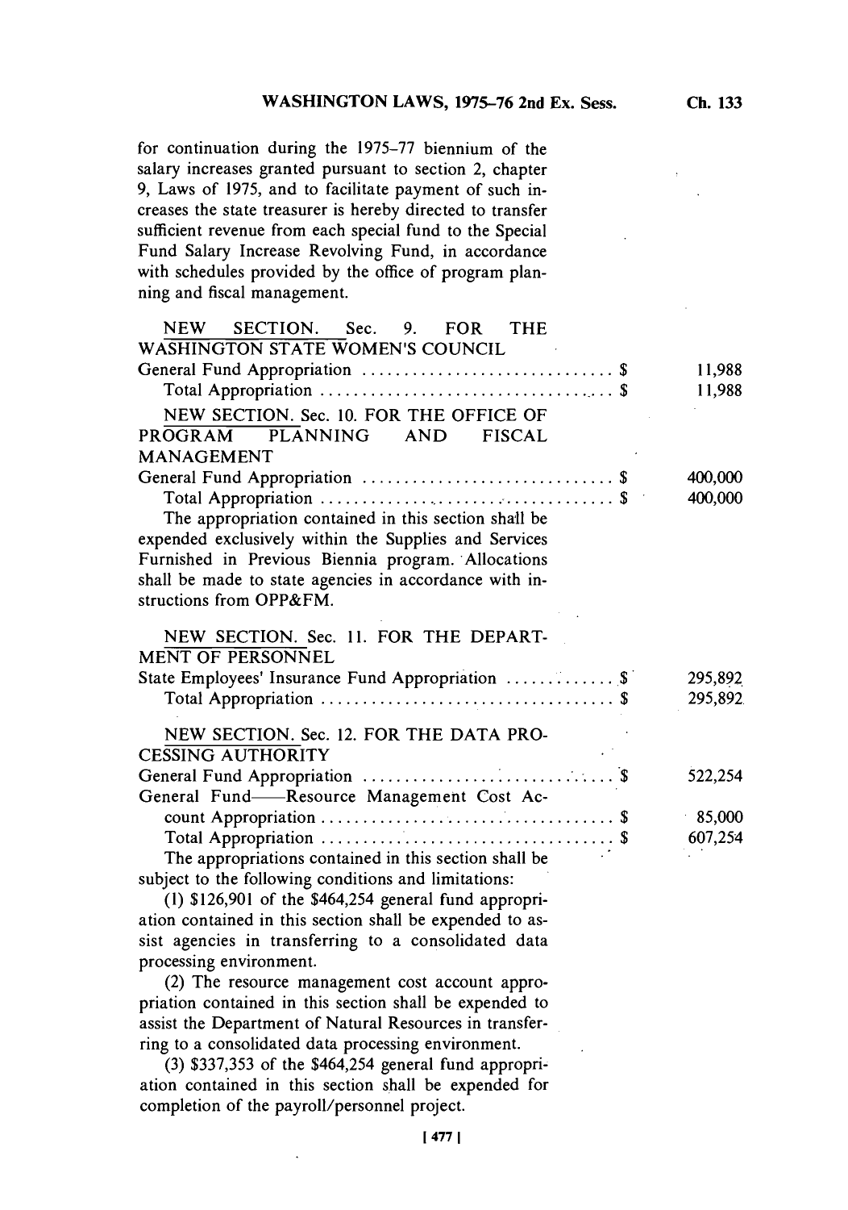for continuation during the 1975–77 biennium of the salary increases granted pursuant to section 2, chapter 9, Laws of 1975, and to facilitate payment of such increases the state treasurer is hereby directed to transfer sufficient revenue from each special fund to the Special Fund Salary Increase Revolving Fund, in accordance with schedules provided by the office of program planning and fiscal management.

NEW SECTION. Sec. 9. FOR THE WASHINGTON STATE WOMEN'S COUNCIL

| | |
|---|---|
| General Fund Appropriation .............................. $ | 11,988 |
| Total Appropriation .................................. $ | 11,988 |

NEW SECTION. Sec. 10. FOR THE OFFICE OF PROGRAM PLANNING AND FISCAL MANAGEMENT

| | |
|---|---|
| General Fund Appropriation .............................. $ | 400,000 |
| Total Appropriation .................................. $ | 400,000 |

The appropriation contained in this section shall be expended exclusively within the Supplies and Services Furnished in Previous Biennia program. Allocations shall be made to state agencies in accordance with instructions from OPP&FM.

NEW SECTION. Sec. 11. FOR THE DEPARTMENT OF PERSONNEL

| | |
|---|---|
| State Employees' Insurance Fund Appropriation ............. $ | 295,892 |
| Total Appropriation .................................. $ | 295,892 |

NEW SECTION. Sec. 12. FOR THE DATA PROCESSING AUTHORITY

| | |
|---|---|
| General Fund Appropriation .............................. $ | 522,254 |
| General Fund——Resource Management Cost Account Appropriation .................................. $ | 85,000 |
| Total Appropriation .................................. $ | 607,254 |

The appropriations contained in this section shall be subject to the following conditions and limitations:

(1) $126,901 of the $464,254 general fund appropriation contained in this section shall be expended to assist agencies in transferring to a consolidated data processing environment.

(2) The resource management cost account appropriation contained in this section shall be expended to assist the Department of Natural Resources in transferring to a consolidated data processing environment.

(3) $337,353 of the $464,254 general fund appropriation contained in this section shall be expended for completion of the payroll/personnel project.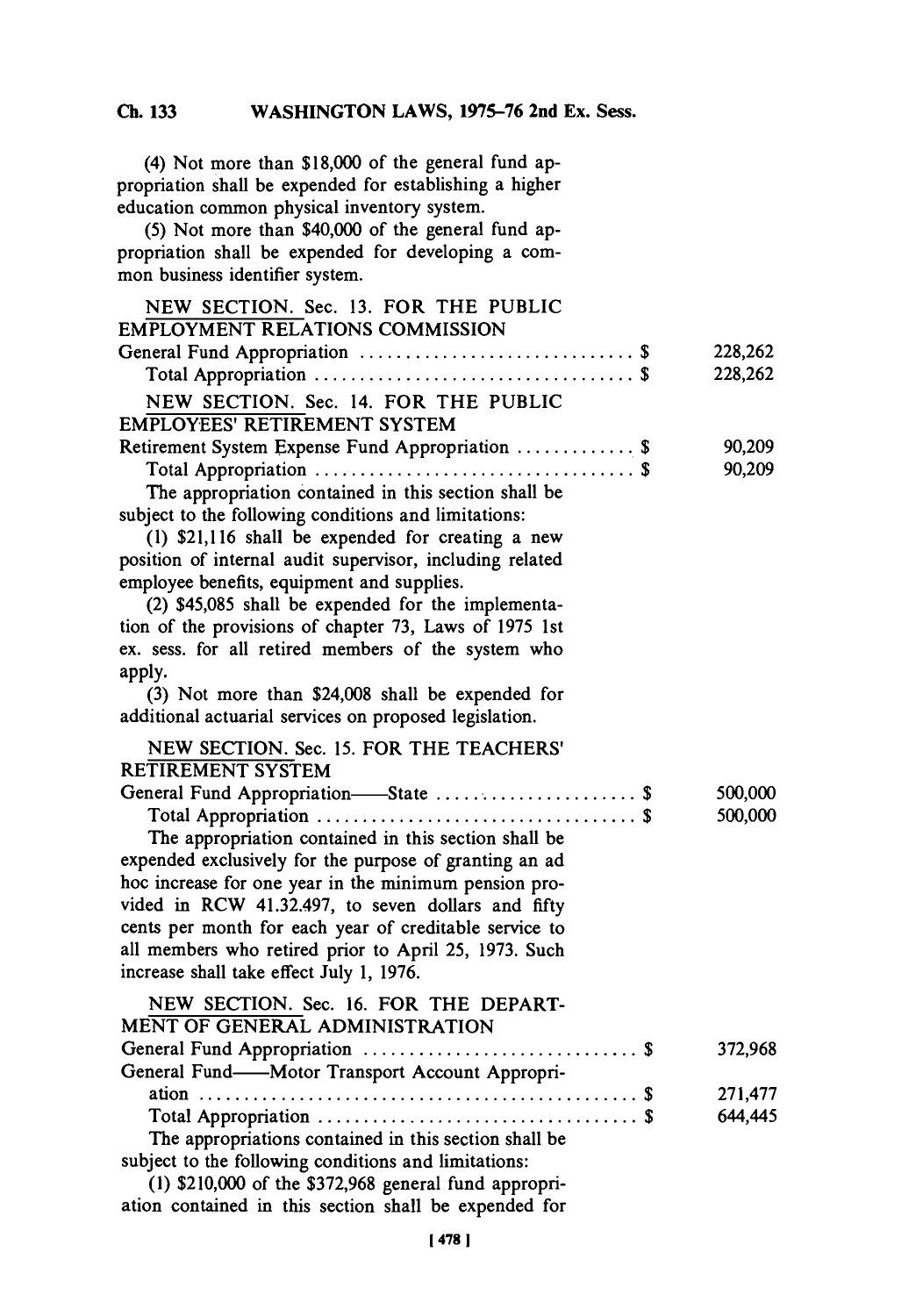(4) Not more than $18,000 of the general fund appropriation shall be expended for establishing a higher education common physical inventory system.

(5) Not more than $40,000 of the general fund appropriation shall be expended for developing a common business identifier system.

NEW SECTION. Sec. 13. FOR THE PUBLIC EMPLOYMENT RELATIONS COMMISSION

| | |
|---|---|
| General Fund Appropriation .............................. $ | 228,262 |
| Total Appropriation .................................. $ | 228,262 |

NEW SECTION. Sec. 14. FOR THE PUBLIC EMPLOYEES' RETIREMENT SYSTEM

| | |
|---|---|
| Retirement System Expense Fund Appropriation ............. $ | 90,209 |
| Total Appropriation .................................. $ | 90,209 |

The appropriation contained in this section shall be subject to the following conditions and limitations:

(1) $21,116 shall be expended for creating a new position of internal audit supervisor, including related employee benefits, equipment and supplies.

(2) $45,085 shall be expended for the implementation of the provisions of chapter 73, Laws of 1975 1st ex. sess. for all retired members of the system who apply.

(3) Not more than $24,008 shall be expended for additional actuarial services on proposed legislation.

NEW SECTION. Sec. 15. FOR THE TEACHERS' RETIREMENT SYSTEM

| | |
|---|---|
| General Fund Appropriation——State ...................... $ | 500,000 |
| Total Appropriation .................................. $ | 500,000 |

The appropriation contained in this section shall be expended exclusively for the purpose of granting an ad hoc increase for one year in the minimum pension provided in RCW 41.32.497, to seven dollars and fifty cents per month for each year of creditable service to all members who retired prior to April 25, 1973. Such increase shall take effect July 1, 1976.

NEW SECTION. Sec. 16. FOR THE DEPARTMENT OF GENERAL ADMINISTRATION

| | |
|---|---|
| General Fund Appropriation .............................. $ | 372,968 |
| General Fund——Motor Transport Account Appropriation ................................................ $ | 271,477 |
| Total Appropriation .................................. $ | 644,445 |

The appropriations contained in this section shall be subject to the following conditions and limitations:

(1) $210,000 of the $372,968 general fund appropriation contained in this section shall be expended for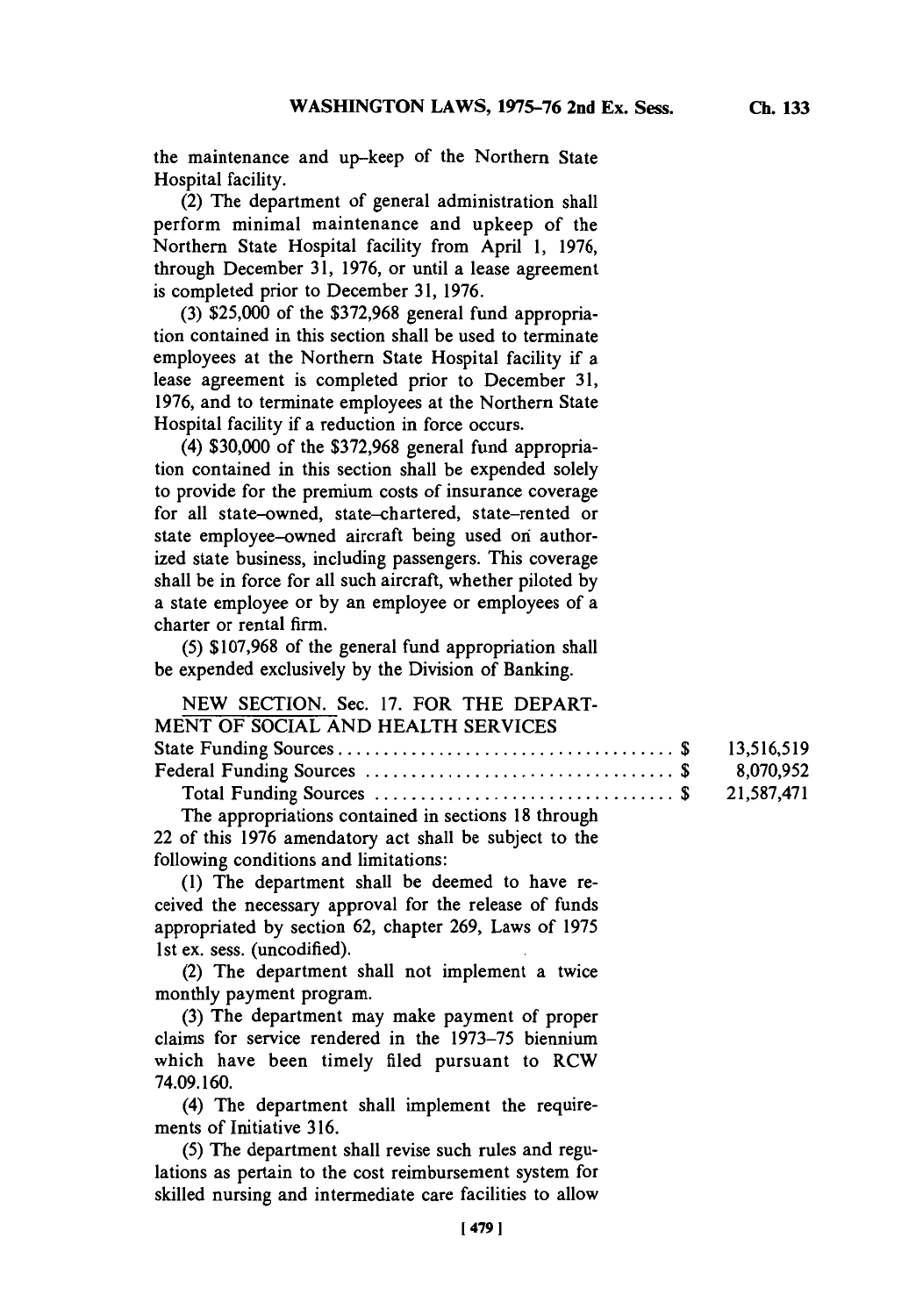the maintenance and up-keep of the Northern State Hospital facility.

(2) The department of general administration shall perform minimal maintenance and upkeep of the Northern State Hospital facility from April 1, 1976, through December 31, 1976, or until a lease agreement is completed prior to December 31, 1976.

(3) $25,000 of the $372,968 general fund appropriation contained in this section shall be used to terminate employees at the Northern State Hospital facility if a lease agreement is completed prior to December 31, 1976, and to terminate employees at the Northern State Hospital facility if a reduction in force occurs.

(4) $30,000 of the $372,968 general fund appropriation contained in this section shall be expended solely to provide for the premium costs of insurance coverage for all state-owned, state-chartered, state-rented or state employee-owned aircraft being used on authorized state business, including passengers. This coverage shall be in force for all such aircraft, whether piloted by a state employee or by an employee or employees of a charter or rental firm.

(5) $107,968 of the general fund appropriation shall be expended exclusively by the Division of Banking.

NEW SECTION. Sec. 17. FOR THE DEPARTMENT OF SOCIAL AND HEALTH SERVICES

| | |
|---|---|
| State Funding Sources . . . . . . . . . . . . . . . . . . . . . . . . . . . . . . . . . . . . $ | 13,516,519 |
| Federal Funding Sources . . . . . . . . . . . . . . . . . . . . . . . . . . . . . . . . . $ | 8,070,952 |
| Total Funding Sources . . . . . . . . . . . . . . . . . . . . . . . . . . . . . . . . $ | 21,587,471 |

The appropriations contained in sections 18 through 22 of this 1976 amendatory act shall be subject to the following conditions and limitations:

(1) The department shall be deemed to have received the necessary approval for the release of funds appropriated by section 62, chapter 269, Laws of 1975 1st ex. sess. (uncodified).

(2) The department shall not implement a twice monthly payment program.

(3) The department may make payment of proper claims for service rendered in the 1973-75 biennium which have been timely filed pursuant to RCW 74.09.160.

(4) The department shall implement the requirements of Initiative 316.

(5) The department shall revise such rules and regulations as pertain to the cost reimbursement system for skilled nursing and intermediate care facilities to allow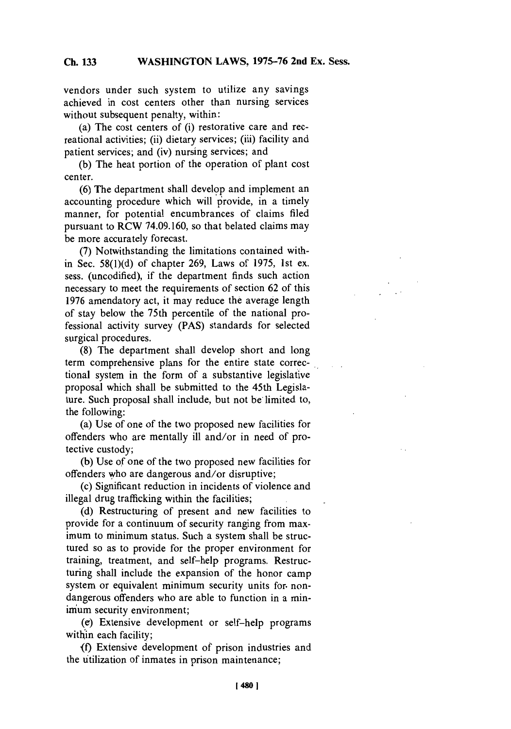vendors under such system to utilize any savings achieved in cost centers other than nursing services without subsequent penalty, within:

(a) The cost centers of (i) restorative care and recreational activities; (ii) dietary services; (iii) facility and patient services; and (iv) nursing services; and

(b) The heat portion of the operation of plant cost center.

(6) The department shall develop and implement an accounting procedure which will provide, in a timely manner, for potential encumbrances of claims filed pursuant to RCW 74.09.160, so that belated claims may be more accurately forecast.

(7) Notwithstanding the limitations contained within Sec. 58(1)(d) of chapter 269, Laws of 1975, 1st ex. sess. (uncodified), if the department finds such action necessary to meet the requirements of section 62 of this 1976 amendatory act, it may reduce the average length of stay below the 75th percentile of the national professional activity survey (PAS) standards for selected surgical procedures.

(8) The department shall develop short and long term comprehensive plans for the entire state correctional system in the form of a substantive legislative proposal which shall be submitted to the 45th Legislature. Such proposal shall include, but not be limited to, the following:

(a) Use of one of the two proposed new facilities for offenders who are mentally ill and/or in need of protective custody;

(b) Use of one of the two proposed new facilities for offenders who are dangerous and/or disruptive;

(c) Significant reduction in incidents of violence and illegal drug trafficking within the facilities;

(d) Restructuring of present and new facilities to provide for a continuum of security ranging from maximum to minimum status. Such a system shall be structured so as to provide for the proper environment for training, treatment, and self-help programs. Restructuring shall include the expansion of the honor camp system or equivalent minimum security units for non-dangerous offenders who are able to function in a minimum security environment;

(e) Extensive development or self-help programs within each facility;

(f) Extensive development of prison industries and the utilization of inmates in prison maintenance;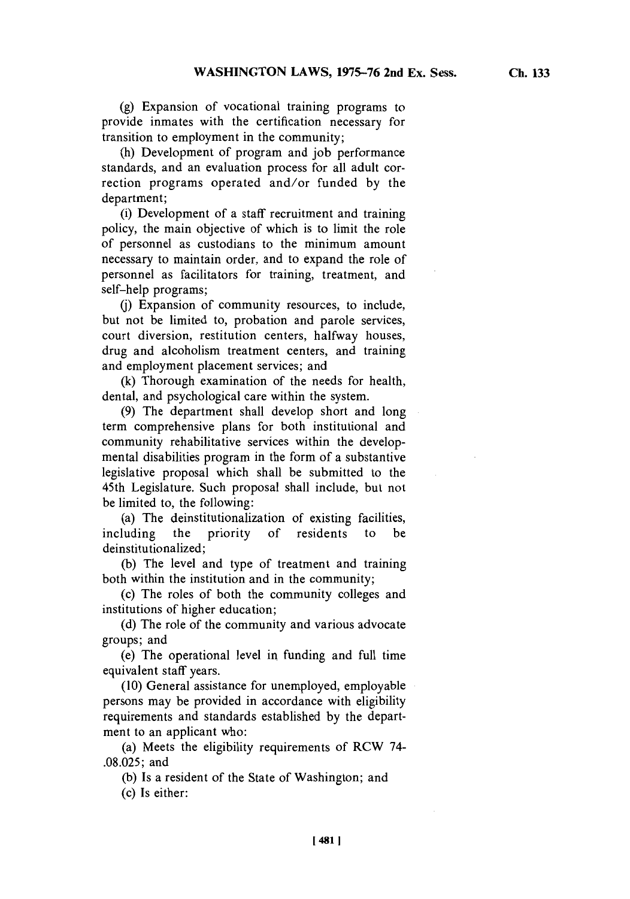(g) Expansion of vocational training programs to provide inmates with the certification necessary for transition to employment in the community;

(h) Development of program and job performance standards, and an evaluation process for all adult correction programs operated and/or funded by the department;

(i) Development of a staff recruitment and training policy, the main objective of which is to limit the role of personnel as custodians to the minimum amount necessary to maintain order, and to expand the role of personnel as facilitators for training, treatment, and self-help programs;

(j) Expansion of community resources, to include, but not be limited to, probation and parole services, court diversion, restitution centers, halfway houses, drug and alcoholism treatment centers, and training and employment placement services; and

(k) Thorough examination of the needs for health, dental, and psychological care within the system.

(9) The department shall develop short and long term comprehensive plans for both institutional and community rehabilitative services within the developmental disabilities program in the form of a substantive legislative proposal which shall be submitted to the 45th Legislature. Such proposal shall include, but not be limited to, the following:

(a) The deinstitutionalization of existing facilities, including the priority of residents to be deinstitutionalized;

(b) The level and type of treatment and training both within the institution and in the community;

(c) The roles of both the community colleges and institutions of higher education;

(d) The role of the community and various advocate groups; and

(e) The operational level in funding and full time equivalent staff years.

(10) General assistance for unemployed, employable persons may be provided in accordance with eligibility requirements and standards established by the department to an applicant who:

(a) Meets the eligibility requirements of RCW 74-.08.025; and

(b) Is a resident of the State of Washington; and

(c) Is either: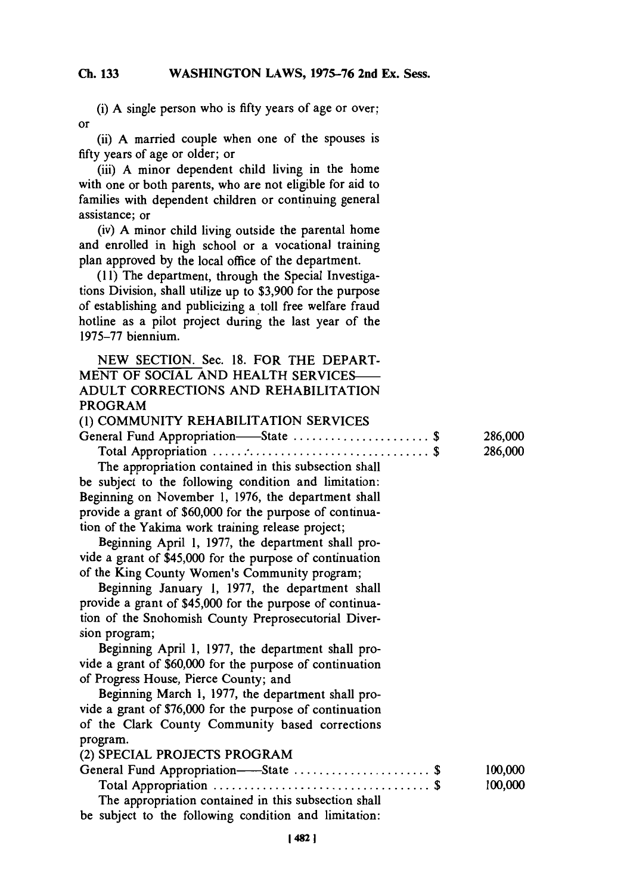(i) A single person who is fifty years of age or over; or

(ii) A married couple when one of the spouses is fifty years of age or older; or

(iii) A minor dependent child living in the home with one or both parents, who are not eligible for aid to families with dependent children or continuing general assistance; or

(iv) A minor child living outside the parental home and enrolled in high school or a vocational training plan approved by the local office of the department.

(11) The department, through the Special Investigations Division, shall utilize up to $3,900 for the purpose of establishing and publicizing a toll free welfare fraud hotline as a pilot project during the last year of the 1975-77 biennium.

NEW SECTION. Sec. 18. FOR THE DEPARTMENT OF SOCIAL AND HEALTH SERVICES—ADULT CORRECTIONS AND REHABILITATION PROGRAM

(1) COMMUNITY REHABILITATION SERVICES

| | |
|---|---|
| General Fund Appropriation—State ..................... $ | 286,000 |
| Total Appropriation ..................................... $ | 286,000 |

The appropriation contained in this subsection shall be subject to the following condition and limitation: Beginning on November 1, 1976, the department shall provide a grant of $60,000 for the purpose of continuation of the Yakima work training release project;

Beginning April 1, 1977, the department shall provide a grant of $45,000 for the purpose of continuation of the King County Women's Community program;

Beginning January 1, 1977, the department shall provide a grant of $45,000 for the purpose of continuation of the Snohomish County Preprosecutorial Diversion program;

Beginning April 1, 1977, the department shall provide a grant of $60,000 for the purpose of continuation of Progress House, Pierce County; and

Beginning March 1, 1977, the department shall provide a grant of $76,000 for the purpose of continuation of the Clark County Community based corrections program.

(2) SPECIAL PROJECTS PROGRAM

| | |
|---|---|
| General Fund Appropriation—State ..................... $ | 100,000 |
| Total Appropriation ..................................... $ | 100,000 |

The appropriation contained in this subsection shall be subject to the following condition and limitation: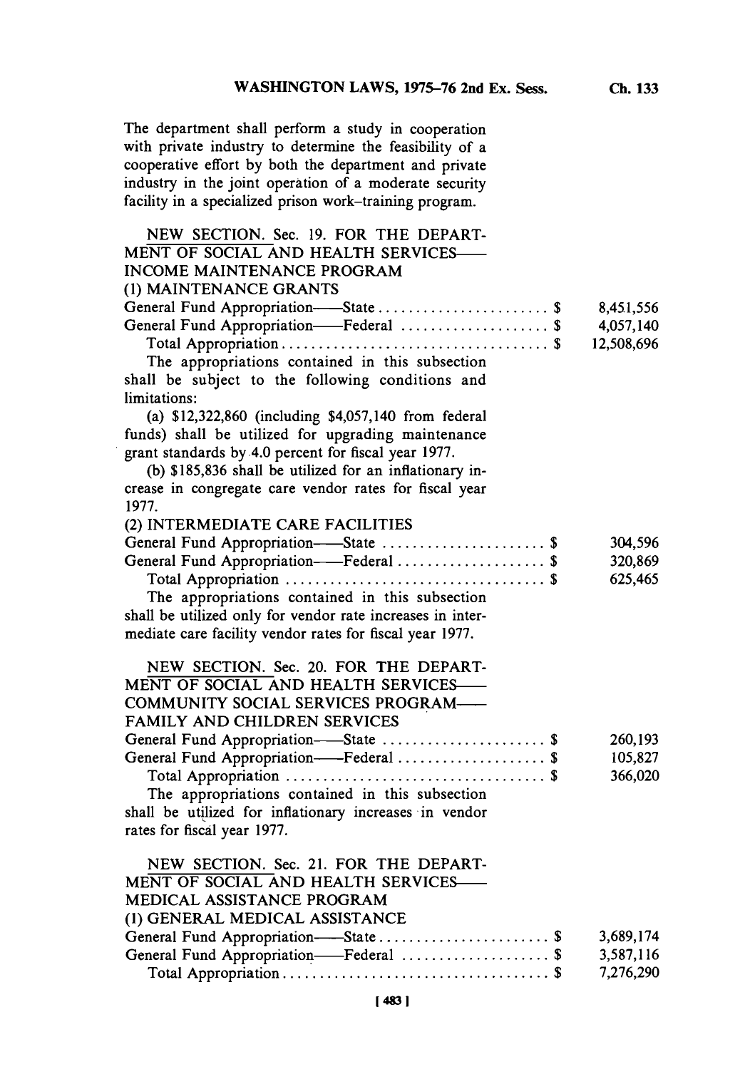The department shall perform a study in cooperation with private industry to determine the feasibility of a cooperative effort by both the department and private industry in the joint operation of a moderate security facility in a specialized prison work-training program.

NEW SECTION. Sec. 19. FOR THE DEPARTMENT OF SOCIAL AND HEALTH SERVICES—INCOME MAINTENANCE PROGRAM

(1) MAINTENANCE GRANTS

| | |
|---|---|
| General Fund Appropriation—State . . . . . . . . . . . . . . . . . . . . . . . $ | 8,451,556 |
| General Fund Appropriation—Federal . . . . . . . . . . . . . . . . . . . . $ | 4,057,140 |
| Total Appropriation . . . . . . . . . . . . . . . . . . . . . . . . . . . . . . . . . . . $ | 12,508,696 |

The appropriations contained in this subsection shall be subject to the following conditions and limitations:

(a) $12,322,860 (including $4,057,140 from federal funds) shall be utilized for upgrading maintenance grant standards by 4.0 percent for fiscal year 1977.

(b) $185,836 shall be utilized for an inflationary increase in congregate care vendor rates for fiscal year 1977.

(2) INTERMEDIATE CARE FACILITIES

| | |
|---|---|
| General Fund Appropriation—State . . . . . . . . . . . . . . . . . . . . . . $ | 304,596 |
| General Fund Appropriation—Federal . . . . . . . . . . . . . . . . . . . . $ | 320,869 |
| Total Appropriation . . . . . . . . . . . . . . . . . . . . . . . . . . . . . . . . . . $ | 625,465 |

The appropriations contained in this subsection shall be utilized only for vendor rate increases in intermediate care facility vendor rates for fiscal year 1977.

NEW SECTION. Sec. 20. FOR THE DEPARTMENT OF SOCIAL AND HEALTH SERVICES—COMMUNITY SOCIAL SERVICES PROGRAM—FAMILY AND CHILDREN SERVICES

| | |
|---|---|
| General Fund Appropriation—State . . . . . . . . . . . . . . . . . . . . . . $ | 260,193 |
| General Fund Appropriation—Federal . . . . . . . . . . . . . . . . . . . . $ | 105,827 |
| Total Appropriation . . . . . . . . . . . . . . . . . . . . . . . . . . . . . . . . . . $ | 366,020 |

The appropriations contained in this subsection shall be utilized for inflationary increases in vendor rates for fiscal year 1977.

NEW SECTION. Sec. 21. FOR THE DEPARTMENT OF SOCIAL AND HEALTH SERVICES—MEDICAL ASSISTANCE PROGRAM

(1) GENERAL MEDICAL ASSISTANCE

| | |
|---|---|
| General Fund Appropriation—State . . . . . . . . . . . . . . . . . . . . . . . $ | 3,689,174 |
| General Fund Appropriation—Federal . . . . . . . . . . . . . . . . . . . . $ | 3,587,116 |
| Total Appropriation . . . . . . . . . . . . . . . . . . . . . . . . . . . . . . . . . . . $ | 7,276,290 |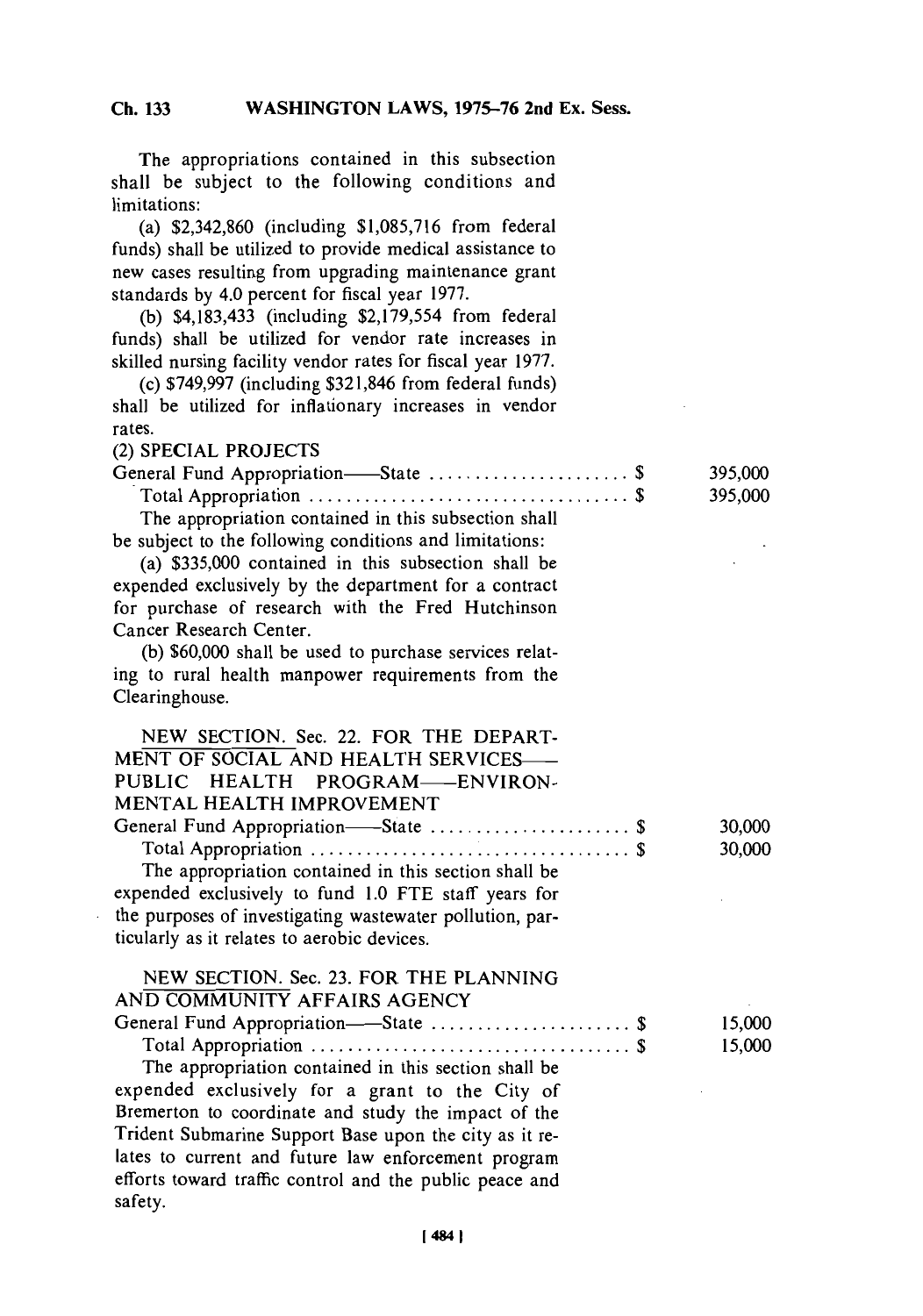The appropriations contained in this subsection shall be subject to the following conditions and limitations:

(a) $2,342,860 (including $1,085,716 from federal funds) shall be utilized to provide medical assistance to new cases resulting from upgrading maintenance grant standards by 4.0 percent for fiscal year 1977.

(b) $4,183,433 (including $2,179,554 from federal funds) shall be utilized for vendor rate increases in skilled nursing facility vendor rates for fiscal year 1977.

(c) $749,997 (including $321,846 from federal funds) shall be utilized for inflationary increases in vendor rates.

(2) SPECIAL PROJECTS

| | |
|---|---|
| General Fund Appropriation——State ...................... $ | 395,000 |
| Total Appropriation .................................. $ | 395,000 |

The appropriation contained in this subsection shall be subject to the following conditions and limitations:

(a) $335,000 contained in this subsection shall be expended exclusively by the department for a contract for purchase of research with the Fred Hutchinson Cancer Research Center.

(b) $60,000 shall be used to purchase services relating to rural health manpower requirements from the Clearinghouse.

NEW SECTION. Sec. 22. FOR THE DEPARTMENT OF SOCIAL AND HEALTH SERVICES—— PUBLIC HEALTH PROGRAM——ENVIRONMENTAL HEALTH IMPROVEMENT

| | |
|---|---|
| General Fund Appropriation——State ...................... $ | 30,000 |
| Total Appropriation .................................. $ | 30,000 |

The appropriation contained in this section shall be expended exclusively to fund 1.0 FTE staff years for the purposes of investigating wastewater pollution, particularly as it relates to aerobic devices.

NEW SECTION. Sec. 23. FOR THE PLANNING AND COMMUNITY AFFAIRS AGENCY

| | |
|---|---|
| General Fund Appropriation——State ...................... $ | 15,000 |
| Total Appropriation .................................. $ | 15,000 |

The appropriation contained in this section shall be expended exclusively for a grant to the City of Bremerton to coordinate and study the impact of the Trident Submarine Support Base upon the city as it relates to current and future law enforcement program efforts toward traffic control and the public peace and safety.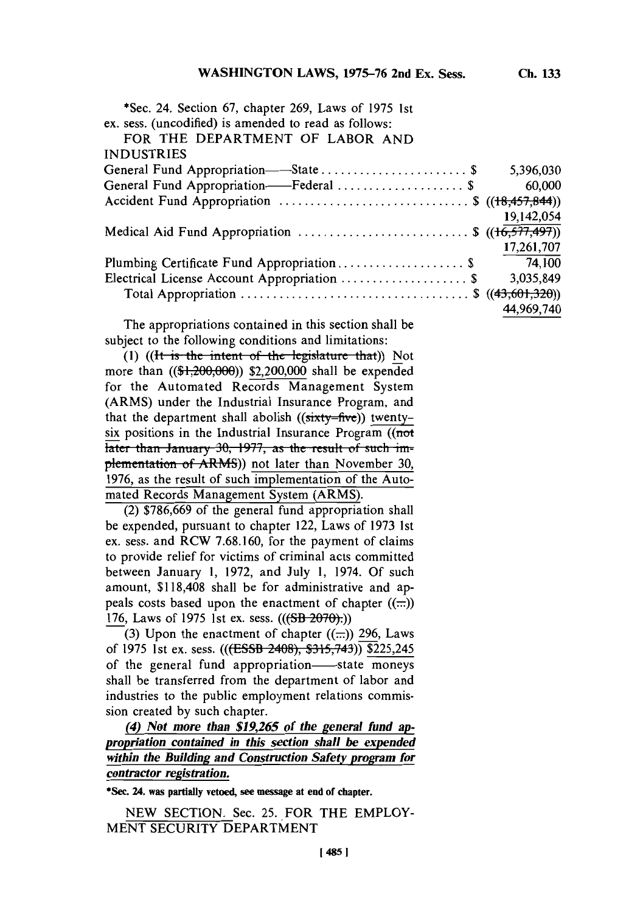*Sec. 24. Section 67, chapter 269, Laws of 1975 1st ex. sess. (uncodified) is amended to read as follows:

FOR THE DEPARTMENT OF LABOR AND INDUSTRIES

| | |
|---|---|
| General Fund Appropriation——State | $ 5,396,030 |
| General Fund Appropriation——Federal | $ 60,000 |
| Accident Fund Appropriation | $ ((~~18,457,844~~)) 19,142,054 |
| Medical Aid Fund Appropriation | $ ((~~16,577,497~~)) 17,261,707 |
| Plumbing Certificate Fund Appropriation | $ 74,100 |
| Electrical License Account Appropriation | $ 3,035,849 |
| Total Appropriation | $ ((~~43,601,320~~)) 44,969,740 |

The appropriations contained in this section shall be subject to the following conditions and limitations:

(1) ((~~It is the intent of the legislature that~~)) Not more than ((~~$1,200,000~~)) $2,200,000 shall be expended for the Automated Records Management System (ARMS) under the Industrial Insurance Program, and that the department shall abolish ((~~sixty-five~~)) twenty-six positions in the Industrial Insurance Program ((~~not later than January 30, 1977, as the result of such implementation of ARMS~~)) not later than November 30, 1976, as the result of such implementation of the Automated Records Management System (ARMS).

(2) $786,669 of the general fund appropriation shall be expended, pursuant to chapter 122, Laws of 1973 1st ex. sess. and RCW 7.68.160, for the payment of claims to provide relief for victims of criminal acts committed between January 1, 1972, and July 1, 1974. Of such amount, $118,408 shall be for administrative and appeals costs based upon the enactment of chapter ((~~...~~)) 176, Laws of 1975 1st ex. sess. ((~~(SB 2070).~~))

(3) Upon the enactment of chapter ((~~...~~)) 296, Laws of 1975 1st ex. sess. ((~~(ESSB 2408), $315,743~~)) $225,245 of the general fund appropriation——state moneys shall be transferred from the department of labor and industries to the public employment relations commission created by such chapter.

***(4) Not more than $19,265 of the general fund appropriation contained in this section shall be expended within the Building and Construction Safety program for contractor registration.***

**\*Sec. 24. was partially vetoed, see message at end of chapter.**

NEW SECTION. Sec. 25. FOR THE EMPLOYMENT SECURITY DEPARTMENT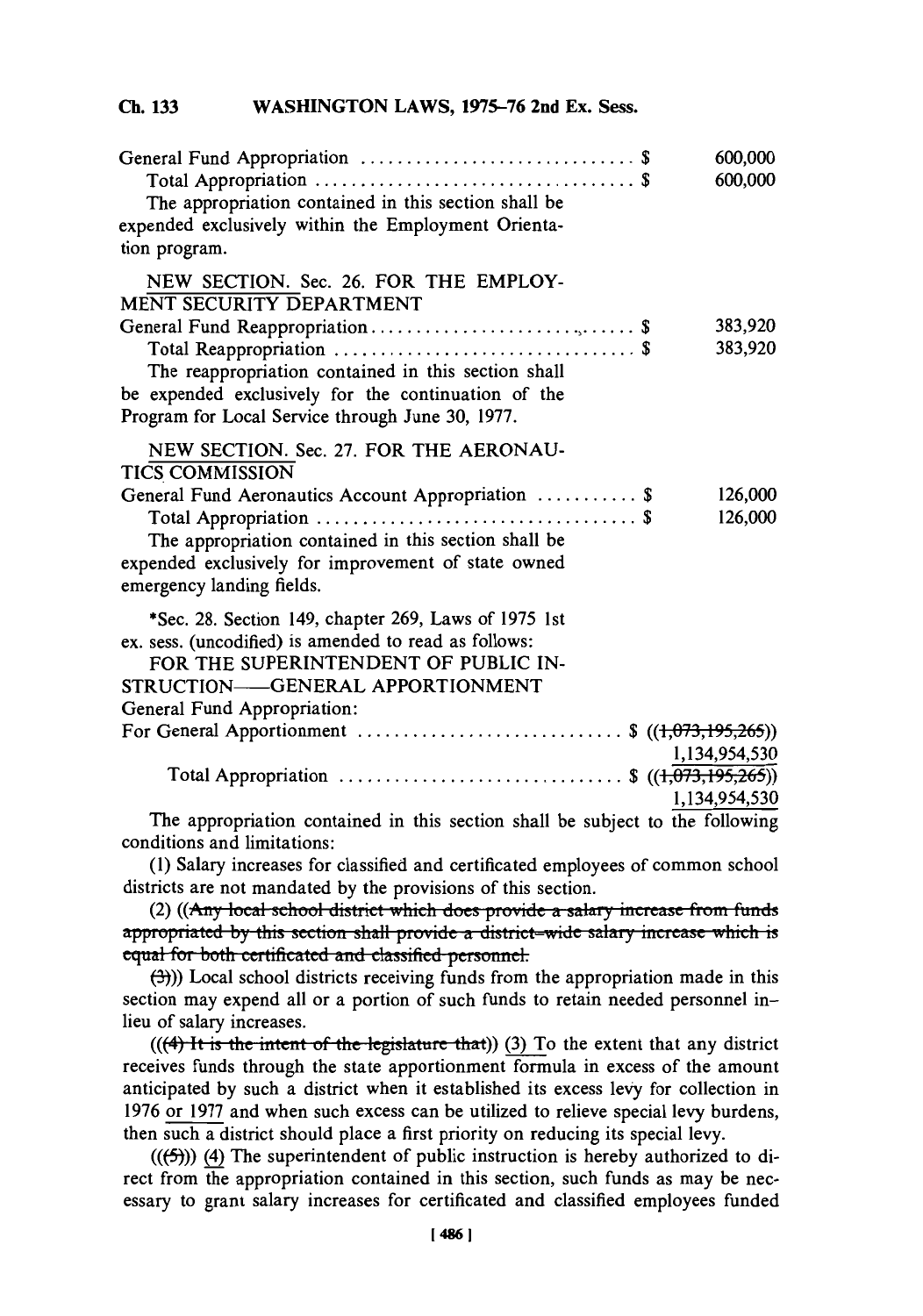General Fund Appropriation .............................. $ 600,000
Total Appropriation .................................. $ 600,000
The appropriation contained in this section shall be expended exclusively within the Employment Orientation program.

NEW SECTION. Sec. 26. FOR THE EMPLOYMENT SECURITY DEPARTMENT
General Fund Reappropriation .............................. $ 383,920
Total Reappropriation .................................. $ 383,920
The reappropriation contained in this section shall be expended exclusively for the continuation of the Program for Local Service through June 30, 1977.

NEW SECTION. Sec. 27. FOR THE AERONAUTICS COMMISSION
General Fund Aeronautics Account Appropriation ........... $ 126,000
Total Appropriation .................................. $ 126,000
The appropriation contained in this section shall be expended exclusively for improvement of state owned emergency landing fields.

*Sec. 28. Section 149, chapter 269, Laws of 1975 1st ex. sess. (uncodified) is amended to read as follows:
FOR THE SUPERINTENDENT OF PUBLIC INSTRUCTION——GENERAL APPORTIONMENT
General Fund Appropriation:
For General Apportionment ............................ $ ((~~1,073,195,265~~)) 1,134,954,530
Total Appropriation .............................. $ ((~~1,073,195,265~~)) 1,134,954,530

The appropriation contained in this section shall be subject to the following conditions and limitations:

(1) Salary increases for classified and certificated employees of common school districts are not mandated by the provisions of this section.

(2) ((~~Any local school district which does provide a salary increase from funds appropriated by this section shall provide a district-wide salary increase which is equal for both certificated and classified personnel.~~

~~(3)~~)) Local school districts receiving funds from the appropriation made in this section may expend all or a portion of such funds to retain needed personnel in-lieu of salary increases.

((~~(4) It is the intent of the legislature that~~)) (3) To the extent that any district receives funds through the state apportionment formula in excess of the amount anticipated by such a district when it established its excess levy for collection in 1976 or 1977 and when such excess can be utilized to relieve special levy burdens, then such a district should place a first priority on reducing its special levy.

((~~(5)~~)) (4) The superintendent of public instruction is hereby authorized to direct from the appropriation contained in this section, such funds as may be necessary to grant salary increases for certificated and classified employees funded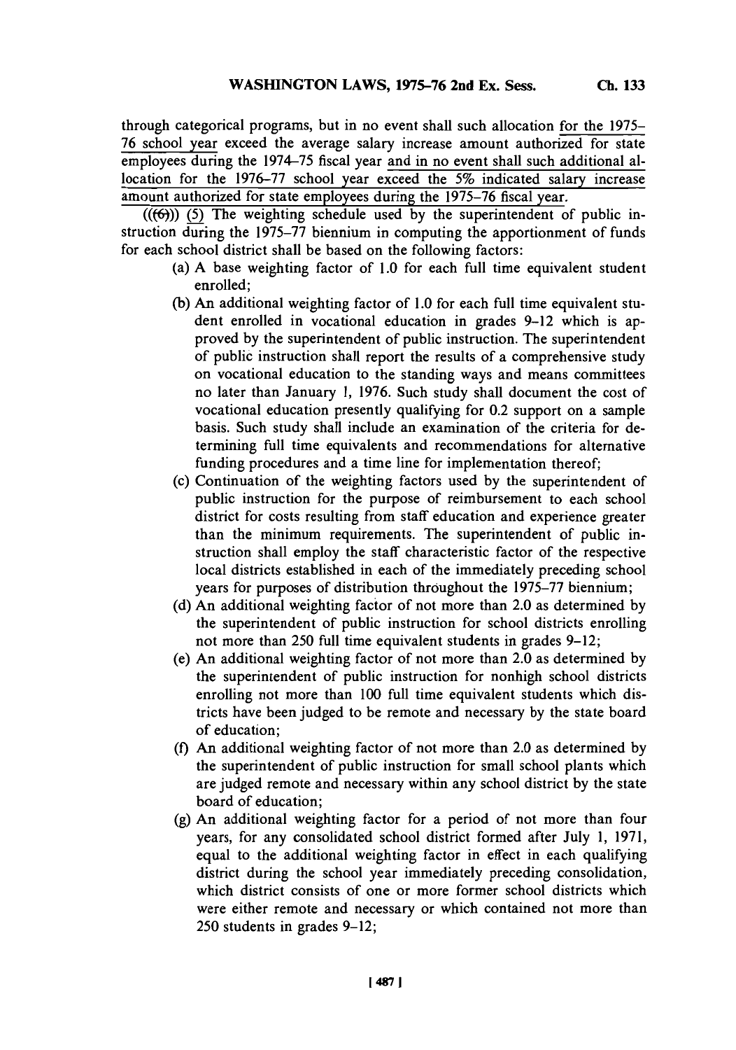through categorical programs, but in no event shall such allocation for the 1975–76 school year exceed the average salary increase amount authorized for state employees during the 1974–75 fiscal year and in no event shall such additional allocation for the 1976–77 school year exceed the 5% indicated salary increase amount authorized for state employees during the 1975–76 fiscal year.

(((6))) (5) The weighting schedule used by the superintendent of public instruction during the 1975–77 biennium in computing the apportionment of funds for each school district shall be based on the following factors:

(a) A base weighting factor of 1.0 for each full time equivalent student enrolled;

(b) An additional weighting factor of 1.0 for each full time equivalent student enrolled in vocational education in grades 9–12 which is approved by the superintendent of public instruction. The superintendent of public instruction shall report the results of a comprehensive study on vocational education to the standing ways and means committees no later than January 1, 1976. Such study shall document the cost of vocational education presently qualifying for 0.2 support on a sample basis. Such study shall include an examination of the criteria for determining full time equivalents and recommendations for alternative funding procedures and a time line for implementation thereof;

(c) Continuation of the weighting factors used by the superintendent of public instruction for the purpose of reimbursement to each school district for costs resulting from staff education and experience greater than the minimum requirements. The superintendent of public instruction shall employ the staff characteristic factor of the respective local districts established in each of the immediately preceding school years for purposes of distribution throughout the 1975–77 biennium;

(d) An additional weighting factor of not more than 2.0 as determined by the superintendent of public instruction for school districts enrolling not more than 250 full time equivalent students in grades 9–12;

(e) An additional weighting factor of not more than 2.0 as determined by the superintendent of public instruction for nonhigh school districts enrolling not more than 100 full time equivalent students which districts have been judged to be remote and necessary by the state board of education;

(f) An additional weighting factor of not more than 2.0 as determined by the superintendent of public instruction for small school plants which are judged remote and necessary within any school district by the state board of education;

(g) An additional weighting factor for a period of not more than four years, for any consolidated school district formed after July 1, 1971, equal to the additional weighting factor in effect in each qualifying district during the school year immediately preceding consolidation, which district consists of one or more former school districts which were either remote and necessary or which contained not more than 250 students in grades 9–12;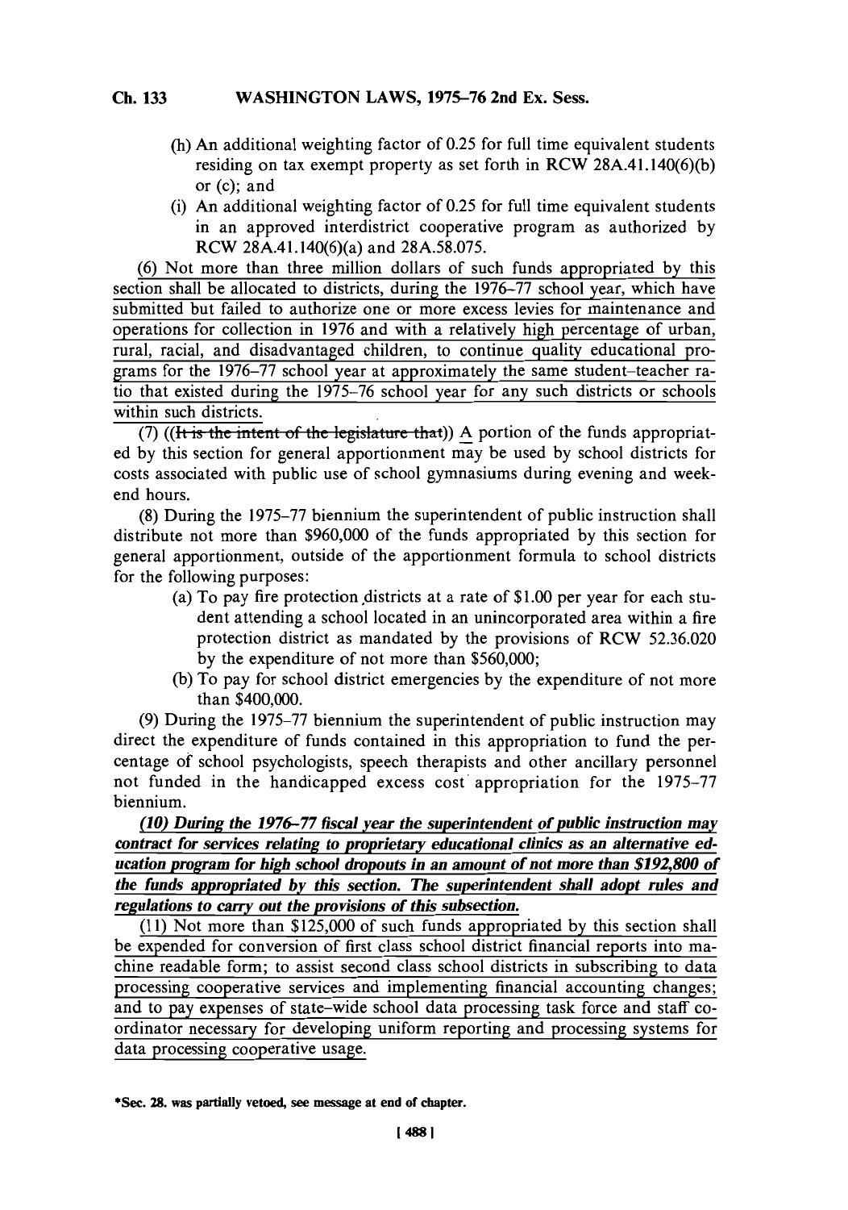(h) An additional weighting factor of 0.25 for full time equivalent students residing on tax exempt property as set forth in RCW 28A.41.140(6)(b) or (c); and

(i) An additional weighting factor of 0.25 for full time equivalent students in an approved interdistrict cooperative program as authorized by RCW 28A.41.140(6)(a) and 28A.58.075.

(6) Not more than three million dollars of such funds appropriated by this section shall be allocated to districts, during the 1976–77 school year, which have submitted but failed to authorize one or more excess levies for maintenance and operations for collection in 1976 and with a relatively high percentage of urban, rural, racial, and disadvantaged children, to continue quality educational programs for the 1976–77 school year at approximately the same student–teacher ratio that existed during the 1975–76 school year for any such districts or schools within such districts.

(7) ((~~It is the intent of the legislature that~~)) A portion of the funds appropriated by this section for general apportionment may be used by school districts for costs associated with public use of school gymnasiums during evening and weekend hours.

(8) During the 1975–77 biennium the superintendent of public instruction shall distribute not more than $960,000 of the funds appropriated by this section for general apportionment, outside of the apportionment formula to school districts for the following purposes:

(a) To pay fire protection districts at a rate of $1.00 per year for each student attending a school located in an unincorporated area within a fire protection district as mandated by the provisions of RCW 52.36.020 by the expenditure of not more than $560,000;

(b) To pay for school district emergencies by the expenditure of not more than $400,000.

(9) During the 1975–77 biennium the superintendent of public instruction may direct the expenditure of funds contained in this appropriation to fund the percentage of school psychologists, speech therapists and other ancillary personnel not funded in the handicapped excess cost appropriation for the 1975–77 biennium.

***(10) During the 1976–77 fiscal year the superintendent of public instruction may contract for services relating to proprietary educational clinics as an alternative education program for high school dropouts in an amount of not more than $192,800 of the funds appropriated by this section. The superintendent shall adopt rules and regulations to carry out the provisions of this subsection.***

(11) Not more than $125,000 of such funds appropriated by this section shall be expended for conversion of first class school district financial reports into machine readable form; to assist second class school districts in subscribing to data processing cooperative services and implementing financial accounting changes; and to pay expenses of state–wide school data processing task force and staff coordinator necessary for developing uniform reporting and processing systems for data processing cooperative usage.

*Sec. 28. was partially vetoed, see message at end of chapter.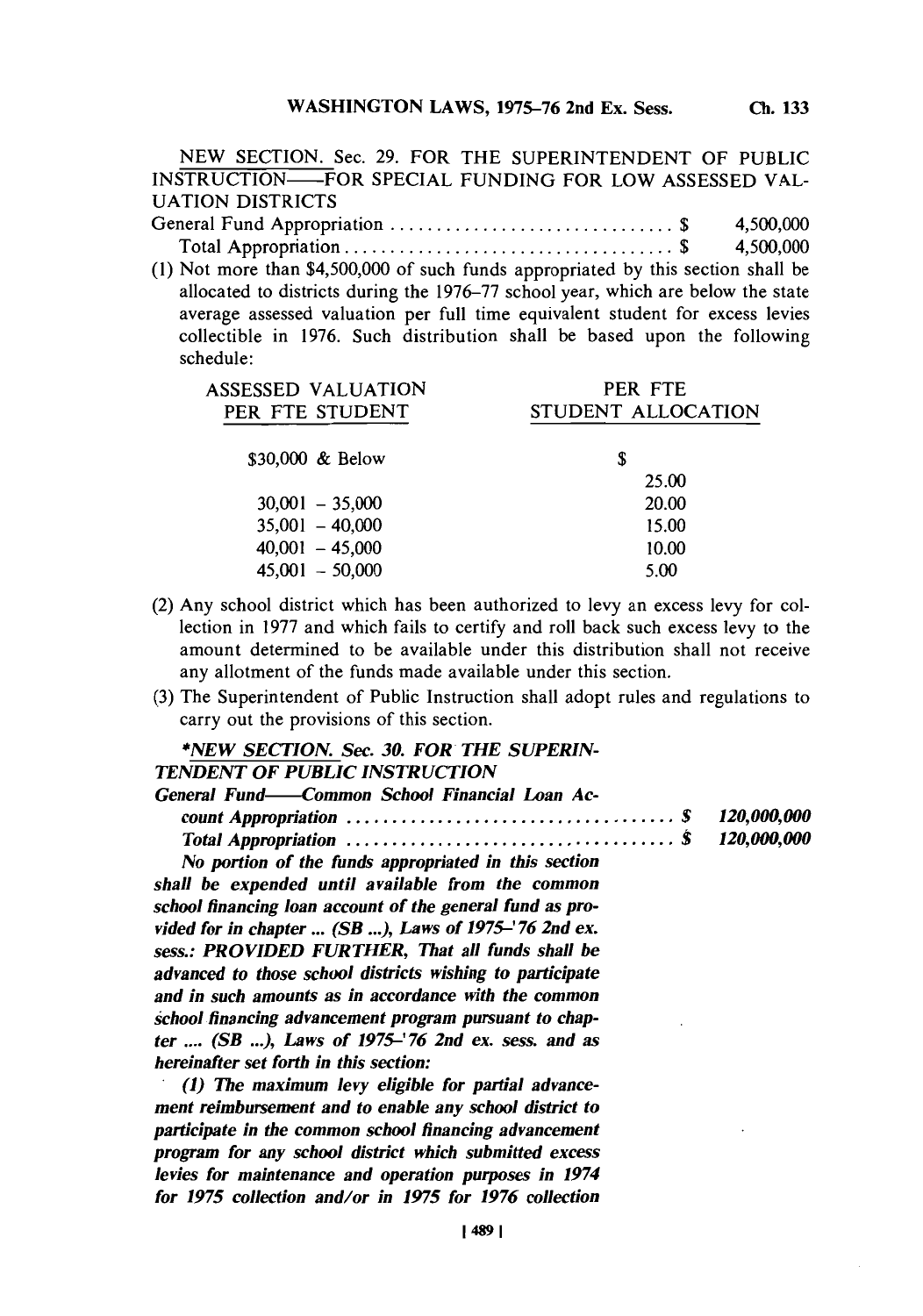NEW SECTION. Sec. 29. FOR THE SUPERINTENDENT OF PUBLIC INSTRUCTION—FOR SPECIAL FUNDING FOR LOW ASSESSED VALUATION DISTRICTS

General Fund Appropriation . . . . . . . . . . . . . . . . . . . . . . . . . . . . . . . $ 4,500,000
Total Appropriation . . . . . . . . . . . . . . . . . . . . . . . . . . . . . . . . . . . . $ 4,500,000

(1) Not more than $4,500,000 of such funds appropriated by this section shall be allocated to districts during the 1976–77 school year, which are below the state average assessed valuation per full time equivalent student for excess levies collectible in 1976. Such distribution shall be based upon the following schedule:

| ASSESSED VALUATION PER FTE STUDENT | PER FTE STUDENT ALLOCATION |
|---|---|
| $30,000 & Below | $ 25.00 |
| 30,001 – 35,000 | 20.00 |
| 35,001 – 40,000 | 15.00 |
| 40,001 – 45,000 | 10.00 |
| 45,001 – 50,000 | 5.00 |

(2) Any school district which has been authorized to levy an excess levy for collection in 1977 and which fails to certify and roll back such excess levy to the amount determined to be available under this distribution shall not receive any allotment of the funds made available under this section.

(3) The Superintendent of Public Instruction shall adopt rules and regulations to carry out the provisions of this section.

****NEW SECTION. Sec. 30. FOR THE SUPERINTENDENT OF PUBLIC INSTRUCTION***

***General Fund—Common School Financial Loan Account Appropriation . . . . . . . . . . . . . . . . . . . . . . . . . . . . . . . . . . . . $ 120,000,000***
***Total Appropriation . . . . . . . . . . . . . . . . . . . . . . . . . . . . . . . . . . . $ 120,000,000***

*No portion of the funds appropriated in this section shall be expended until available from the common school financing loan account of the general fund as provided for in chapter ... (SB ...), Laws of 1975–'76 2nd ex. sess.: PROVIDED FURTHER, That all funds shall be advanced to those school districts wishing to participate and in such amounts as in accordance with the common school financing advancement program pursuant to chapter .... (SB ...), Laws of 1975–'76 2nd ex. sess. and as hereinafter set forth in this section:*

*(1) The maximum levy eligible for partial advancement reimbursement and to enable any school district to participate in the common school financing advancement program for any school district which submitted excess levies for maintenance and operation purposes in 1974 for 1975 collection and/or in 1975 for 1976 collection*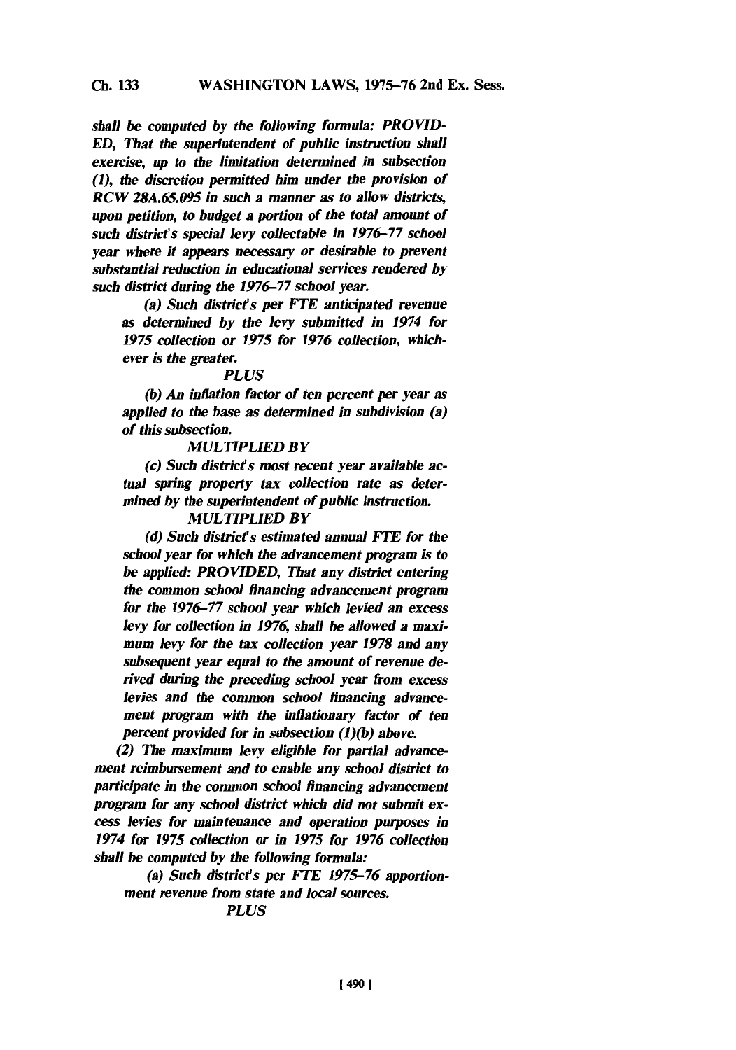*shall be computed by the following formula: PROVIDED, That the superintendent of public instruction shall exercise, up to the limitation determined in subsection (1), the discretion permitted him under the provision of RCW 28A.65.095 in such a manner as to allow districts, upon petition, to budget a portion of the total amount of such district's special levy collectable in 1976-77 school year where it appears necessary or desirable to prevent substantial reduction in educational services rendered by such district during the 1976-77 school year.*

*(a) Such district's per FTE anticipated revenue as determined by the levy submitted in 1974 for 1975 collection or 1975 for 1976 collection, whichever is the greater.*

*PLUS*

*(b) An inflation factor of ten percent per year as applied to the base as determined in subdivision (a) of this subsection.*

*MULTIPLIED BY*

*(c) Such district's most recent year available actual spring property tax collection rate as determined by the superintendent of public instruction.*

*MULTIPLIED BY*

*(d) Such district's estimated annual FTE for the school year for which the advancement program is to be applied: PROVIDED, That any district entering the common school financing advancement program for the 1976-77 school year which levied an excess levy for collection in 1976, shall be allowed a maximum levy for the tax collection year 1978 and any subsequent year equal to the amount of revenue derived during the preceding school year from excess levies and the common school financing advancement program with the inflationary factor of ten percent provided for in subsection (1)(b) above.*

*(2) The maximum levy eligible for partial advancement reimbursement and to enable any school district to participate in the common school financing advancement program for any school district which did not submit excess levies for maintenance and operation purposes in 1974 for 1975 collection or in 1975 for 1976 collection shall be computed by the following formula:*

*(a) Such district's per FTE 1975-76 apportionment revenue from state and local sources.*

*PLUS*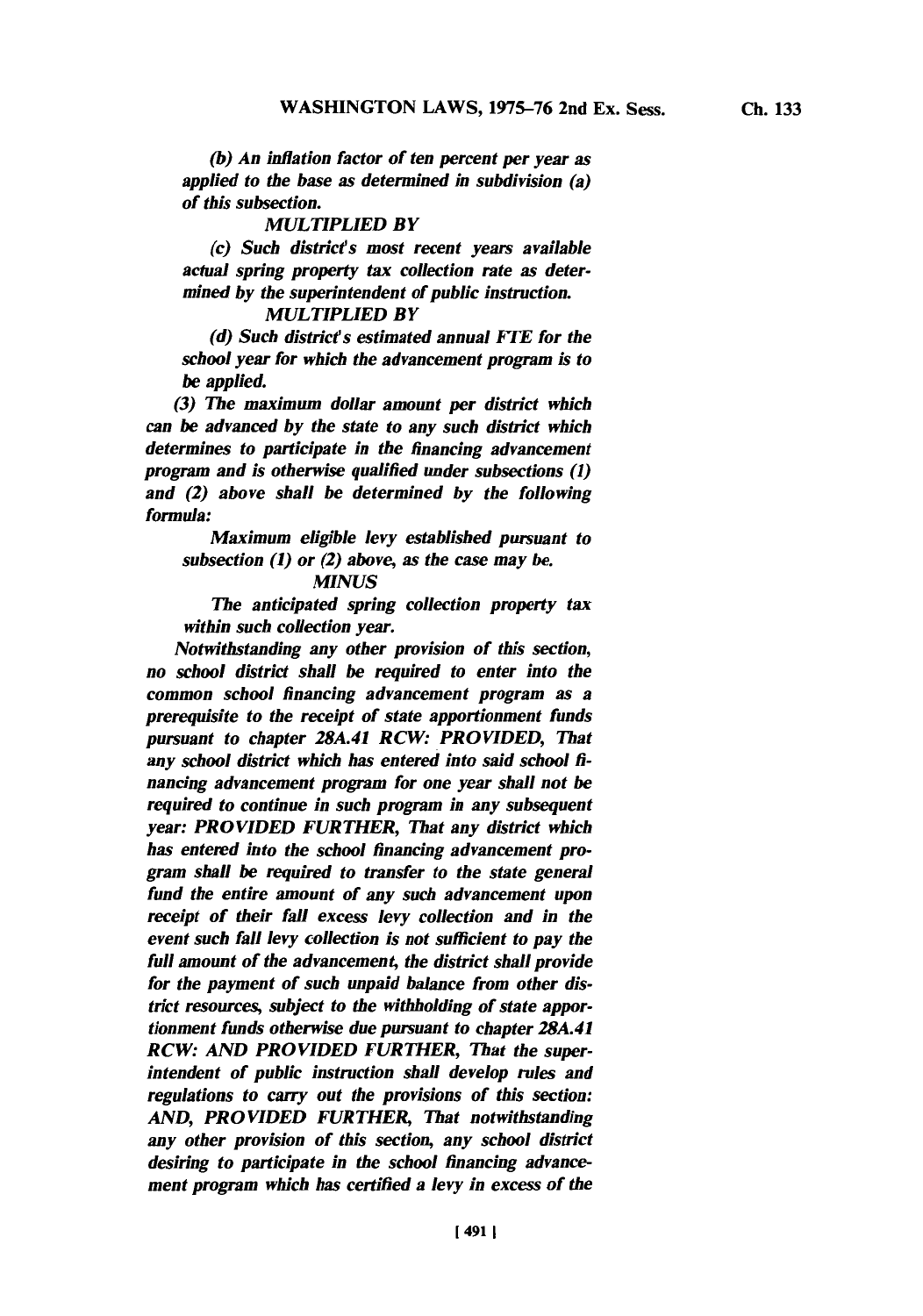*(b) An inflation factor of ten percent per year as applied to the base as determined in subdivision (a) of this subsection.*

*MULTIPLIED BY*

*(c) Such district's most recent years available actual spring property tax collection rate as determined by the superintendent of public instruction.*

*MULTIPLIED BY*

*(d) Such district's estimated annual FTE for the school year for which the advancement program is to be applied.*

*(3) The maximum dollar amount per district which can be advanced by the state to any such district which determines to participate in the financing advancement program and is otherwise qualified under subsections (1) and (2) above shall be determined by the following formula:*

*Maximum eligible levy established pursuant to subsection (1) or (2) above, as the case may be.*

*MINUS*

*The anticipated spring collection property tax within such collection year.*

*Notwithstanding any other provision of this section, no school district shall be required to enter into the common school financing advancement program as a prerequisite to the receipt of state apportionment funds pursuant to chapter 28A.41 RCW: PROVIDED, That any school district which has entered into said school financing advancement program for one year shall not be required to continue in such program in any subsequent year: PROVIDED FURTHER, That any district which has entered into the school financing advancement program shall be required to transfer to the state general fund the entire amount of any such advancement upon receipt of their fall excess levy collection and in the event such fall levy collection is not sufficient to pay the full amount of the advancement, the district shall provide for the payment of such unpaid balance from other district resources, subject to the withholding of state apportionment funds otherwise due pursuant to chapter 28A.41 RCW: AND PROVIDED FURTHER, That the superintendent of public instruction shall develop rules and regulations to carry out the provisions of this section: AND, PROVIDED FURTHER, That notwithstanding any other provision of this section, any school district desiring to participate in the school financing advancement program which has certified a levy in excess of the*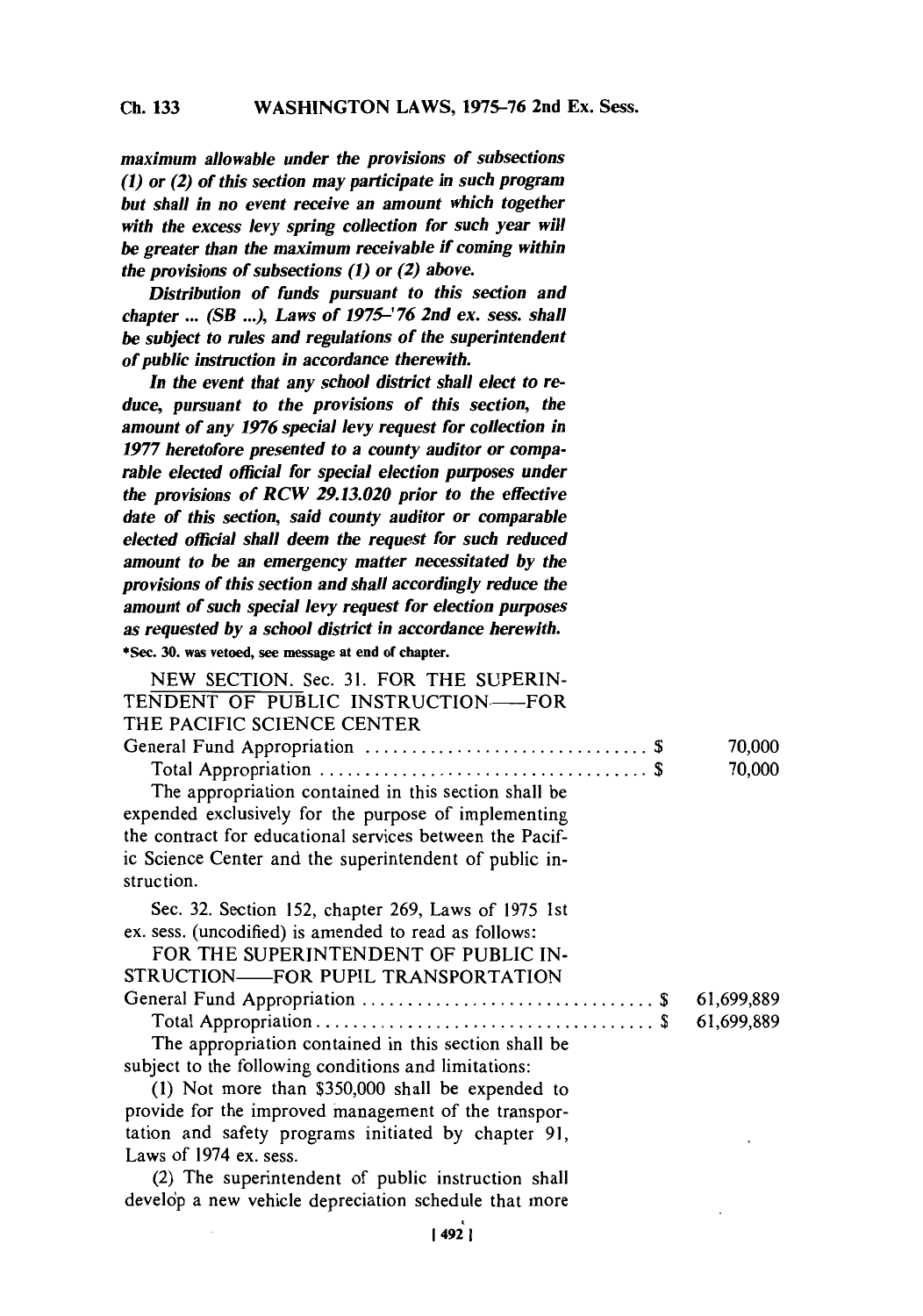*maximum allowable under the provisions of subsections (1) or (2) of this section may participate in such program but shall in no event receive an amount which together with the excess levy spring collection for such year will be greater than the maximum receivable if coming within the provisions of subsections (1) or (2) above.*

*Distribution of funds pursuant to this section and chapter ... (SB ...), Laws of 1975–'76 2nd ex. sess. shall be subject to rules and regulations of the superintendent of public instruction in accordance therewith.*

*In the event that any school district shall elect to reduce, pursuant to the provisions of this section, the amount of any 1976 special levy request for collection in 1977 heretofore presented to a county auditor or comparable elected official for special election purposes under the provisions of RCW 29.13.020 prior to the effective date of this section, said county auditor or comparable elected official shall deem the request for such reduced amount to be an emergency matter necessitated by the provisions of this section and shall accordingly reduce the amount of such special levy request for election purposes as requested by a school district in accordance herewith.*

**\*Sec. 30. was vetoed, see message at end of chapter.**

NEW SECTION. Sec. 31. FOR THE SUPERINTENDENT OF PUBLIC INSTRUCTION——FOR THE PACIFIC SCIENCE CENTER

| | |
|---|---|
| General Fund Appropriation ............................... $ | 70,000 |
| Total Appropriation .................................... $ | 70,000 |

The appropriation contained in this section shall be expended exclusively for the purpose of implementing the contract for educational services between the Pacific Science Center and the superintendent of public instruction.

Sec. 32. Section 152, chapter 269, Laws of 1975 1st ex. sess. (uncodified) is amended to read as follows:

FOR THE SUPERINTENDENT OF PUBLIC INSTRUCTION——FOR PUPIL TRANSPORTATION

| | |
|---|---|
| General Fund Appropriation ................................ $ | 61,699,889 |
| Total Appropriation..................................... $ | 61,699,889 |

The appropriation contained in this section shall be subject to the following conditions and limitations:

(1) Not more than $350,000 shall be expended to provide for the improved management of the transportation and safety programs initiated by chapter 91, Laws of 1974 ex. sess.

(2) The superintendent of public instruction shall develop a new vehicle depreciation schedule that more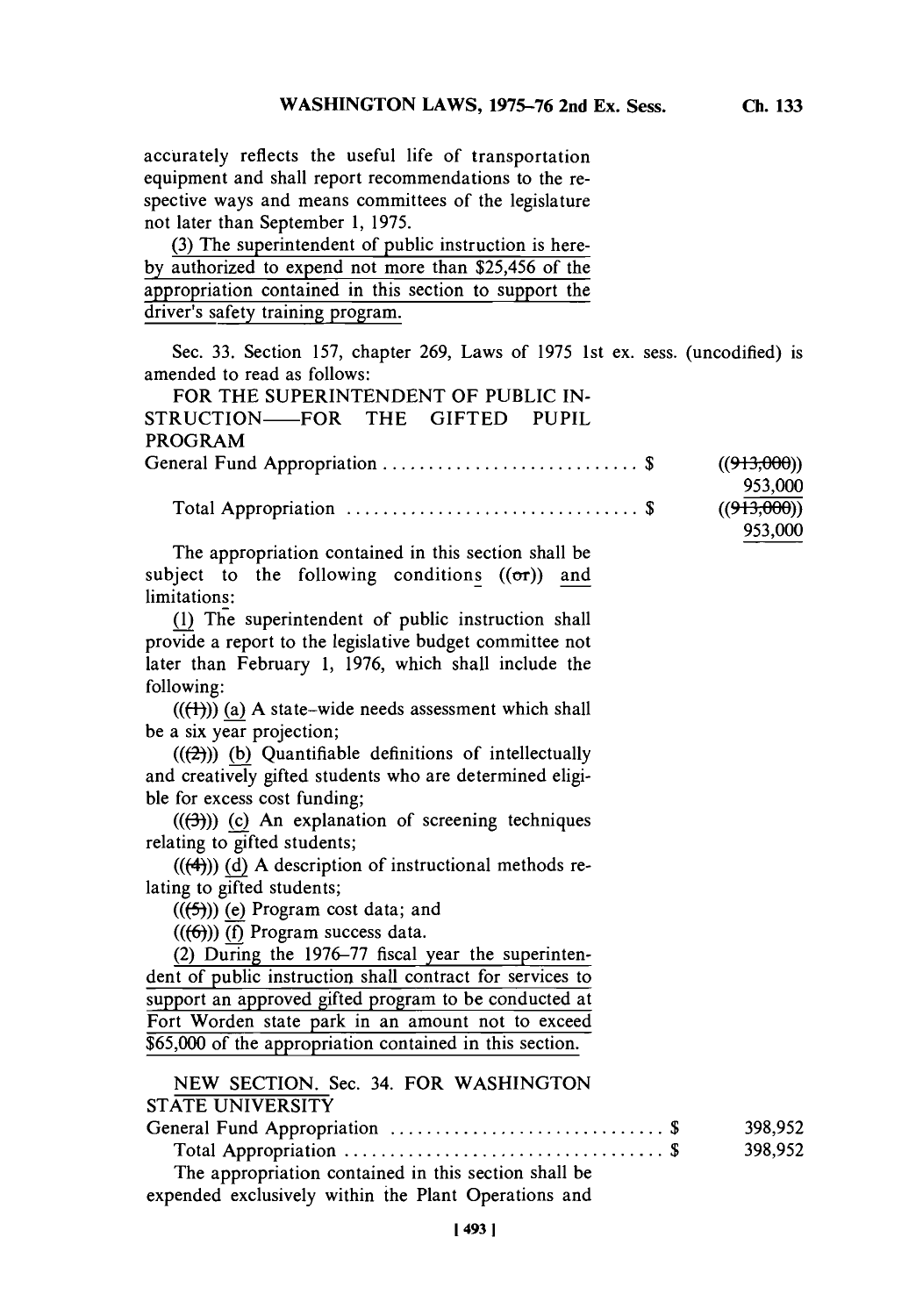accurately reflects the useful life of transportation equipment and shall report recommendations to the respective ways and means committees of the legislature not later than September 1, 1975.

(3) The superintendent of public instruction is hereby authorized to expend not more than $25,456 of the appropriation contained in this section to support the driver's safety training program.

Sec. 33. Section 157, chapter 269, Laws of 1975 1st ex. sess. (uncodified) is amended to read as follows:

FOR THE SUPERINTENDENT OF PUBLIC INSTRUCTION——FOR THE GIFTED PUPIL PROGRAM

| | | |
|---|---|---|
| General Fund Appropriation . . . . . . . . . . . . . . . . . . . . . . . . . . . . | $ | ((~~913,000~~)) 953,000 |
| Total Appropriation . . . . . . . . . . . . . . . . . . . . . . . . . . . . . . . . | $ | ((~~913,000~~)) 953,000 |

The appropriation contained in this section shall be subject to the following conditions ((~~or~~)) and limitations:

(1) The superintendent of public instruction shall provide a report to the legislative budget committee not later than February 1, 1976, which shall include the following:

((~~(1)~~)) (a) A state-wide needs assessment which shall be a six year projection;

((~~(2)~~)) (b) Quantifiable definitions of intellectually and creatively gifted students who are determined eligible for excess cost funding;

((~~(3)~~)) (c) An explanation of screening techniques relating to gifted students;

((~~(4)~~)) (d) A description of instructional methods relating to gifted students;

((~~(5)~~)) (e) Program cost data; and

((~~(6)~~)) (f) Program success data.

(2) During the 1976–77 fiscal year the superintendent of public instruction shall contract for services to support an approved gifted program to be conducted at Fort Worden state park in an amount not to exceed $65,000 of the appropriation contained in this section.

NEW SECTION. Sec. 34. FOR WASHINGTON STATE UNIVERSITY

| | | |
|---|---|---|
| General Fund Appropriation . . . . . . . . . . . . . . . . . . . . . . . . . . . . | $ | 398,952 |
| Total Appropriation . . . . . . . . . . . . . . . . . . . . . . . . . . . . . . . . | $ | 398,952 |

The appropriation contained in this section shall be expended exclusively within the Plant Operations and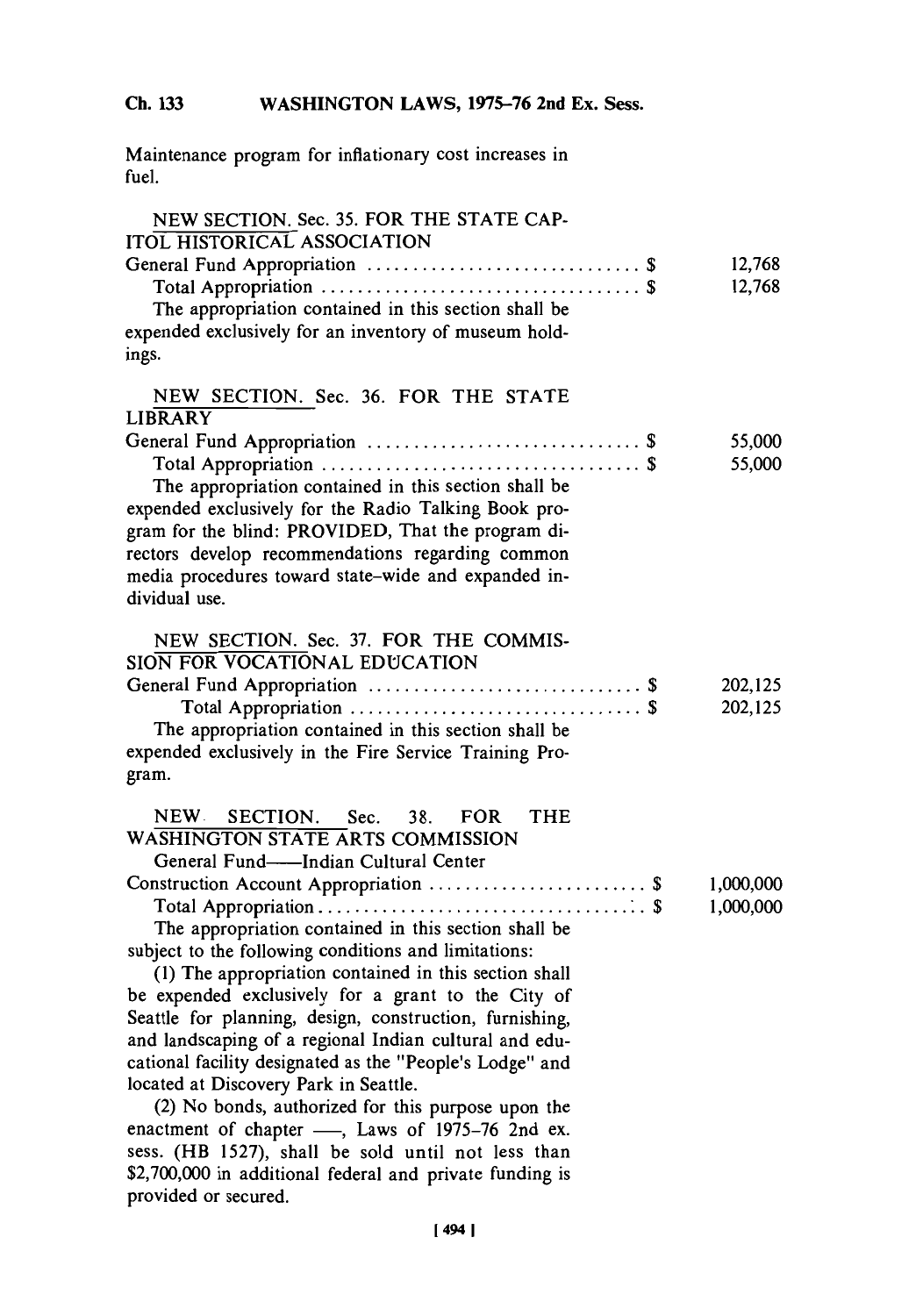Maintenance program for inflationary cost increases in fuel.

NEW SECTION. Sec. 35. FOR THE STATE CAPITOL HISTORICAL ASSOCIATION

| | |
|---|---|
| General Fund Appropriation .............................. $ | 12,768 |
| Total Appropriation .................................. $ | 12,768 |

The appropriation contained in this section shall be expended exclusively for an inventory of museum holdings.

NEW SECTION. Sec. 36. FOR THE STATE LIBRARY

| | |
|---|---|
| General Fund Appropriation .............................. $ | 55,000 |
| Total Appropriation .................................. $ | 55,000 |

The appropriation contained in this section shall be expended exclusively for the Radio Talking Book program for the blind: PROVIDED, That the program directors develop recommendations regarding common media procedures toward state-wide and expanded individual use.

NEW SECTION. Sec. 37. FOR THE COMMISSION FOR VOCATIONAL EDUCATION

| | |
|---|---|
| General Fund Appropriation .............................. $ | 202,125 |
| Total Appropriation ................................ $ | 202,125 |

The appropriation contained in this section shall be expended exclusively in the Fire Service Training Program.

NEW SECTION. Sec. 38. FOR THE WASHINGTON STATE ARTS COMMISSION

| | |
|---|---|
| General Fund—Indian Cultural Center Construction Account Appropriation ........................ $ | 1,000,000 |
| Total Appropriation ................................... $ | 1,000,000 |

The appropriation contained in this section shall be subject to the following conditions and limitations:

(1) The appropriation contained in this section shall be expended exclusively for a grant to the City of Seattle for planning, design, construction, furnishing, and landscaping of a regional Indian cultural and educational facility designated as the "People's Lodge" and located at Discovery Park in Seattle.

(2) No bonds, authorized for this purpose upon the enactment of chapter —, Laws of 1975-76 2nd ex. sess. (HB 1527), shall be sold until not less than $2,700,000 in additional federal and private funding is provided or secured.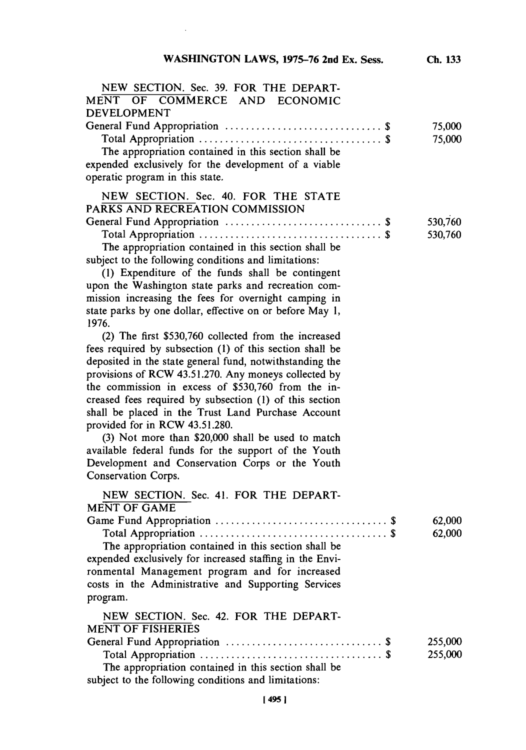NEW SECTION. Sec. 39. FOR THE DEPARTMENT OF COMMERCE AND ECONOMIC DEVELOPMENT

| | | |
|---|---|---|
| General Fund Appropriation | $ | 75,000 |
| Total Appropriation | $ | 75,000 |

The appropriation contained in this section shall be expended exclusively for the development of a viable operatic program in this state.

NEW SECTION. Sec. 40. FOR THE STATE PARKS AND RECREATION COMMISSION

| | | |
|---|---|---|
| General Fund Appropriation | $ | 530,760 |
| Total Appropriation | $ | 530,760 |

The appropriation contained in this section shall be subject to the following conditions and limitations:

(1) Expenditure of the funds shall be contingent upon the Washington state parks and recreation commission increasing the fees for overnight camping in state parks by one dollar, effective on or before May 1, 1976.

(2) The first $530,760 collected from the increased fees required by subsection (1) of this section shall be deposited in the state general fund, notwithstanding the provisions of RCW 43.51.270. Any moneys collected by the commission in excess of $530,760 from the increased fees required by subsection (1) of this section shall be placed in the Trust Land Purchase Account provided for in RCW 43.51.280.

(3) Not more than $20,000 shall be used to match available federal funds for the support of the Youth Development and Conservation Corps or the Youth Conservation Corps.

NEW SECTION. Sec. 41. FOR THE DEPARTMENT OF GAME

| | | |
|---|---|---|
| Game Fund Appropriation | $ | 62,000 |
| Total Appropriation | $ | 62,000 |

The appropriation contained in this section shall be expended exclusively for increased staffing in the Environmental Management program and for increased costs in the Administrative and Supporting Services program.

NEW SECTION. Sec. 42. FOR THE DEPARTMENT OF FISHERIES

| | | |
|---|---|---|
| General Fund Appropriation | $ | 255,000 |
| Total Appropriation | $ | 255,000 |

The appropriation contained in this section shall be subject to the following conditions and limitations: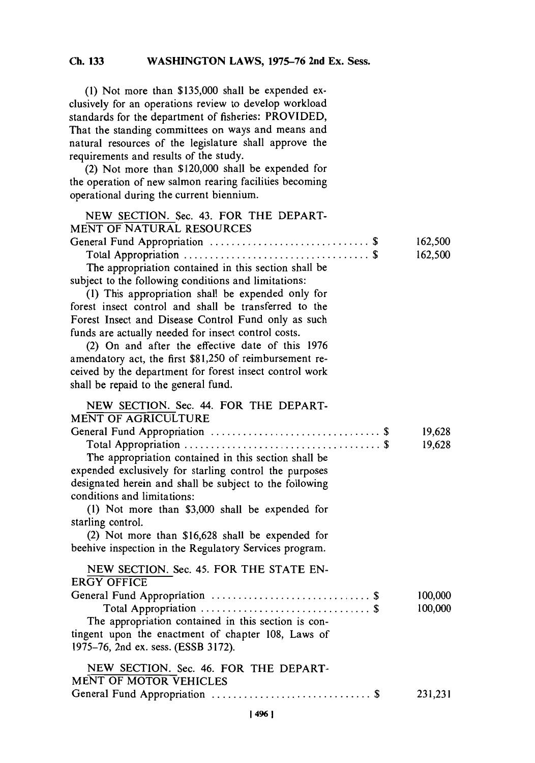(1) Not more than $135,000 shall be expended exclusively for an operations review to develop workload standards for the department of fisheries: PROVIDED, That the standing committees on ways and means and natural resources of the legislature shall approve the requirements and results of the study.

(2) Not more than $120,000 shall be expended for the operation of new salmon rearing facilities becoming operational during the current biennium.

NEW SECTION. Sec. 43. FOR THE DEPARTMENT OF NATURAL RESOURCES

| | | |
|---|---|---|
| General Fund Appropriation ............................ | $ | 162,500 |
| Total Appropriation ................................ | $ | 162,500 |

The appropriation contained in this section shall be subject to the following conditions and limitations:

(1) This appropriation shall be expended only for forest insect control and shall be transferred to the Forest Insect and Disease Control Fund only as such funds are actually needed for insect control costs.

(2) On and after the effective date of this 1976 amendatory act, the first $81,250 of reimbursement received by the department for forest insect control work shall be repaid to the general fund.

NEW SECTION. Sec. 44. FOR THE DEPARTMENT OF AGRICULTURE

| | | |
|---|---|---|
| General Fund Appropriation ............................ | $ | 19,628 |
| Total Appropriation ................................ | $ | 19,628 |

The appropriation contained in this section shall be expended exclusively for starling control the purposes designated herein and shall be subject to the following conditions and limitations:

(1) Not more than $3,000 shall be expended for starling control.

(2) Not more than $16,628 shall be expended for beehive inspection in the Regulatory Services program.

NEW SECTION. Sec. 45. FOR THE STATE ENERGY OFFICE

| | | |
|---|---|---|
| General Fund Appropriation ............................ | $ | 100,000 |
| Total Appropriation ................................ | $ | 100,000 |

The appropriation contained in this section is contingent upon the enactment of chapter 108, Laws of 1975–76, 2nd ex. sess. (ESSB 3172).

NEW SECTION. Sec. 46. FOR THE DEPARTMENT OF MOTOR VEHICLES

| | | |
|---|---|---|
| General Fund Appropriation ............................ | $ | 231,231 |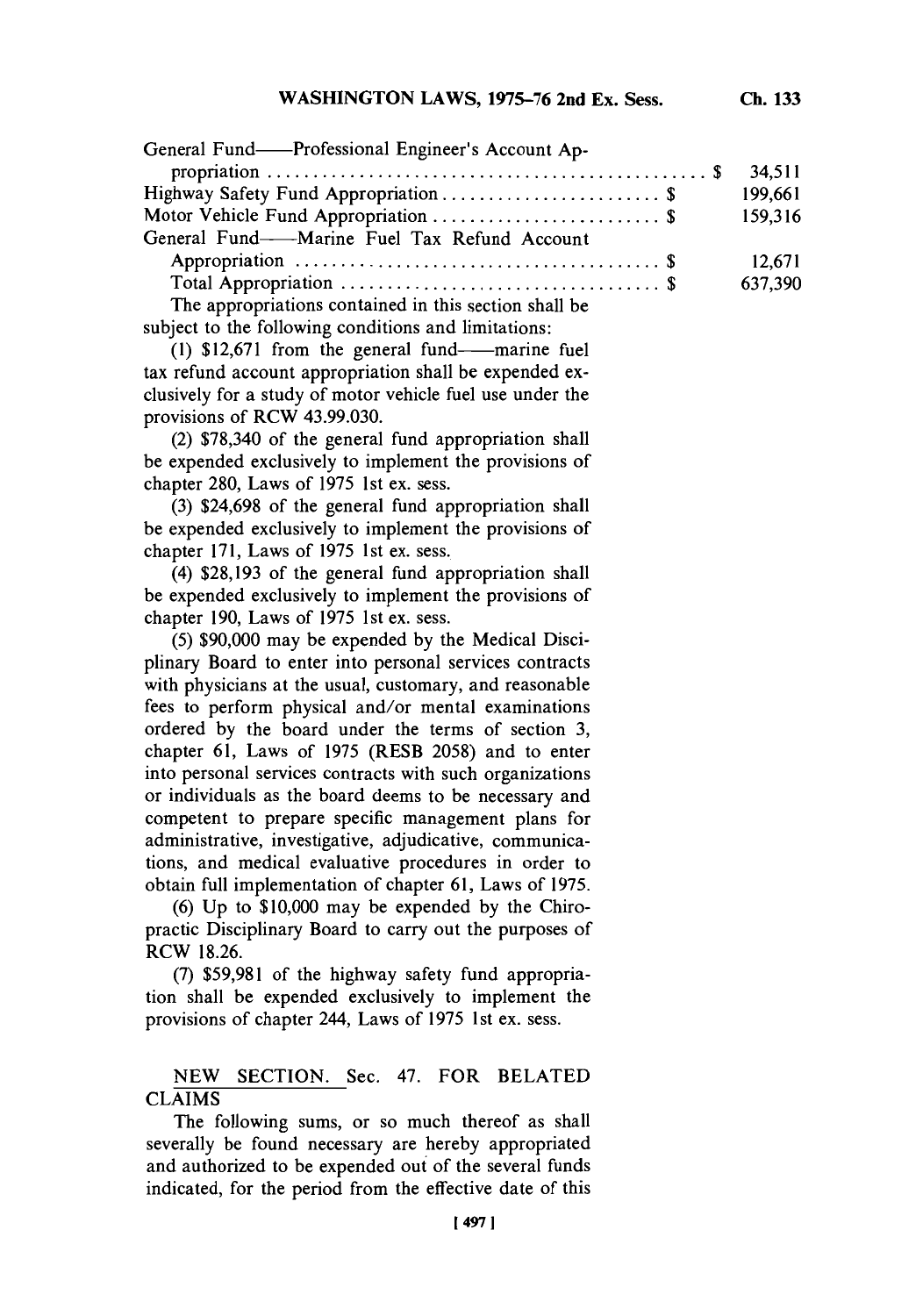| | |
|---|---|
| General Fund——Professional Engineer's Account Appropriation .......... $ | 34,511 |
| Highway Safety Fund Appropriation .......... $ | 199,661 |
| Motor Vehicle Fund Appropriation .......... $ | 159,316 |
| General Fund——Marine Fuel Tax Refund Account Appropriation .......... $ | 12,671 |
| Total Appropriation .......... $ | 637,390 |

The appropriations contained in this section shall be subject to the following conditions and limitations:

(1) $12,671 from the general fund——marine fuel tax refund account appropriation shall be expended exclusively for a study of motor vehicle fuel use under the provisions of RCW 43.99.030.

(2) $78,340 of the general fund appropriation shall be expended exclusively to implement the provisions of chapter 280, Laws of 1975 1st ex. sess.

(3) $24,698 of the general fund appropriation shall be expended exclusively to implement the provisions of chapter 171, Laws of 1975 1st ex. sess.

(4) $28,193 of the general fund appropriation shall be expended exclusively to implement the provisions of chapter 190, Laws of 1975 1st ex. sess.

(5) $90,000 may be expended by the Medical Disciplinary Board to enter into personal services contracts with physicians at the usual, customary, and reasonable fees to perform physical and/or mental examinations ordered by the board under the terms of section 3, chapter 61, Laws of 1975 (RESB 2058) and to enter into personal services contracts with such organizations or individuals as the board deems to be necessary and competent to prepare specific management plans for administrative, investigative, adjudicative, communications, and medical evaluative procedures in order to obtain full implementation of chapter 61, Laws of 1975.

(6) Up to $10,000 may be expended by the Chiropractic Disciplinary Board to carry out the purposes of RCW 18.26.

(7) $59,981 of the highway safety fund appropriation shall be expended exclusively to implement the provisions of chapter 244, Laws of 1975 1st ex. sess.

NEW SECTION. Sec. 47. FOR BELATED CLAIMS

The following sums, or so much thereof as shall severally be found necessary are hereby appropriated and authorized to be expended out of the several funds indicated, for the period from the effective date of this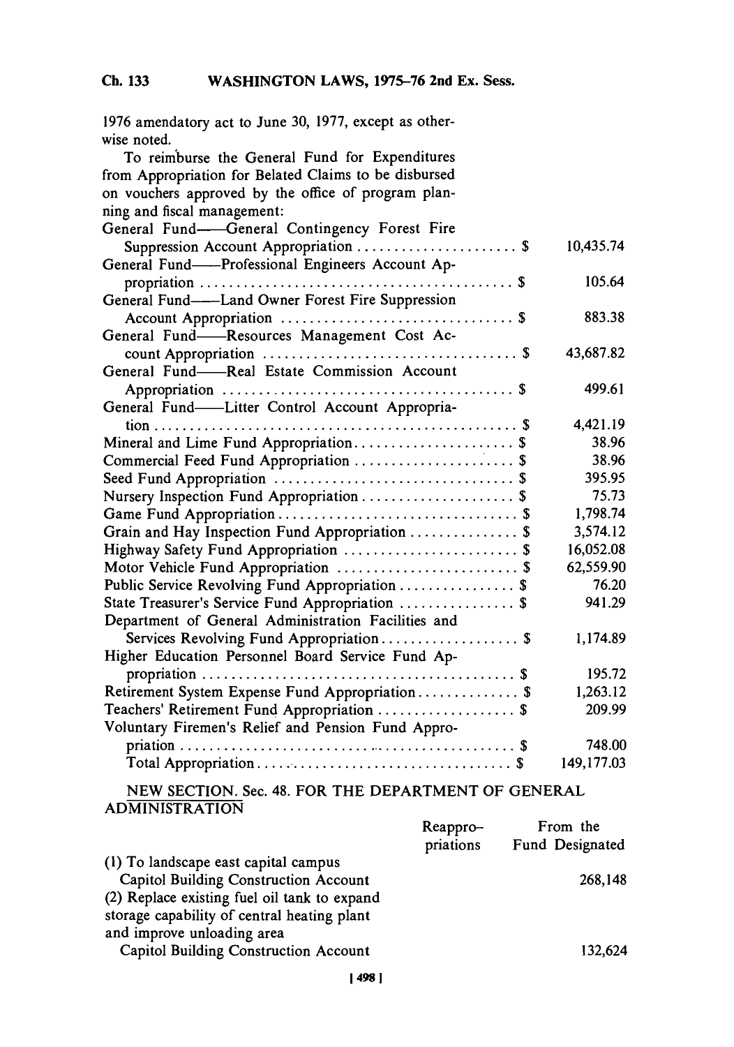1976 amendatory act to June 30, 1977, except as otherwise noted.

To reimburse the General Fund for Expenditures from Appropriation for Belated Claims to be disbursed on vouchers approved by the office of program planning and fiscal management:

| | |
|---|---|
| General Fund—General Contingency Forest Fire Suppression Account Appropriation .................... $ | 10,435.74 |
| General Fund—Professional Engineers Account Appropriation .................... $ | 105.64 |
| General Fund—Land Owner Forest Fire Suppression Account Appropriation .................... $ | 883.38 |
| General Fund—Resources Management Cost Account Appropriation .................... $ | 43,687.82 |
| General Fund—Real Estate Commission Account Appropriation .................... $ | 499.61 |
| General Fund—Litter Control Account Appropriation .................... $ | 4,421.19 |
| Mineral and Lime Fund Appropriation .................... $ | 38.96 |
| Commercial Feed Fund Appropriation .................... $ | 38.96 |
| Seed Fund Appropriation .................... $ | 395.95 |
| Nursery Inspection Fund Appropriation .................... $ | 75.73 |
| Game Fund Appropriation .................... $ | 1,798.74 |
| Grain and Hay Inspection Fund Appropriation .................... $ | 3,574.12 |
| Highway Safety Fund Appropriation .................... $ | 16,052.08 |
| Motor Vehicle Fund Appropriation .................... $ | 62,559.90 |
| Public Service Revolving Fund Appropriation .................... $ | 76.20 |
| State Treasurer's Service Fund Appropriation .................... $ | 941.29 |
| Department of General Administration Facilities and Services Revolving Fund Appropriation .................... $ | 1,174.89 |
| Higher Education Personnel Board Service Fund Appropriation .................... $ | 195.72 |
| Retirement System Expense Fund Appropriation .................... $ | 1,263.12 |
| Teachers' Retirement Fund Appropriation .................... $ | 209.99 |
| Voluntary Firemen's Relief and Pension Fund Appropriation .................... $ | 748.00 |
| Total Appropriation .................... $ | 149,177.03 |

NEW SECTION. Sec. 48. FOR THE DEPARTMENT OF GENERAL ADMINISTRATION

| | Reappropriations | From the Fund Designated |
|---|---|---|
| (1) To landscape east capital campus Capitol Building Construction Account | | 268,148 |
| (2) Replace existing fuel oil tank to expand storage capability of central heating plant and improve unloading area Capitol Building Construction Account | | 132,624 |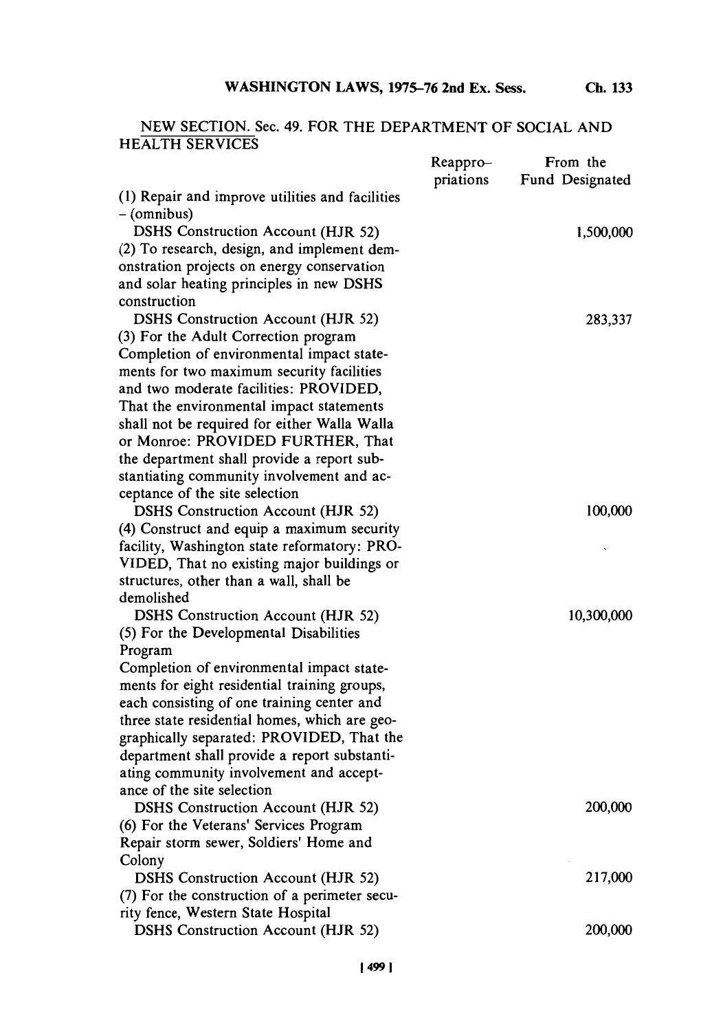NEW SECTION. Sec. 49. FOR THE DEPARTMENT OF SOCIAL AND HEALTH SERVICES

| | Reappro- priations | From the Fund Designated |
|---|---|---|
| (1) Repair and improve utilities and facilities – (omnibus) | | |
| DSHS Construction Account (HJR 52) | | 1,500,000 |
| (2) To research, design, and implement demonstration projects on energy conservation and solar heating principles in new DSHS construction | | |
| DSHS Construction Account (HJR 52) | | 283,337 |
| (3) For the Adult Correction program Completion of environmental impact statements for two maximum security facilities and two moderate facilities: PROVIDED, That the environmental impact statements shall not be required for either Walla Walla or Monroe: PROVIDED FURTHER, That the department shall provide a report substantiating community involvement and acceptance of the site selection | | |
| DSHS Construction Account (HJR 52) | | 100,000 |
| (4) Construct and equip a maximum security facility, Washington state reformatory: PROVIDED, That no existing major buildings or structures, other than a wall, shall be demolished | | |
| DSHS Construction Account (HJR 52) | | 10,300,000 |
| (5) For the Developmental Disabilities Program Completion of environmental impact statements for eight residential training groups, each consisting of one training center and three state residential homes, which are geographically separated: PROVIDED, That the department shall provide a report substantiating community involvement and acceptance of the site selection | | |
| DSHS Construction Account (HJR 52) | | 200,000 |
| (6) For the Veterans' Services Program Repair storm sewer, Soldiers' Home and Colony | | |
| DSHS Construction Account (HJR 52) | | 217,000 |
| (7) For the construction of a perimeter security fence, Western State Hospital | | |
| DSHS Construction Account (HJR 52) | | 200,000 |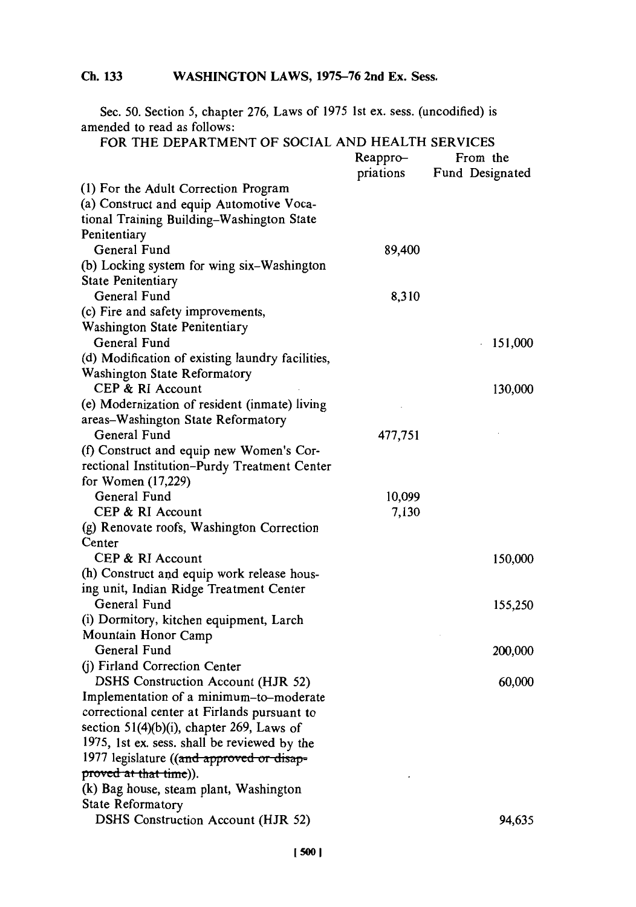Sec. 50. Section 5, chapter 276, Laws of 1975 1st ex. sess. (uncodified) is amended to read as follows:

FOR THE DEPARTMENT OF SOCIAL AND HEALTH SERVICES

| | Reappro-priations | From the Fund Designated |
|---|---|---|
| (1) For the Adult Correction Program | | |
| (a) Construct and equip Automotive Vocational Training Building–Washington State Penitentiary | | |
| General Fund | 89,400 | |
| (b) Locking system for wing six–Washington State Penitentiary | | |
| General Fund | 8,310 | |
| (c) Fire and safety improvements, Washington State Penitentiary | | |
| General Fund | | 151,000 |
| (d) Modification of existing laundry facilities, Washington State Reformatory | | |
| CEP & RI Account | | 130,000 |
| (e) Modernization of resident (inmate) living areas–Washington State Reformatory | | |
| General Fund | 477,751 | |
| (f) Construct and equip new Women's Correctional Institution–Purdy Treatment Center for Women (17,229) | | |
| General Fund | 10,099 | |
| CEP & RI Account | 7,130 | |
| (g) Renovate roofs, Washington Correction Center | | |
| CEP & RI Account | | 150,000 |
| (h) Construct and equip work release housing unit, Indian Ridge Treatment Center | | |
| General Fund | | 155,250 |
| (i) Dormitory, kitchen equipment, Larch Mountain Honor Camp | | |
| General Fund | | 200,000 |
| (j) Firland Correction Center | | |
| DSHS Construction Account (HJR 52) | | 60,000 |
| Implementation of a minimum–to–moderate correctional center at Firlands pursuant to section 51(4)(b)(i), chapter 269, Laws of 1975, 1st ex. sess. shall be reviewed by the 1977 legislature ((~~and approved or disapproved at that time~~)). | | |
| (k) Bag house, steam plant, Washington State Reformatory | | |
| DSHS Construction Account (HJR 52) | | 94,635 |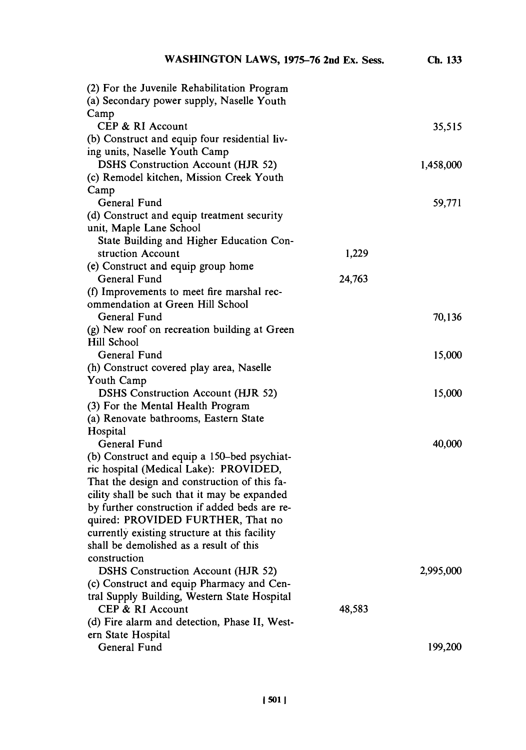(2) For the Juvenile Rehabilitation Program

(a) Secondary power supply, Naselle Youth Camp

| | | |
|---|---|---|
| CEP & RI Account | | 35,515 |

(b) Construct and equip four residential living units, Naselle Youth Camp

| | | |
|---|---|---|
| DSHS Construction Account (HJR 52) | | 1,458,000 |

(c) Remodel kitchen, Mission Creek Youth Camp

| | | |
|---|---|---|
| General Fund | | 59,771 |

(d) Construct and equip treatment security unit, Maple Lane School

| | | |
|---|---|---|
| State Building and Higher Education Construction Account | 1,229 | |

(e) Construct and equip group home

| | | |
|---|---|---|
| General Fund | 24,763 | |

(f) Improvements to meet fire marshal recommendation at Green Hill School

| | | |
|---|---|---|
| General Fund | | 70,136 |

(g) New roof on recreation building at Green Hill School

| | | |
|---|---|---|
| General Fund | | 15,000 |

(h) Construct covered play area, Naselle Youth Camp

| | | |
|---|---|---|
| DSHS Construction Account (HJR 52) | | 15,000 |

(3) For the Mental Health Program

(a) Renovate bathrooms, Eastern State Hospital

| | | |
|---|---|---|
| General Fund | | 40,000 |

(b) Construct and equip a 150-bed psychiatric hospital (Medical Lake): PROVIDED, That the design and construction of this facility shall be such that it may be expanded by further construction if added beds are required: PROVIDED FURTHER, That no currently existing structure at this facility shall be demolished as a result of this construction

| | | |
|---|---|---|
| DSHS Construction Account (HJR 52) | | 2,995,000 |

(c) Construct and equip Pharmacy and Central Supply Building, Western State Hospital

| | | |
|---|---|---|
| CEP & RI Account | 48,583 | |

(d) Fire alarm and detection, Phase II, Western State Hospital

| | | |
|---|---|---|
| General Fund | | 199,200 |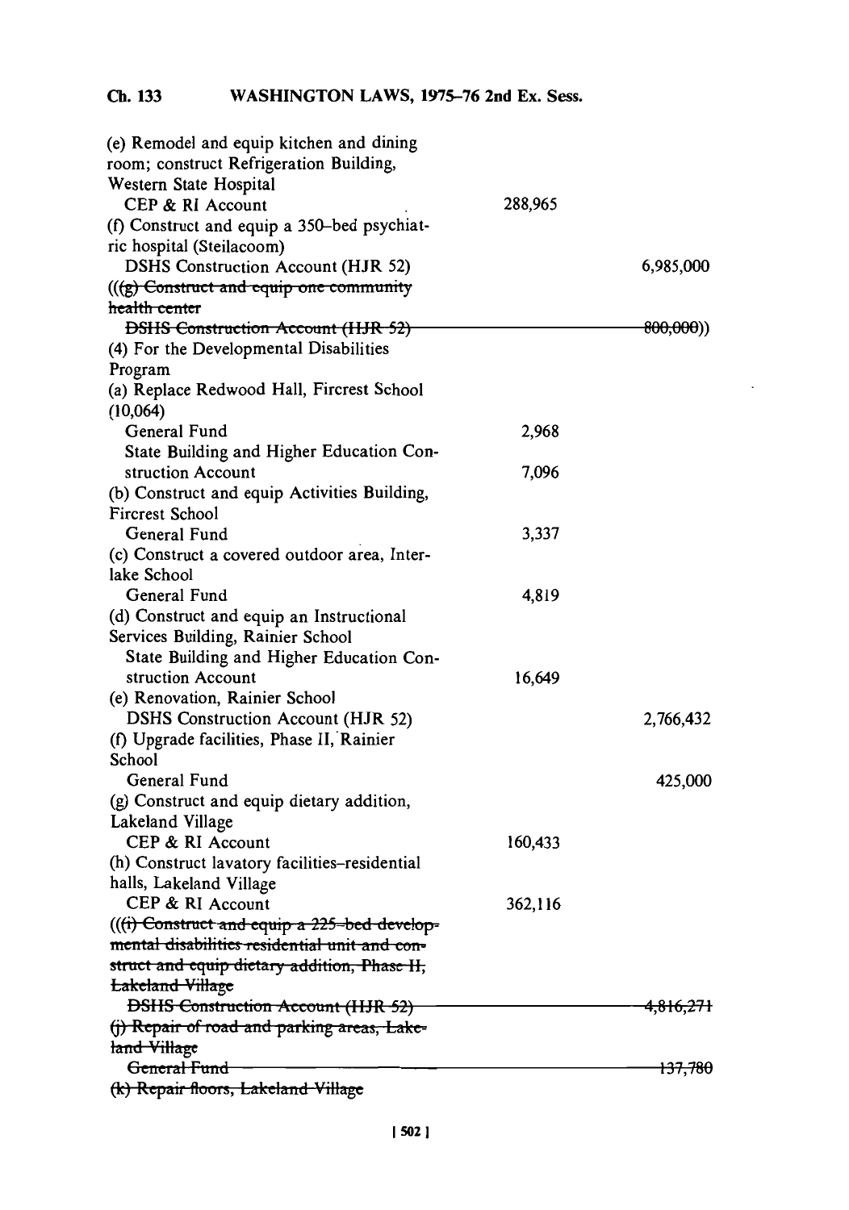(e) Remodel and equip kitchen and dining room; construct Refrigeration Building, Western State Hospital

| | | |
|---|---|---|
| CEP & RI Account | 288,965 | |

(f) Construct and equip a 350-bed psychiatric hospital (Steilacoom)

| | | |
|---|---|---|
| DSHS Construction Account (HJR 52) | | 6,985,000 |

~~(((g) Construct and equip one community health center~~

| | | |
|---|---|---|
| ~~DSHS Construction Account (HJR 52)~~ | | ~~800,000~~)) |

(4) For the Developmental Disabilities Program

(a) Replace Redwood Hall, Fircrest School (10,064)

| | | |
|---|---|---|
| General Fund | 2,968 | |
| State Building and Higher Education Construction Account | 7,096 | |

(b) Construct and equip Activities Building, Fircrest School

| | | |
|---|---|---|
| General Fund | 3,337 | |

(c) Construct a covered outdoor area, Interlake School

| | | |
|---|---|---|
| General Fund | 4,819 | |

(d) Construct and equip an Instructional Services Building, Rainier School

| | | |
|---|---|---|
| State Building and Higher Education Construction Account | 16,649 | |

(e) Renovation, Rainier School

| | | |
|---|---|---|
| DSHS Construction Account (HJR 52) | | 2,766,432 |

(f) Upgrade facilities, Phase II, Rainier School

| | | |
|---|---|---|
| General Fund | | 425,000 |

(g) Construct and equip dietary addition, Lakeland Village

| | | |
|---|---|---|
| CEP & RI Account | 160,433 | |

(h) Construct lavatory facilities–residential halls, Lakeland Village

| | | |
|---|---|---|
| CEP & RI Account | 362,116 | |

~~(((i) Construct and equip a 225-bed developmental disabilities residential unit and construct and equip dietary addition, Phase II, Lakeland Village~~

| | | |
|---|---|---|
| ~~DSHS Construction Account (HJR 52)~~ | | ~~4,816,271~~ |

~~(j) Repair of road and parking areas, Lakeland Village~~

| | | |
|---|---|---|
| ~~General Fund~~ | | ~~137,780~~ |

~~(k) Repair floors, Lakeland Village~~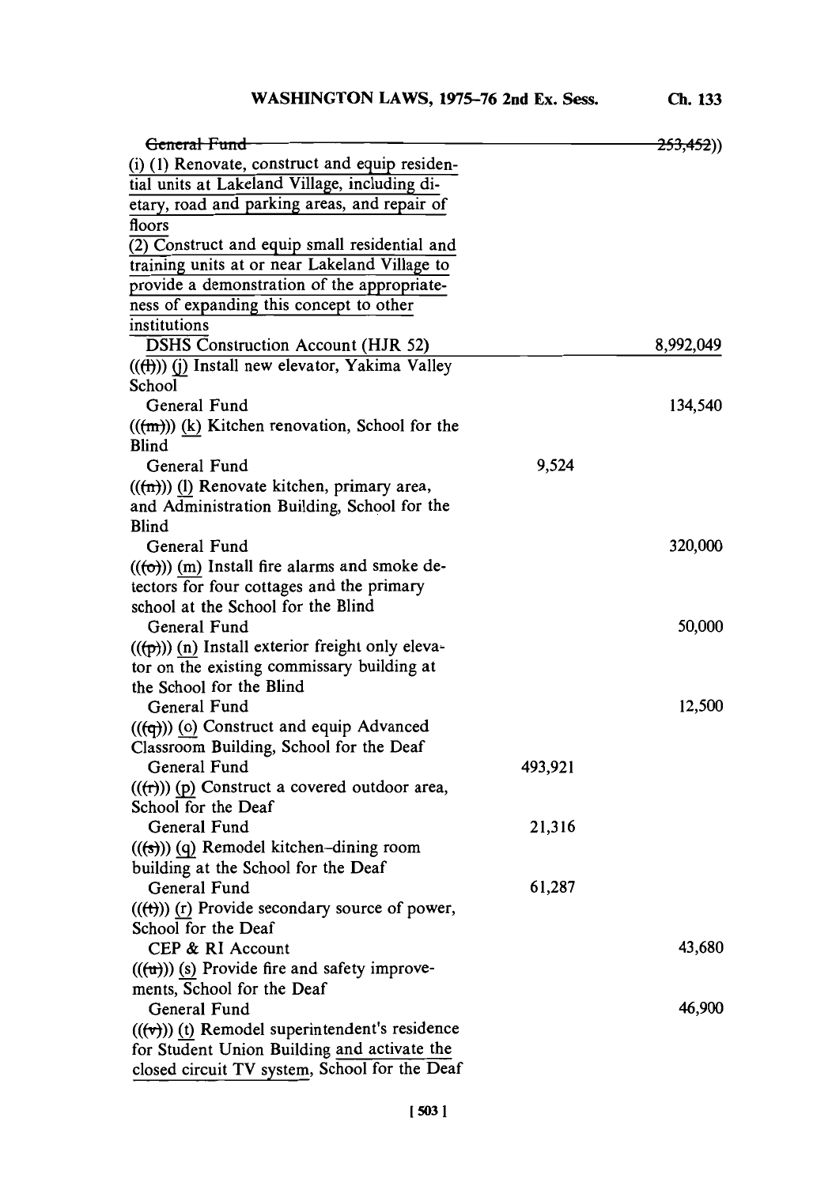| | | |
|---|---|---|
| ~~General Fund~~ | | ~~253,452~~)) |
| (i) (1) Renovate, construct and equip residential units at Lakeland Village, including dietary, road and parking areas, and repair of floors | | |
| (2) Construct and equip small residential and training units at or near Lakeland Village to provide a demonstration of the appropriateness of expanding this concept to other institutions | | |
| DSHS Construction Account (HJR 52) | | 8,992,049 |
| ((~~(l)~~)) (j) Install new elevator, Yakima Valley School | | |
| General Fund | | 134,540 |
| ((~~(m)~~)) (k) Kitchen renovation, School for the Blind | | |
| General Fund | 9,524 | |
| ((~~(n)~~)) (l) Renovate kitchen, primary area, and Administration Building, School for the Blind | | |
| General Fund | | 320,000 |
| ((~~(o)~~)) (m) Install fire alarms and smoke detectors for four cottages and the primary school at the School for the Blind | | |
| General Fund | | 50,000 |
| ((~~(p)~~)) (n) Install exterior freight only elevator on the existing commissary building at the School for the Blind | | |
| General Fund | | 12,500 |
| ((~~(q)~~)) (o) Construct and equip Advanced Classroom Building, School for the Deaf | | |
| General Fund | 493,921 | |
| ((~~(r)~~)) (p) Construct a covered outdoor area, School for the Deaf | | |
| General Fund | 21,316 | |
| ((~~(s)~~)) (q) Remodel kitchen-dining room building at the School for the Deaf | | |
| General Fund | 61,287 | |
| ((~~(t)~~)) (r) Provide secondary source of power, School for the Deaf | | |
| CEP & RI Account | | 43,680 |
| ((~~(u)~~)) (s) Provide fire and safety improvements, School for the Deaf | | |
| General Fund | | 46,900 |
| ((~~(v)~~)) (t) Remodel superintendent's residence for Student Union Building and activate the closed circuit TV system, School for the Deaf | | |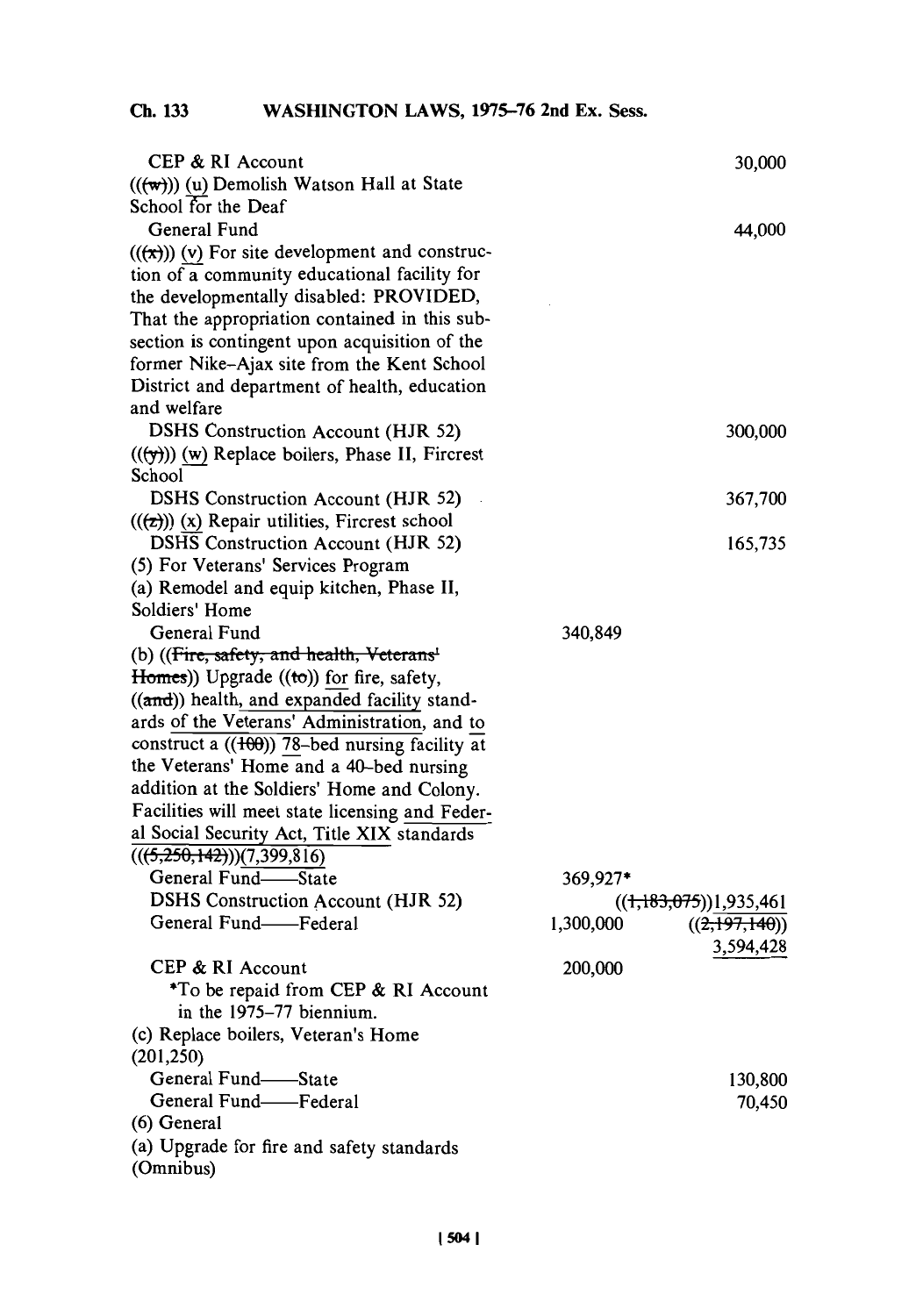| | | |
|---|---|---|
| CEP & RI Account | | 30,000 |
| (((w))) (u) Demolish Watson Hall at State School for the Deaf | | |
| General Fund | | 44,000 |
| (((x))) (v) For site development and construction of a community educational facility for the developmentally disabled: PROVIDED, That the appropriation contained in this subsection is contingent upon acquisition of the former Nike-Ajax site from the Kent School District and department of health, education and welfare | | |
| DSHS Construction Account (HJR 52) | | 300,000 |
| (((y))) (w) Replace boilers, Phase II, Fircrest School | | |
| DSHS Construction Account (HJR 52) | | 367,700 |
| (((z))) (x) Repair utilities, Fircrest school | | |
| DSHS Construction Account (HJR 52) | | 165,735 |
| (5) For Veterans' Services Program | | |
| (a) Remodel and equip kitchen, Phase II, Soldiers' Home | | |
| General Fund | 340,849 | |
| (b) ((~~Fire, safety, and health, Veterans' Homes~~)) Upgrade ((~~to~~)) for fire, safety, ((~~and~~)) health, and expanded facility standards of the Veterans' Administration, and to construct a ((~~100~~)) 78-bed nursing facility at the Veterans' Home and a 40-bed nursing addition at the Soldiers' Home and Colony. Facilities will meet state licensing and Federal Social Security Act, Title XIX standards (((~~5,250,142~~)))(7,399,816) | | |
| General Fund—State | 369,927* | |
| DSHS Construction Account (HJR 52) | | ((~~1,183,075~~))1,935,461 |
| General Fund—Federal | 1,300,000 | ((~~2,197,140~~)) 3,594,428 |
| CEP & RI Account | 200,000 | |
| *To be repaid from CEP & RI Account in the 1975–77 biennium. | | |
| (c) Replace boilers, Veteran's Home (201,250) | | |
| General Fund—State | | 130,800 |
| General Fund—Federal | | 70,450 |
| (6) General | | |
| (a) Upgrade for fire and safety standards (Omnibus) | | |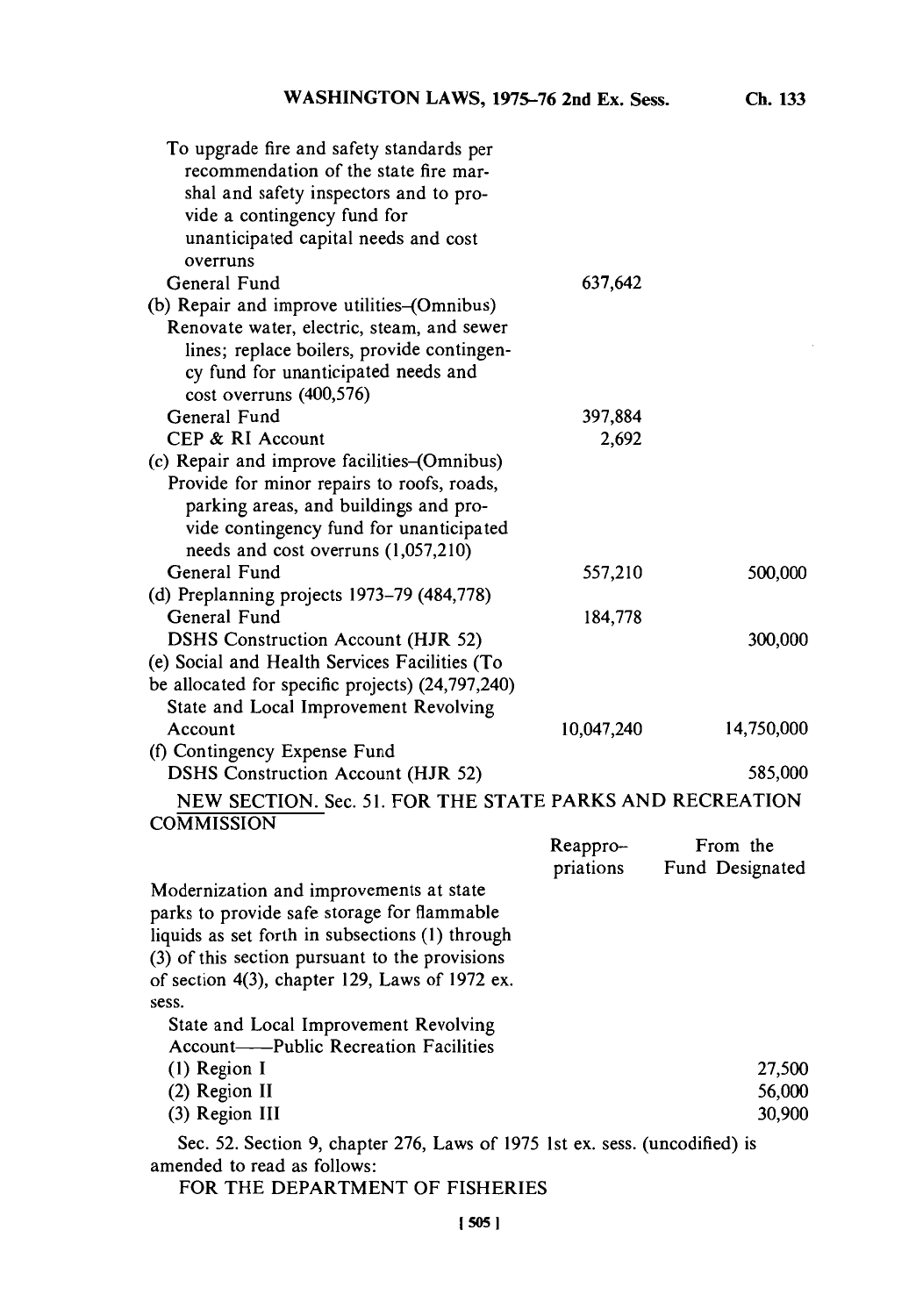| | | |
|---|---|---|
| To upgrade fire and safety standards per recommendation of the state fire marshal and safety inspectors and to provide a contingency fund for unanticipated capital needs and cost overruns | | |
| General Fund | 637,642 | |
| (b) Repair and improve utilities–(Omnibus) Renovate water, electric, steam, and sewer lines; replace boilers, provide contingency fund for unanticipated needs and cost overruns (400,576) | | |
| General Fund | 397,884 | |
| CEP & RI Account | 2,692 | |
| (c) Repair and improve facilities–(Omnibus) Provide for minor repairs to roofs, roads, parking areas, and buildings and provide contingency fund for unanticipated needs and cost overruns (1,057,210) | | |
| General Fund | 557,210 | 500,000 |
| (d) Preplanning projects 1973–79 (484,778) | | |
| General Fund | 184,778 | |
| DSHS Construction Account (HJR 52) | | 300,000 |
| (e) Social and Health Services Facilities (To be allocated for specific projects) (24,797,240) | | |
| State and Local Improvement Revolving Account | 10,047,240 | 14,750,000 |
| (f) Contingency Expense Fund | | |
| DSHS Construction Account (HJR 52) | | 585,000 |

NEW SECTION. Sec. 51. FOR THE STATE PARKS AND RECREATION COMMISSION

| | Reappropriations | From the Fund Designated |
|---|---|---|
| Modernization and improvements at state parks to provide safe storage for flammable liquids as set forth in subsections (1) through (3) of this section pursuant to the provisions of section 4(3), chapter 129, Laws of 1972 ex. sess. | | |
| State and Local Improvement Revolving Account——Public Recreation Facilities | | |
| (1) Region I | | 27,500 |
| (2) Region II | | 56,000 |
| (3) Region III | | 30,900 |

Sec. 52. Section 9, chapter 276, Laws of 1975 1st ex. sess. (uncodified) is amended to read as follows:

FOR THE DEPARTMENT OF FISHERIES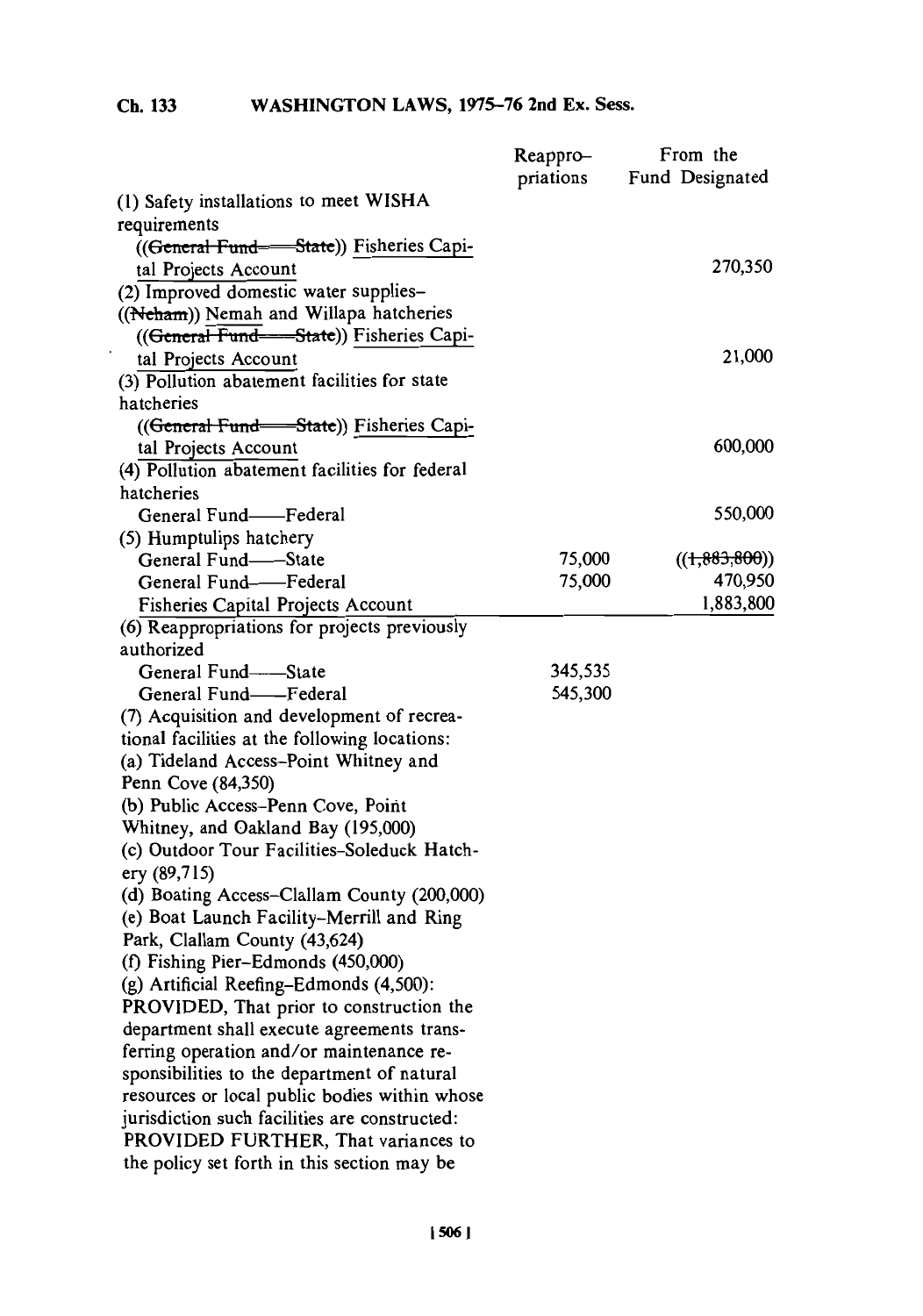| | Reappro-priations | From the Fund Designated |
|---|---|---|
| (1) Safety installations to meet WISHA requirements | | |
| ((~~General Fund——State~~)) Fisheries Capital Projects Account | | 270,350 |
| (2) Improved domestic water supplies–((~~Neham~~)) Nemah and Willapa hatcheries | | |
| ((~~General Fund——State~~)) Fisheries Capital Projects Account | | 21,000 |
| (3) Pollution abatement facilities for state hatcheries | | |
| ((~~General Fund——State~~)) Fisheries Capital Projects Account | | 600,000 |
| (4) Pollution abatement facilities for federal hatcheries | | |
| General Fund——Federal | | 550,000 |
| (5) Humptulips hatchery | | |
| General Fund——State | 75,000 | ((~~1,883,800~~)) |
| General Fund——Federal | 75,000 | 470,950 |
| Fisheries Capital Projects Account | | 1,883,800 |
| (6) Reappropriations for projects previously authorized | | |
| General Fund——State | 345,535 | |
| General Fund——Federal | 545,300 | |

(7) Acquisition and development of recreational facilities at the following locations:
(a) Tideland Access–Point Whitney and Penn Cove (84,350)
(b) Public Access–Penn Cove, Point Whitney, and Oakland Bay (195,000)
(c) Outdoor Tour Facilities–Soleduck Hatchery (89,715)
(d) Boating Access–Clallam County (200,000)
(e) Boat Launch Facility–Merrill and Ring Park, Clallam County (43,624)
(f) Fishing Pier–Edmonds (450,000)
(g) Artificial Reefing–Edmonds (4,500): PROVIDED, That prior to construction the department shall execute agreements transferring operation and/or maintenance responsibilities to the department of natural resources or local public bodies within whose jurisdiction such facilities are constructed: PROVIDED FURTHER, That variances to the policy set forth in this section may be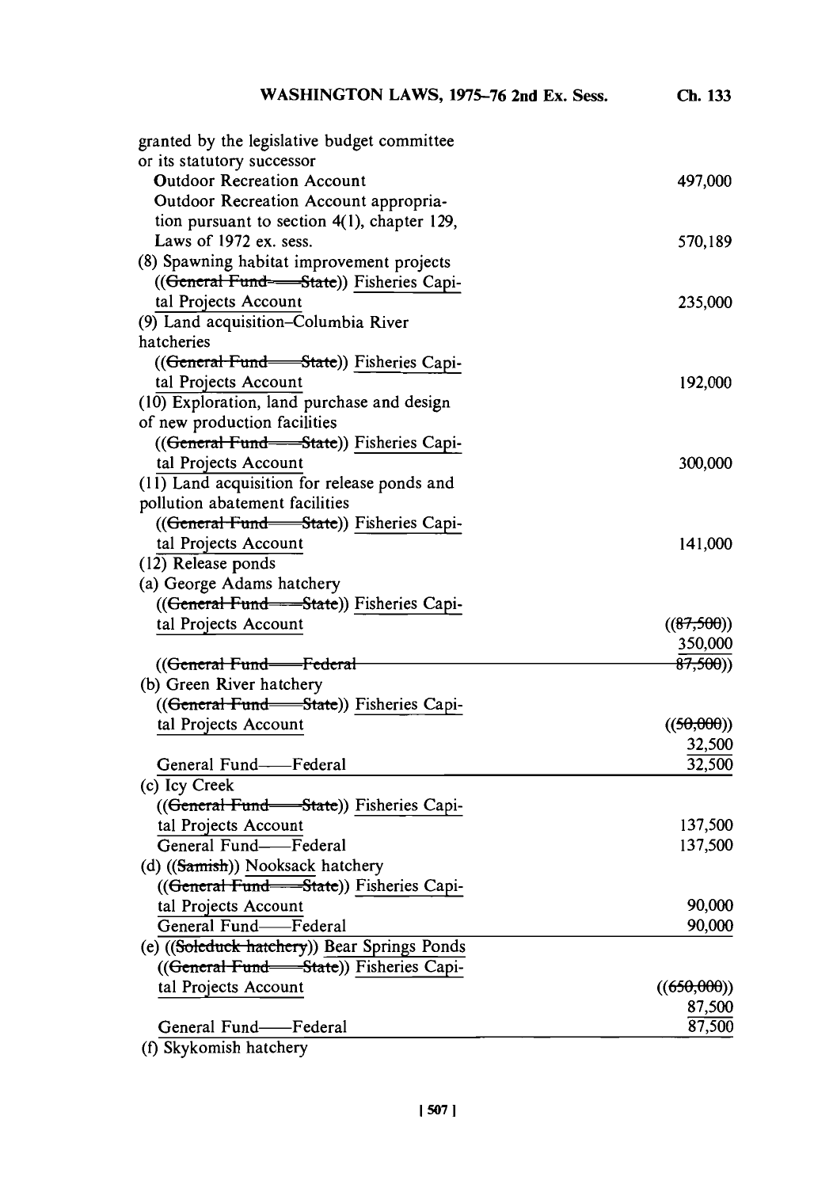granted by the legislative budget committee or its statutory successor

| | |
|---|---|
| Outdoor Recreation Account | 497,000 |
| Outdoor Recreation Account appropriation pursuant to section 4(1), chapter 129, Laws of 1972 ex. sess. | 570,189 |
| (8) Spawning habitat improvement projects | |
| ((~~General Fund——State~~)) Fisheries Capital Projects Account | 235,000 |
| (9) Land acquisition–Columbia River hatcheries | |
| ((~~General Fund——State~~)) Fisheries Capital Projects Account | 192,000 |
| (10) Exploration, land purchase and design of new production facilities | |
| ((~~General Fund——State~~)) Fisheries Capital Projects Account | 300,000 |
| (11) Land acquisition for release ponds and pollution abatement facilities | |
| ((~~General Fund——State~~)) Fisheries Capital Projects Account | 141,000 |
| (12) Release ponds | |
| (a) George Adams hatchery | |
| ((~~General Fund——State~~)) Fisheries Capital Projects Account | ((~~87,500~~)) 350,000 |
| ((~~General Fund——Federal~~ | ~~87,500~~)) |
| (b) Green River hatchery | |
| ((~~General Fund——State~~)) Fisheries Capital Projects Account | ((~~50,000~~)) 32,500 |
| General Fund——Federal | 32,500 |
| (c) Icy Creek | |
| ((~~General Fund——State~~)) Fisheries Capital Projects Account | 137,500 |
| General Fund——Federal | 137,500 |
| (d) ((~~Samish~~)) Nooksack hatchery | |
| ((~~General Fund——State~~)) Fisheries Capital Projects Account | 90,000 |
| General Fund——Federal | 90,000 |
| (e) ((~~Soleduck hatchery~~)) Bear Springs Ponds | |
| ((~~General Fund——State~~)) Fisheries Capital Projects Account | ((~~650,000~~)) 87,500 |
| General Fund——Federal | 87,500 |
| (f) Skykomish hatchery | |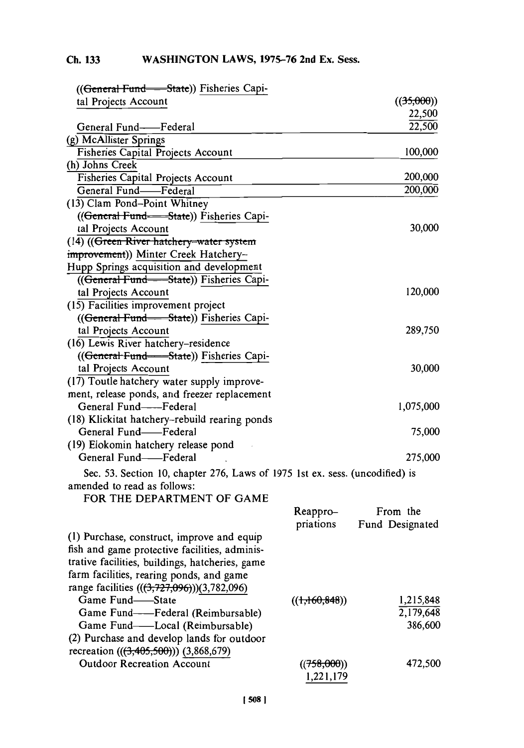| | |
|---|---|
| ((~~General Fund—State~~)) Fisheries Capital Projects Account | ((~~35,000~~)) 22,500 |
| General Fund—Federal | 22,500 |
| (g) McAllister Springs | |
| Fisheries Capital Projects Account | 100,000 |
| (h) Johns Creek | |
| Fisheries Capital Projects Account | 200,000 |
| General Fund—Federal | 200,000 |
| (13) Clam Pond–Point Whitney | |
| ((~~General Fund—State~~)) Fisheries Capital Projects Account | 30,000 |
| (14) ((~~Green River hatchery–water system improvement~~)) Minter Creek Hatchery–Hupp Springs acquisition and development | |
| ((~~General Fund—State~~)) Fisheries Capital Projects Account | 120,000 |
| (15) Facilities improvement project | |
| ((~~General Fund—State~~)) Fisheries Capital Projects Account | 289,750 |
| (16) Lewis River hatchery–residence | |
| ((~~General Fund—State~~)) Fisheries Capital Projects Account | 30,000 |
| (17) Toutle hatchery water supply improvement, release ponds, and freezer replacement | |
| General Fund—Federal | 1,075,000 |
| (18) Klickitat hatchery–rebuild rearing ponds | |
| General Fund—Federal | 75,000 |
| (19) Elokomin hatchery release pond | |
| General Fund—Federal | 275,000 |

Sec. 53. Section 10, chapter 276, Laws of 1975 1st ex. sess. (uncodified) is amended to read as follows:

FOR THE DEPARTMENT OF GAME

| | Reappropriations | From the Fund Designated |
|---|---|---|
| (1) Purchase, construct, improve and equip fish and game protective facilities, administrative facilities, buildings, hatcheries, game farm facilities, rearing ponds, and game range facilities ((~~(3,727,096)~~))(3,782,096) | | |
| Game Fund—State | ((~~1,160,848~~)) | 1,215,848 |
| Game Fund—Federal (Reimbursable) | | 2,179,648 |
| Game Fund—Local (Reimbursable) | | 386,600 |
| (2) Purchase and develop lands for outdoor recreation ((~~(3,405,500)~~)) (3,868,679) | | |
| Outdoor Recreation Account | ((~~758,000~~)) 1,221,179 | 472,500 |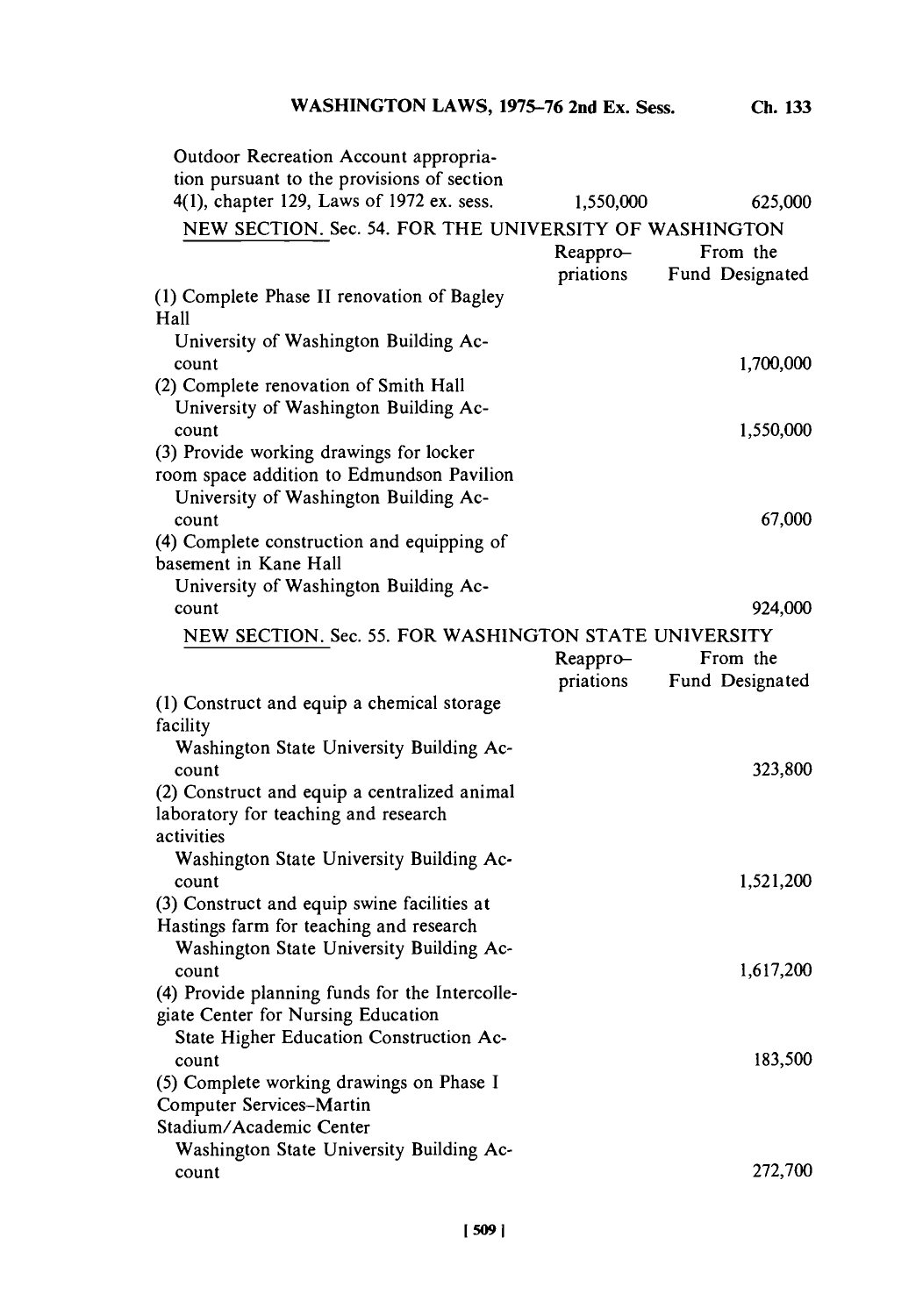| | | |
|---|---|---|
| Outdoor Recreation Account appropriation pursuant to the provisions of section 4(1), chapter 129, Laws of 1972 ex. sess. | 1,550,000 | 625,000 |

NEW SECTION. Sec. 54. FOR THE UNIVERSITY OF WASHINGTON

| | Reappropriations | From the Fund Designated |
|---|---|---|
| (1) Complete Phase II renovation of Bagley Hall | | |
| University of Washington Building Account | | 1,700,000 |
| (2) Complete renovation of Smith Hall | | |
| University of Washington Building Account | | 1,550,000 |
| (3) Provide working drawings for locker room space addition to Edmundson Pavilion | | |
| University of Washington Building Account | | 67,000 |
| (4) Complete construction and equipping of basement in Kane Hall | | |
| University of Washington Building Account | | 924,000 |

NEW SECTION. Sec. 55. FOR WASHINGTON STATE UNIVERSITY

| | Reappropriations | From the Fund Designated |
|---|---|---|
| (1) Construct and equip a chemical storage facility | | |
| Washington State University Building Account | | 323,800 |
| (2) Construct and equip a centralized animal laboratory for teaching and research activities | | |
| Washington State University Building Account | | 1,521,200 |
| (3) Construct and equip swine facilities at Hastings farm for teaching and research | | |
| Washington State University Building Account | | 1,617,200 |
| (4) Provide planning funds for the Intercollegiate Center for Nursing Education | | |
| State Higher Education Construction Account | | 183,500 |
| (5) Complete working drawings on Phase I Computer Services-Martin Stadium/Academic Center | | |
| Washington State University Building Account | | 272,700 |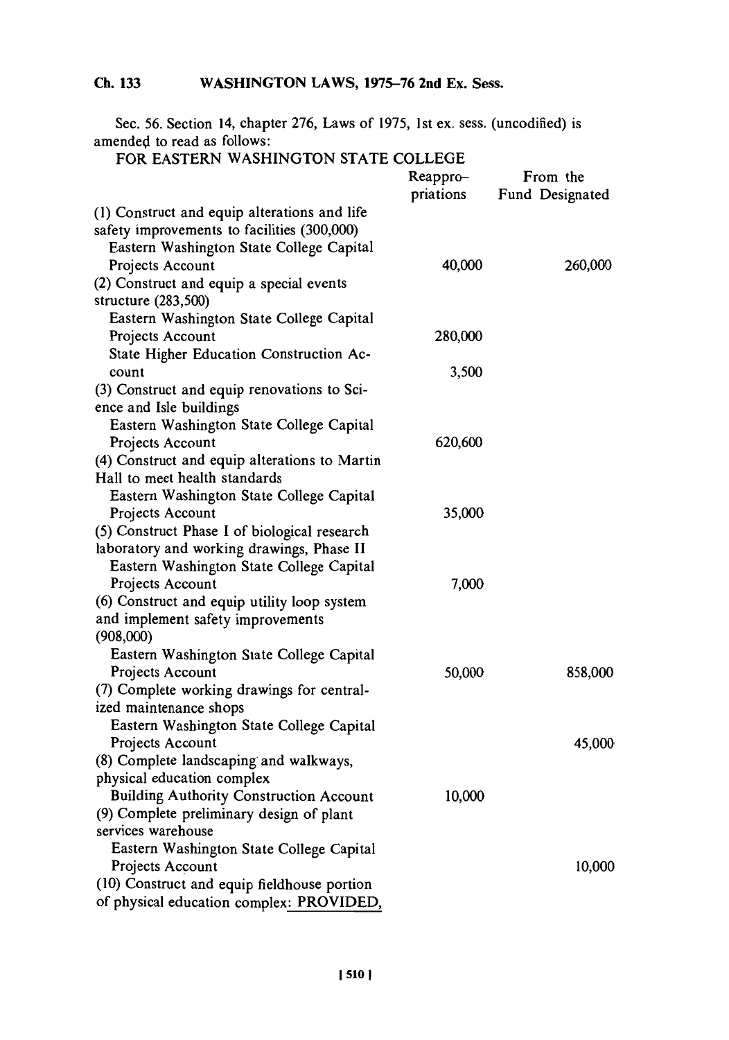Sec. 56. Section 14, chapter 276, Laws of 1975, 1st ex. sess. (uncodified) is amended to read as follows:

FOR EASTERN WASHINGTON STATE COLLEGE

| | Reappro-priations | From the Fund Designated |
|---|---|---|
| (1) Construct and equip alterations and life safety improvements to facilities (300,000) | | |
| Eastern Washington State College Capital Projects Account | 40,000 | 260,000 |
| (2) Construct and equip a special events structure (283,500) | | |
| Eastern Washington State College Capital Projects Account | 280,000 | |
| State Higher Education Construction Account | 3,500 | |
| (3) Construct and equip renovations to Science and Isle buildings | | |
| Eastern Washington State College Capital Projects Account | 620,600 | |
| (4) Construct and equip alterations to Martin Hall to meet health standards | | |
| Eastern Washington State College Capital Projects Account | 35,000 | |
| (5) Construct Phase I of biological research laboratory and working drawings, Phase II | | |
| Eastern Washington State College Capital Projects Account | 7,000 | |
| (6) Construct and equip utility loop system and implement safety improvements (908,000) | | |
| Eastern Washington State College Capital Projects Account | 50,000 | 858,000 |
| (7) Complete working drawings for centralized maintenance shops | | |
| Eastern Washington State College Capital Projects Account | | 45,000 |
| (8) Complete landscaping and walkways, physical education complex | | |
| Building Authority Construction Account | 10,000 | |
| (9) Complete preliminary design of plant services warehouse | | |
| Eastern Washington State College Capital Projects Account | | 10,000 |
| (10) Construct and equip fieldhouse portion of physical education complex: PROVIDED, | | |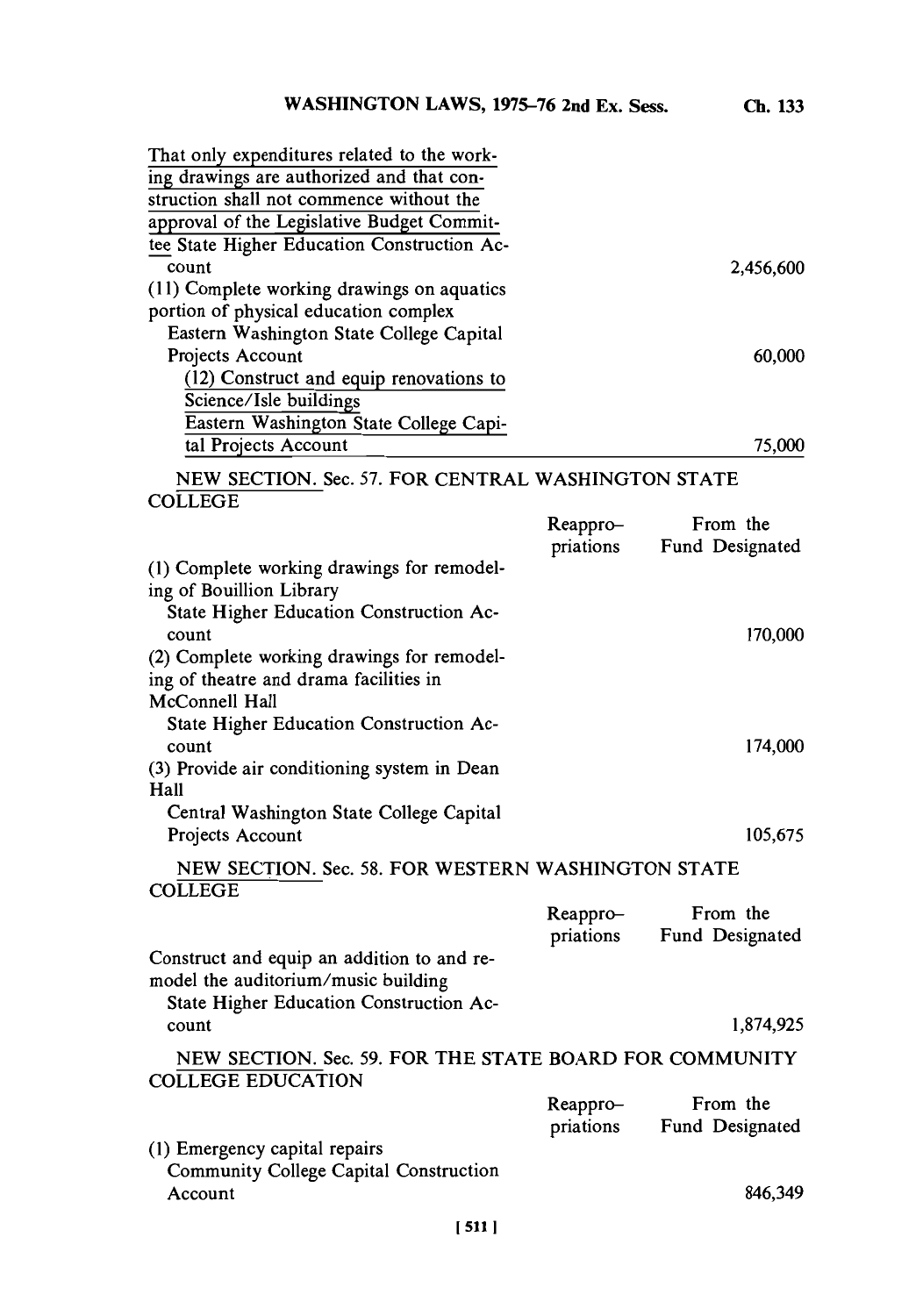That only expenditures related to the working drawings are authorized and that construction shall not commence without the approval of the Legislative Budget Committee State Higher Education Construction Account — 2,456,600

(11) Complete working drawings on aquatics portion of physical education complex
Eastern Washington State College Capital Projects Account — 60,000

(12) Construct and equip renovations to Science/Isle buildings
Eastern Washington State College Capital Projects Account — 75,000

NEW SECTION. Sec. 57. FOR CENTRAL WASHINGTON STATE COLLEGE

| | Reappropriations | From the Fund Designated |
|---|---|---|
| (1) Complete working drawings for remodeling of Bouillion Library<br>State Higher Education Construction Account | | 170,000 |
| (2) Complete working drawings for remodeling of theatre and drama facilities in McConnell Hall<br>State Higher Education Construction Account | | 174,000 |
| (3) Provide air conditioning system in Dean Hall<br>Central Washington State College Capital Projects Account | | 105,675 |

NEW SECTION. Sec. 58. FOR WESTERN WASHINGTON STATE COLLEGE

| | Reappropriations | From the Fund Designated |
|---|---|---|
| Construct and equip an addition to and remodel the auditorium/music building<br>State Higher Education Construction Account | | 1,874,925 |

NEW SECTION. Sec. 59. FOR THE STATE BOARD FOR COMMUNITY COLLEGE EDUCATION

| | Reappropriations | From the Fund Designated |
|---|---|---|
| (1) Emergency capital repairs<br>Community College Capital Construction Account | | 846,349 |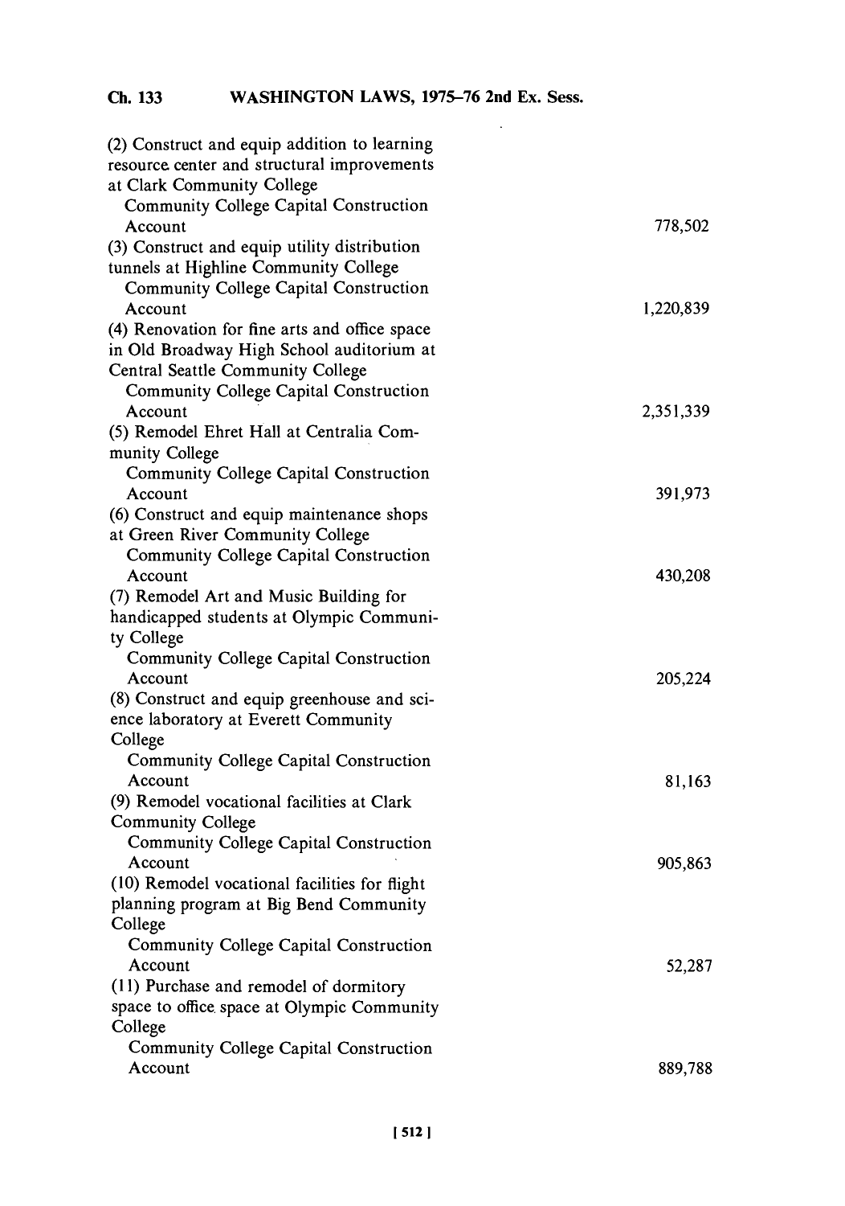(2) Construct and equip addition to learning resource center and structural improvements at Clark Community College

Community College Capital Construction Account 778,502

(3) Construct and equip utility distribution tunnels at Highline Community College

Community College Capital Construction Account 1,220,839

(4) Renovation for fine arts and office space in Old Broadway High School auditorium at Central Seattle Community College

Community College Capital Construction Account 2,351,339

(5) Remodel Ehret Hall at Centralia Community College

Community College Capital Construction Account 391,973

(6) Construct and equip maintenance shops at Green River Community College

Community College Capital Construction Account 430,208

(7) Remodel Art and Music Building for handicapped students at Olympic Community College

Community College Capital Construction Account 205,224

(8) Construct and equip greenhouse and science laboratory at Everett Community College

Community College Capital Construction Account 81,163

(9) Remodel vocational facilities at Clark Community College

Community College Capital Construction Account 905,863

(10) Remodel vocational facilities for flight planning program at Big Bend Community College

Community College Capital Construction Account 52,287

(11) Purchase and remodel of dormitory space to office space at Olympic Community College

Community College Capital Construction Account 889,788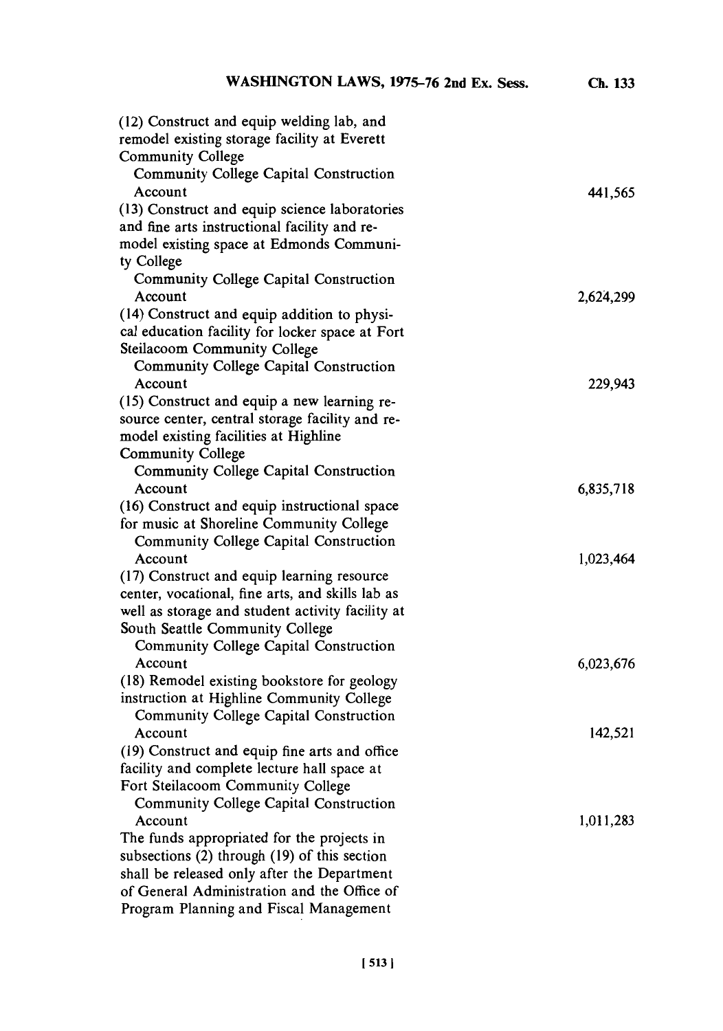(12) Construct and equip welding lab, and remodel existing storage facility at Everett Community College

Community College Capital Construction Account ..... 441,565

(13) Construct and equip science laboratories and fine arts instructional facility and remodel existing space at Edmonds Community College

Community College Capital Construction Account ..... 2,624,299

(14) Construct and equip addition to physical education facility for locker space at Fort Steilacoom Community College

Community College Capital Construction Account ..... 229,943

(15) Construct and equip a new learning resource center, central storage facility and remodel existing facilities at Highline Community College

Community College Capital Construction Account ..... 6,835,718

(16) Construct and equip instructional space for music at Shoreline Community College

Community College Capital Construction Account ..... 1,023,464

(17) Construct and equip learning resource center, vocational, fine arts, and skills lab as well as storage and student activity facility at South Seattle Community College

Community College Capital Construction Account ..... 6,023,676

(18) Remodel existing bookstore for geology instruction at Highline Community College

Community College Capital Construction Account ..... 142,521

(19) Construct and equip fine arts and office facility and complete lecture hall space at Fort Steilacoom Community College

Community College Capital Construction Account ..... 1,011,283

The funds appropriated for the projects in subsections (2) through (19) of this section shall be released only after the Department of General Administration and the Office of Program Planning and Fiscal Management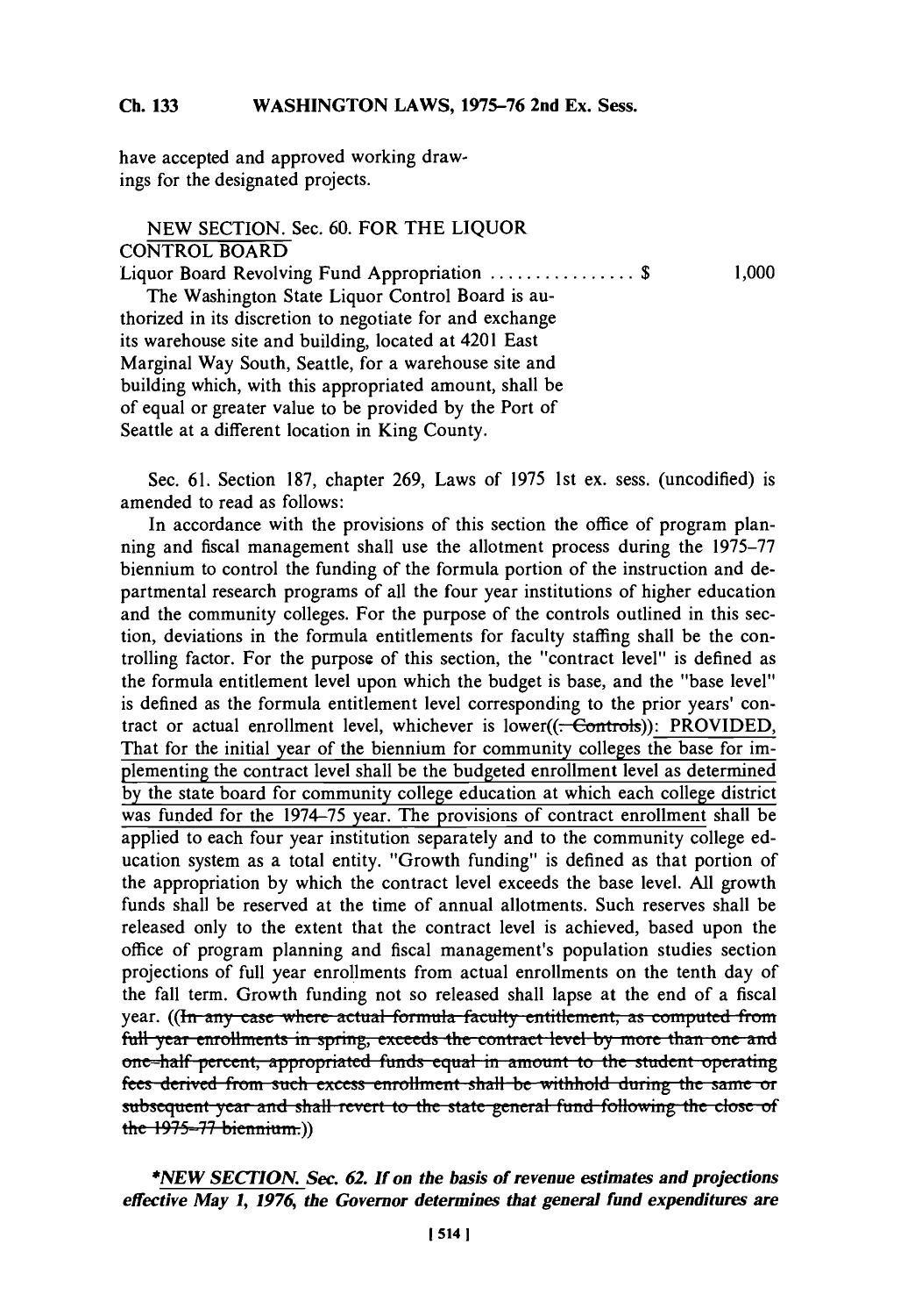have accepted and approved working drawings for the designated projects.

NEW SECTION. Sec. 60. FOR THE LIQUOR CONTROL BOARD

Liquor Board Revolving Fund Appropriation ................ $ 1,000

The Washington State Liquor Control Board is authorized in its discretion to negotiate for and exchange its warehouse site and building, located at 4201 East Marginal Way South, Seattle, for a warehouse site and building which, with this appropriated amount, shall be of equal or greater value to be provided by the Port of Seattle at a different location in King County.

Sec. 61. Section 187, chapter 269, Laws of 1975 1st ex. sess. (uncodified) is amended to read as follows:

In accordance with the provisions of this section the office of program planning and fiscal management shall use the allotment process during the 1975–77 biennium to control the funding of the formula portion of the instruction and departmental research programs of all the four year institutions of higher education and the community colleges. For the purpose of the controls outlined in this section, deviations in the formula entitlements for faculty staffing shall be the controlling factor. For the purpose of this section, the "contract level" is defined as the formula entitlement level upon which the budget is base, and the "base level" is defined as the formula entitlement level corresponding to the prior years' contract or actual enrollment level, whichever is lower((~~. Controls~~)): PROVIDED, That for the initial year of the biennium for community colleges the base for implementing the contract level shall be the budgeted enrollment level as determined by the state board for community college education at which each college district was funded for the 1974–75 year. The provisions of contract enrollment shall be applied to each four year institution separately and to the community college education system as a total entity. "Growth funding" is defined as that portion of the appropriation by which the contract level exceeds the base level. All growth funds shall be reserved at the time of annual allotments. Such reserves shall be released only to the extent that the contract level is achieved, based upon the office of program planning and fiscal management's population studies section projections of full year enrollments from actual enrollments on the tenth day of the fall term. Growth funding not so released shall lapse at the end of a fiscal year. ((~~In any case where actual formula faculty entitlement, as computed from full year enrollments in spring, exceeds the contract level by more than one and one-half percent, appropriated funds equal in amount to the student operating fees derived from such excess enrollment shall be withhold during the same or subsequent year and shall revert to the state general fund following the close of the 1975–77 biennium.~~))

****NEW SECTION. Sec. 62. If on the basis of revenue estimates and projections effective May 1, 1976, the Governor determines that general fund expenditures are***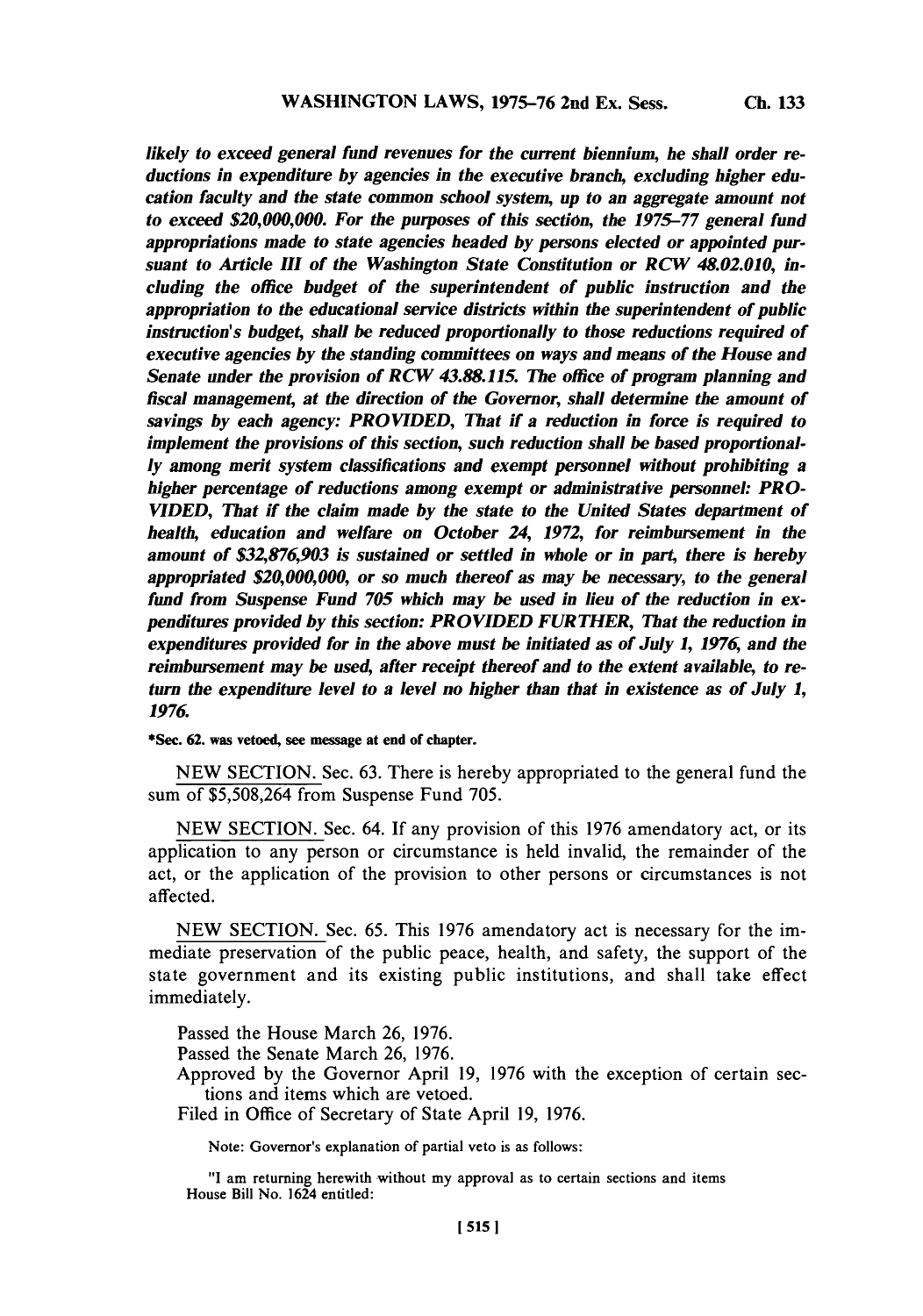*likely to exceed general fund revenues for the current biennium, he shall order reductions in expenditure by agencies in the executive branch, excluding higher education faculty and the state common school system, up to an aggregate amount not to exceed $20,000,000. For the purposes of this section, the 1975–77 general fund appropriations made to state agencies headed by persons elected or appointed pursuant to Article III of the Washington State Constitution or RCW 48.02.010, including the office budget of the superintendent of public instruction and the appropriation to the educational service districts within the superintendent of public instruction's budget, shall be reduced proportionally to those reductions required of executive agencies by the standing committees on ways and means of the House and Senate under the provision of RCW 43.88.115. The office of program planning and fiscal management, at the direction of the Governor, shall determine the amount of savings by each agency: PROVIDED, That if a reduction in force is required to implement the provisions of this section, such reduction shall be based proportionally among merit system classifications and exempt personnel without prohibiting a higher percentage of reductions among exempt or administrative personnel: PROVIDED, That if the claim made by the state to the United States department of health, education and welfare on October 24, 1972, for reimbursement in the amount of $32,876,903 is sustained or settled in whole or in part, there is hereby appropriated $20,000,000, or so much thereof as may be necessary, to the general fund from Suspense Fund 705 which may be used in lieu of the reduction in expenditures provided by this section: PROVIDED FURTHER, That the reduction in expenditures provided for in the above must be initiated as of July 1, 1976, and the reimbursement may be used, after receipt thereof and to the extent available, to return the expenditure level to a level no higher than that in existence as of July 1, 1976.*

***Sec. 62. was vetoed, see message at end of chapter.**

NEW SECTION. Sec. 63. There is hereby appropriated to the general fund the sum of $5,508,264 from Suspense Fund 705.

NEW SECTION. Sec. 64. If any provision of this 1976 amendatory act, or its application to any person or circumstance is held invalid, the remainder of the act, or the application of the provision to other persons or circumstances is not affected.

NEW SECTION. Sec. 65. This 1976 amendatory act is necessary for the immediate preservation of the public peace, health, and safety, the support of the state government and its existing public institutions, and shall take effect immediately.

Passed the House March 26, 1976.
Passed the Senate March 26, 1976.
Approved by the Governor April 19, 1976 with the exception of certain sections and items which are vetoed.
Filed in Office of Secretary of State April 19, 1976.

Note: Governor's explanation of partial veto is as follows:

"I am returning herewith without my approval as to certain sections and items House Bill No. 1624 entitled: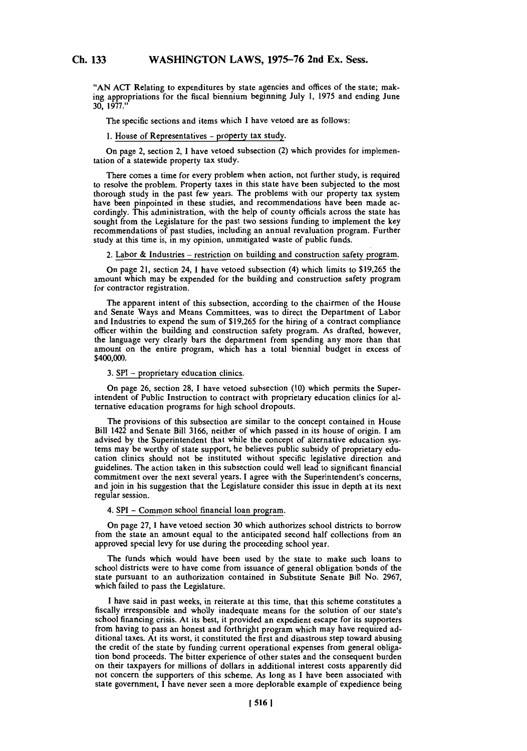"AN ACT Relating to expenditures by state agencies and offices of the state; making appropriations for the fiscal biennium beginning July 1, 1975 and ending June 30, 1977."

The specific sections and items which I have vetoed are as follows:

1. House of Representatives - property tax study.

On page 2, section 2, I have vetoed subsection (2) which provides for implementation of a statewide property tax study.

There comes a time for every problem when action, not further study, is required to resolve the problem. Property taxes in this state have been subjected to the most thorough study in the past few years. The problems with our property tax system have been pinpointed in these studies, and recommendations have been made accordingly. This administration, with the help of county officials across the state has sought from the Legislature for the past two sessions funding to implement the key recommendations of past studies, including an annual revaluation program. Further study at this time is, in my opinion, unmitigated waste of public funds.

2. Labor & Industries - restriction on building and construction safety program.

On page 21, section 24, I have vetoed subsection (4) which limits to $19,265 the amount which may be expended for the building and construction safety program for contractor registration.

The apparent intent of this subsection, according to the chairmen of the House and Senate Ways and Means Committees, was to direct the Department of Labor and Industries to expend the sum of $19,265 for the hiring of a contract compliance officer within the building and construction safety program. As drafted, however, the language very clearly bars the department from spending any more than that amount on the entire program, which has a total biennial budget in excess of $400,000.

3. SPI - proprietary education clinics.

On page 26, section 28, I have vetoed subsection (10) which permits the Superintendent of Public Instruction to contract with proprietary education clinics for alternative education programs for high school dropouts.

The provisions of this subsection are similar to the concept contained in House Bill 1422 and Senate Bill 3166, neither of which passed in its house of origin. I am advised by the Superintendent that while the concept of alternative education systems may be worthy of state support, he believes public subsidy of proprietary education clinics should not be instituted without specific legislative direction and guidelines. The action taken in this subsection could well lead to significant financial commitment over the next several years. I agree with the Superintendent's concerns, and join in his suggestion that the Legislature consider this issue in depth at its next regular session.

4. SPI - Common school financial loan program.

On page 27, I have vetoed section 30 which authorizes school districts to borrow from the state an amount equal to the anticipated second half collections from an approved special levy for use during the proceeding school year.

The funds which would have been used by the state to make such loans to school districts were to have come from issuance of general obligation bonds of the state pursuant to an authorization contained in Substitute Senate Bill No. 2967, which failed to pass the Legislature.

I have said in past weeks, in reiterate at this time, that this scheme constitutes a fiscally irresponsible and wholly inadequate means for the solution of our state's school financing crisis. At its best, it provided an expedient escape for its supporters from having to pass an honest and forthright program which may have required additional taxes. At its worst, it constituted the first and disastrous step toward abusing the credit of the state by funding current operational expenses from general obligation bond proceeds. The bitter experience of other states and the consequent burden on their taxpayers for millions of dollars in additional interest costs apparently did not concern the supporters of this scheme. As long as I have been associated with state government, I have never seen a more deplorable example of expedience being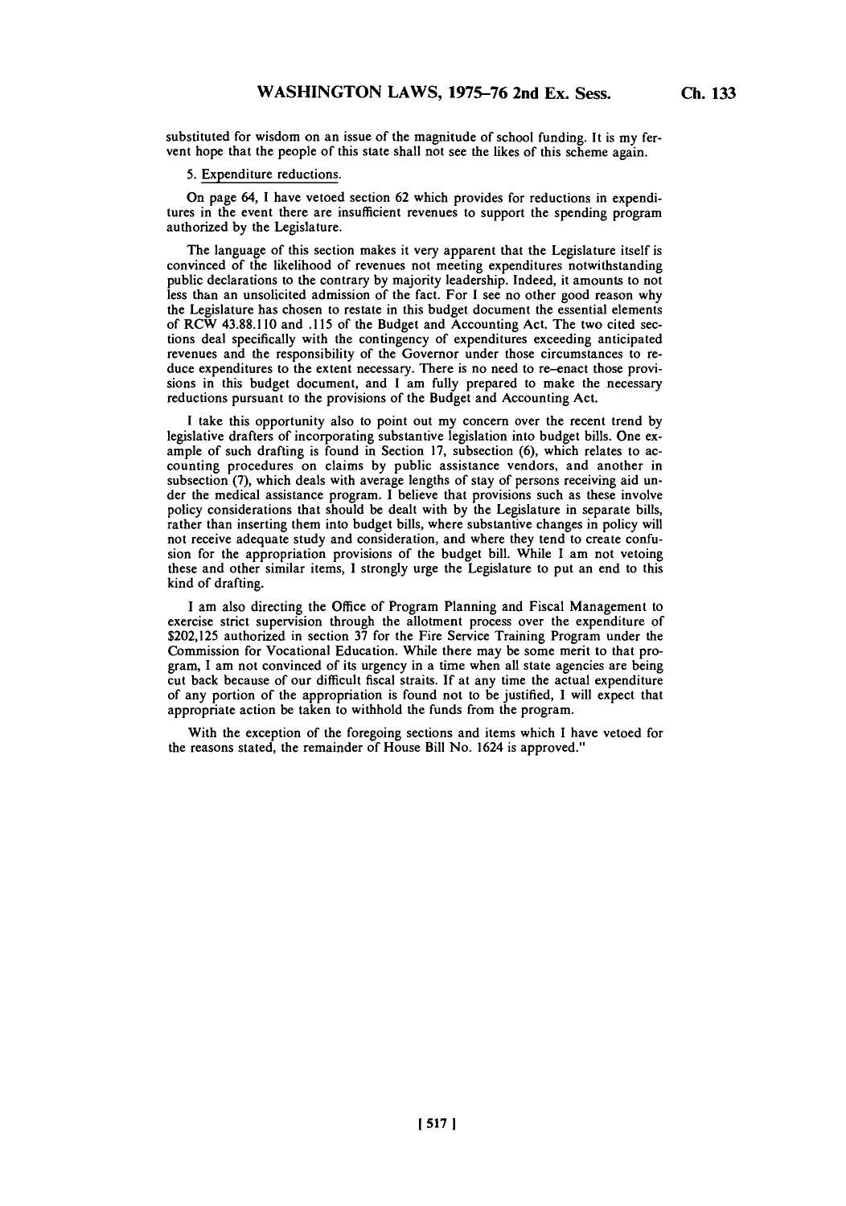substituted for wisdom on an issue of the magnitude of school funding. It is my fervent hope that the people of this state shall not see the likes of this scheme again.

5. Expenditure reductions.

On page 64, I have vetoed section 62 which provides for reductions in expenditures in the event there are insufficient revenues to support the spending program authorized by the Legislature.

The language of this section makes it very apparent that the Legislature itself is convinced of the likelihood of revenues not meeting expenditures notwithstanding public declarations to the contrary by majority leadership. Indeed, it amounts to not less than an unsolicited admission of the fact. For I see no other good reason why the Legislature has chosen to restate in this budget document the essential elements of RCW 43.88.110 and .115 of the Budget and Accounting Act. The two cited sections deal specifically with the contingency of expenditures exceeding anticipated revenues and the responsibility of the Governor under those circumstances to reduce expenditures to the extent necessary. There is no need to re-enact those provisions in this budget document, and I am fully prepared to make the necessary reductions pursuant to the provisions of the Budget and Accounting Act.

I take this opportunity also to point out my concern over the recent trend by legislative drafters of incorporating substantive legislation into budget bills. One example of such drafting is found in Section 17, subsection (6), which relates to accounting procedures on claims by public assistance vendors, and another in subsection (7), which deals with average lengths of stay of persons receiving aid under the medical assistance program. I believe that provisions such as these involve policy considerations that should be dealt with by the Legislature in separate bills, rather than inserting them into budget bills, where substantive changes in policy will not receive adequate study and consideration, and where they tend to create confusion for the appropriation provisions of the budget bill. While I am not vetoing these and other similar items, I strongly urge the Legislature to put an end to this kind of drafting.

I am also directing the Office of Program Planning and Fiscal Management to exercise strict supervision through the allotment process over the expenditure of $202,125 authorized in section 37 for the Fire Service Training Program under the Commission for Vocational Education. While there may be some merit to that program, I am not convinced of its urgency in a time when all state agencies are being cut back because of our difficult fiscal straits. If at any time the actual expenditure of any portion of the appropriation is found not to be justified, I will expect that appropriate action be taken to withhold the funds from the program.

With the exception of the foregoing sections and items which I have vetoed for the reasons stated, the remainder of House Bill No. 1624 is approved."